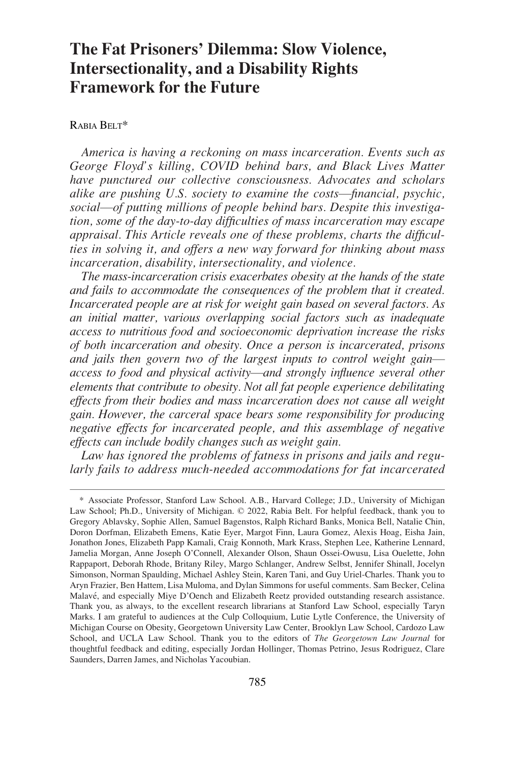# The Fat Prisoners' Dilemma: Slow Violence, Intersectionality, and a Disability Rights Framework for the Future

RABIA BELT*

*America is having a reckoning on mass incarceration. Events such as George Floyd's killing, COVID behind bars, and Black Lives Matter have punctured our collective consciousness. Advocates and scholars alike are pushing U.S. society to examine the costs—financial, psychic, social—of putting millions of people behind bars. Despite this investigation, some of the day-to-day difficulties of mass incarceration may escape appraisal. This Article reveals one of these problems, charts the difficulties in solving it, and offers a new way forward for thinking about mass incarceration, disability, intersectionality, and violence.*

*The mass-incarceration crisis exacerbates obesity at the hands of the state and fails to accommodate the consequences of the problem that it created. Incarcerated people are at risk for weight gain based on several factors. As an initial matter, various overlapping social factors such as inadequate access to nutritious food and socioeconomic deprivation increase the risks of both incarceration and obesity. Once a person is incarcerated, prisons and jails then govern two of the largest inputs to control weight gain—access to food and physical activity—and strongly influence several other elements that contribute to obesity. Not all fat people experience debilitating effects from their bodies and mass incarceration does not cause all weight gain. However, the carceral space bears some responsibility for producing negative effects for incarcerated people, and this assemblage of negative effects can include bodily changes such as weight gain.*

*Law has ignored the problems of fatness in prisons and jails and regularly fails to address much-needed accommodations for fat incarcerated*

---

\* Associate Professor, Stanford Law School. A.B., Harvard College; J.D., University of Michigan Law School; Ph.D., University of Michigan. © 2022, Rabia Belt. For helpful feedback, thank you to Gregory Ablavsky, Sophie Allen, Samuel Bagenstos, Ralph Richard Banks, Monica Bell, Natalie Chin, Doron Dorfman, Elizabeth Emens, Katie Eyer, Margot Finn, Laura Gomez, Alexis Hoag, Eisha Jain, Jonathon Jones, Elizabeth Papp Kamali, Craig Konnoth, Mark Krass, Stephen Lee, Katherine Lennard, Jamelia Morgan, Anne Joseph O'Connell, Alexander Olson, Shaun Ossei-Owusu, Lisa Ouelette, John Rappaport, Deborah Rhode, Britany Riley, Margo Schlanger, Andrew Selbst, Jennifer Shinall, Jocelyn Simonson, Norman Spaulding, Michael Ashley Stein, Karen Tani, and Guy Uriel-Charles. Thank you to Aryn Frazier, Ben Hattem, Lisa Muloma, and Dylan Simmons for useful comments. Sam Becker, Celina Malavé, and especially Miye D'Oench and Elizabeth Reetz provided outstanding research assistance. Thank you, as always, to the excellent research librarians at Stanford Law School, especially Taryn Marks. I am grateful to audiences at the Culp Colloquium, Lutie Lytle Conference, the University of Michigan Course on Obesity, Georgetown University Law Center, Brooklyn Law School, Cardozo Law School, and UCLA Law School. Thank you to the editors of *The Georgetown Law Journal* for thoughtful feedback and editing, especially Jordan Hollinger, Thomas Petrino, Jesus Rodriguez, Clare Saunders, Darren James, and Nicholas Yacoubian.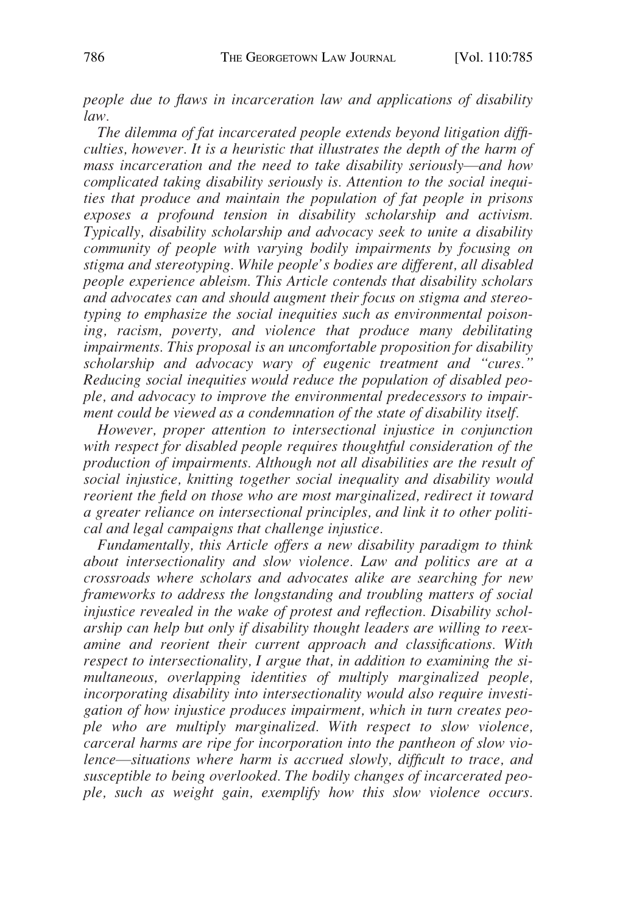*people due to flaws in incarceration law and applications of disability law.*

*The dilemma of fat incarcerated people extends beyond litigation difficulties, however. It is a heuristic that illustrates the depth of the harm of mass incarceration and the need to take disability seriously—and how complicated taking disability seriously is. Attention to the social inequities that produce and maintain the population of fat people in prisons exposes a profound tension in disability scholarship and activism. Typically, disability scholarship and advocacy seek to unite a disability community of people with varying bodily impairments by focusing on stigma and stereotyping. While people's bodies are different, all disabled people experience ableism. This Article contends that disability scholars and advocates can and should augment their focus on stigma and stereotyping to emphasize the social inequities such as environmental poisoning, racism, poverty, and violence that produce many debilitating impairments. This proposal is an uncomfortable proposition for disability scholarship and advocacy wary of eugenic treatment and "cures." Reducing social inequities would reduce the population of disabled people, and advocacy to improve the environmental predecessors to impairment could be viewed as a condemnation of the state of disability itself.*

*However, proper attention to intersectional injustice in conjunction with respect for disabled people requires thoughtful consideration of the production of impairments. Although not all disabilities are the result of social injustice, knitting together social inequality and disability would reorient the field on those who are most marginalized, redirect it toward a greater reliance on intersectional principles, and link it to other political and legal campaigns that challenge injustice.*

*Fundamentally, this Article offers a new disability paradigm to think about intersectionality and slow violence. Law and politics are at a crossroads where scholars and advocates alike are searching for new frameworks to address the longstanding and troubling matters of social injustice revealed in the wake of protest and reflection. Disability scholarship can help but only if disability thought leaders are willing to reexamine and reorient their current approach and classifications. With respect to intersectionality, I argue that, in addition to examining the simultaneous, overlapping identities of multiply marginalized people, incorporating disability into intersectionality would also require investigation of how injustice produces impairment, which in turn creates people who are multiply marginalized. With respect to slow violence, carceral harms are ripe for incorporation into the pantheon of slow violence—situations where harm is accrued slowly, difficult to trace, and susceptible to being overlooked. The bodily changes of incarcerated people, such as weight gain, exemplify how this slow violence occurs.*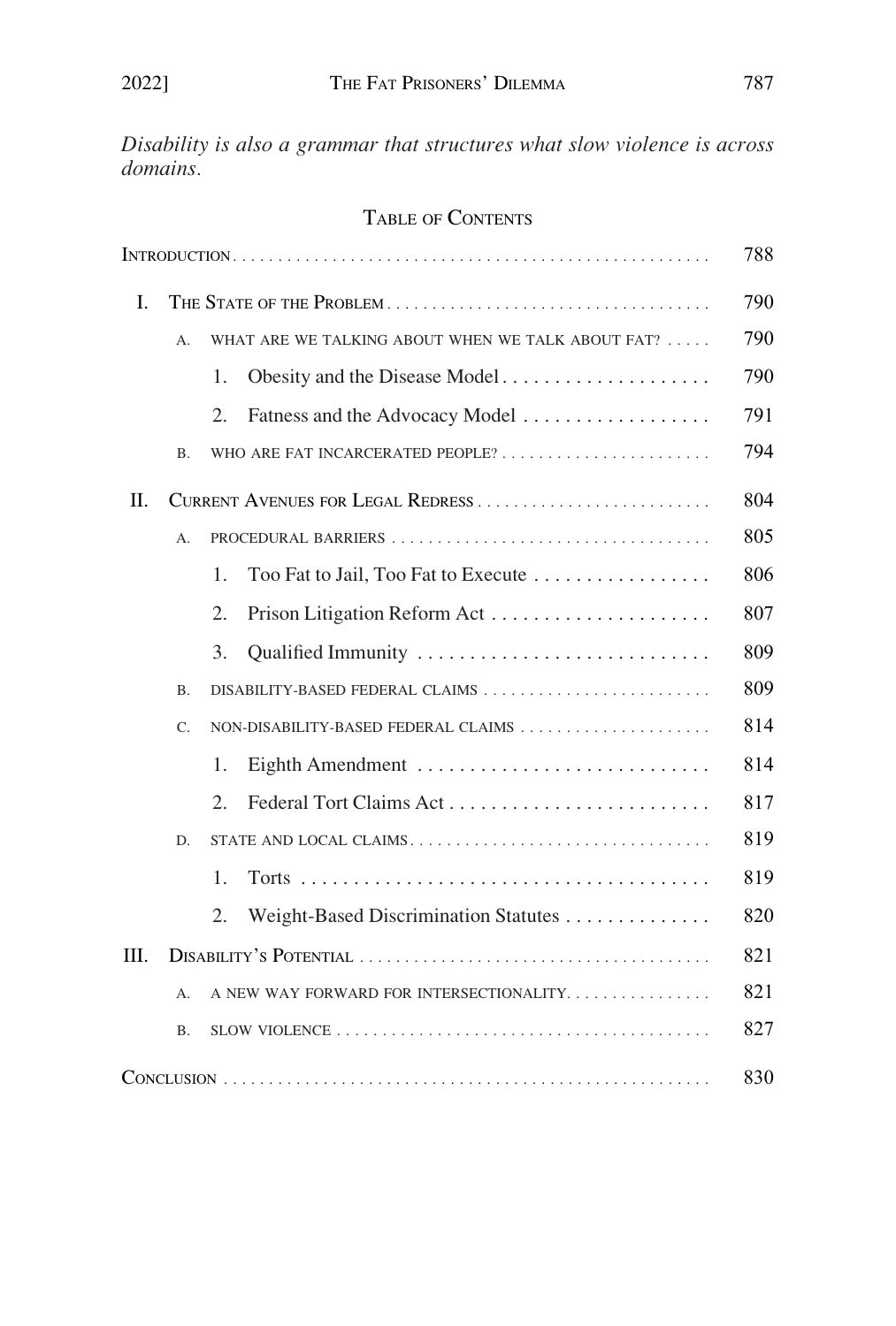*Disability is also a grammar that structures what slow violence is across domains.*

## Table of Contents

| | | | |
|---|---|---|---|
| Introduction | | | 788 |
| I. | The State of the Problem | | 790 |
| | A. | What are we talking about when we talk about fat? | 790 |
| | | 1. Obesity and the Disease Model | 790 |
| | | 2. Fatness and the Advocacy Model | 791 |
| | B. | Who are fat incarcerated people? | 794 |
| II. | Current Avenues for Legal Redress | | 804 |
| | A. | Procedural barriers | 805 |
| | | 1. Too Fat to Jail, Too Fat to Execute | 806 |
| | | 2. Prison Litigation Reform Act | 807 |
| | | 3. Qualified Immunity | 809 |
| | B. | Disability-based federal claims | 809 |
| | C. | Non-disability-based federal claims | 814 |
| | | 1. Eighth Amendment | 814 |
| | | 2. Federal Tort Claims Act | 817 |
| | D. | State and local claims | 819 |
| | | 1. Torts | 819 |
| | | 2. Weight-Based Discrimination Statutes | 820 |
| III. | Disability's Potential | | 821 |
| | A. | A new way forward for intersectionality | 821 |
| | B. | Slow violence | 827 |
| Conclusion | | | 830 |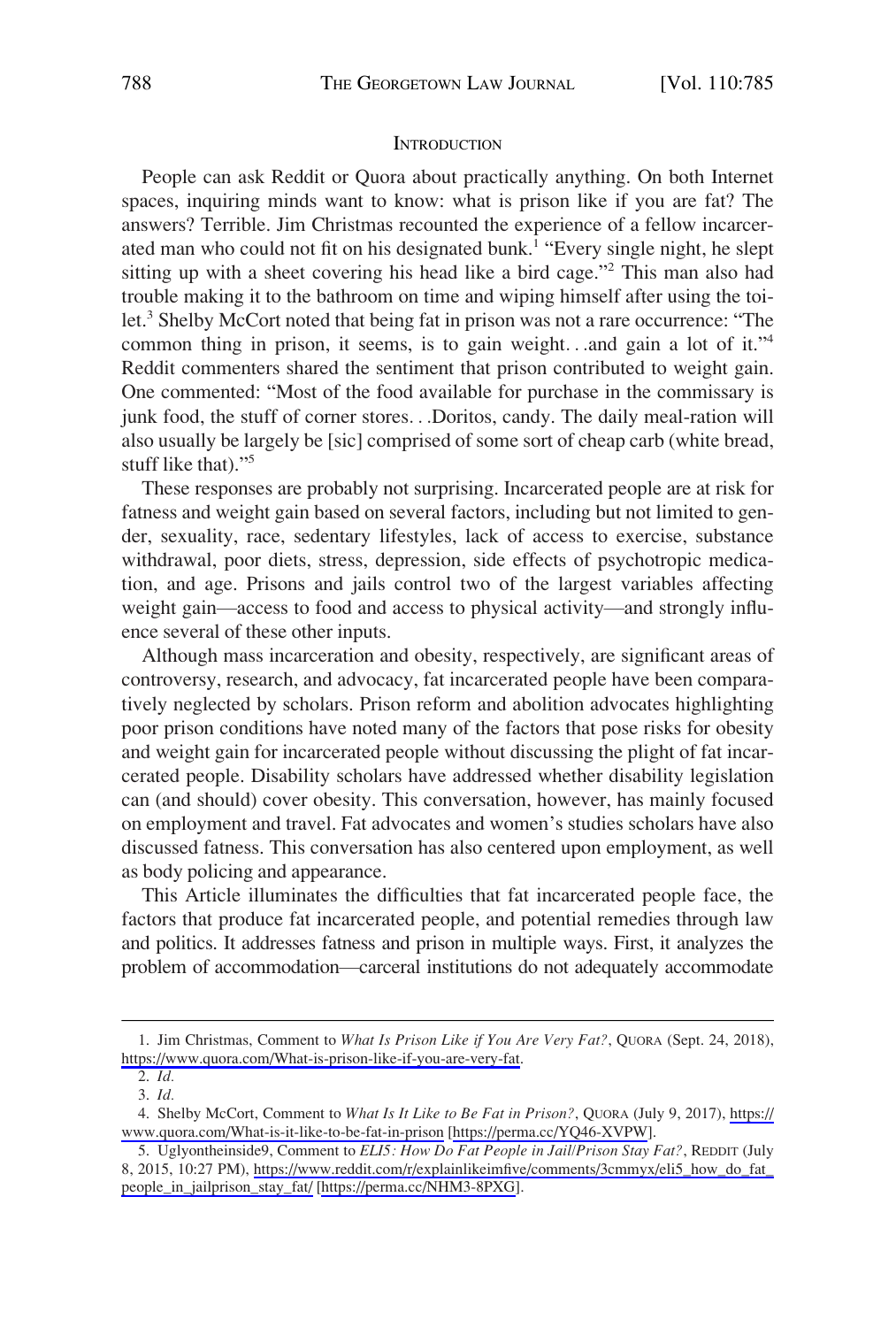## INTRODUCTION

People can ask Reddit or Quora about practically anything. On both Internet spaces, inquiring minds want to know: what is prison like if you are fat? The answers? Terrible. Jim Christmas recounted the experience of a fellow incarcerated man who could not fit on his designated bunk.[1] "Every single night, he slept sitting up with a sheet covering his head like a bird cage."[2] This man also had trouble making it to the bathroom on time and wiping himself after using the toilet.[3] Shelby McCort noted that being fat in prison was not a rare occurrence: "The common thing in prison, it seems, is to gain weight. . .and gain a lot of it."[4] Reddit commenters shared the sentiment that prison contributed to weight gain. One commented: "Most of the food available for purchase in the commissary is junk food, the stuff of corner stores. . .Doritos, candy. The daily meal-ration will also usually be largely be [sic] comprised of some sort of cheap carb (white bread, stuff like that)."[5]

These responses are probably not surprising. Incarcerated people are at risk for fatness and weight gain based on several factors, including but not limited to gender, sexuality, race, sedentary lifestyles, lack of access to exercise, substance withdrawal, poor diets, stress, depression, side effects of psychotropic medication, and age. Prisons and jails control two of the largest variables affecting weight gain—access to food and access to physical activity—and strongly influence several of these other inputs.

Although mass incarceration and obesity, respectively, are significant areas of controversy, research, and advocacy, fat incarcerated people have been comparatively neglected by scholars. Prison reform and abolition advocates highlighting poor prison conditions have noted many of the factors that pose risks for obesity and weight gain for incarcerated people without discussing the plight of fat incarcerated people. Disability scholars have addressed whether disability legislation can (and should) cover obesity. This conversation, however, has mainly focused on employment and travel. Fat advocates and women's studies scholars have also discussed fatness. This conversation has also centered upon employment, as well as body policing and appearance.

This Article illuminates the difficulties that fat incarcerated people face, the factors that produce fat incarcerated people, and potential remedies through law and politics. It addresses fatness and prison in multiple ways. First, it analyzes the problem of accommodation—carceral institutions do not adequately accommodate

---

1. Jim Christmas, Comment to *What Is Prison Like if You Are Very Fat?*, QUORA (Sept. 24, 2018), https://www.quora.com/What-is-prison-like-if-you-are-very-fat.

2. *Id.*

3. *Id.*

4. Shelby McCort, Comment to *What Is It Like to Be Fat in Prison?*, QUORA (July 9, 2017), https://www.quora.com/What-is-it-like-to-be-fat-in-prison [https://perma.cc/YQ46-XVPW].

5. Uglyontheinside9, Comment to *ELI5: How Do Fat People in Jail/Prison Stay Fat?*, REDDIT (July 8, 2015, 10:27 PM), https://www.reddit.com/r/explainlikeimfive/comments/3cmmyx/eli5_how_do_fat_people_in_jailprison_stay_fat/ [https://perma.cc/NHM3-8PXG].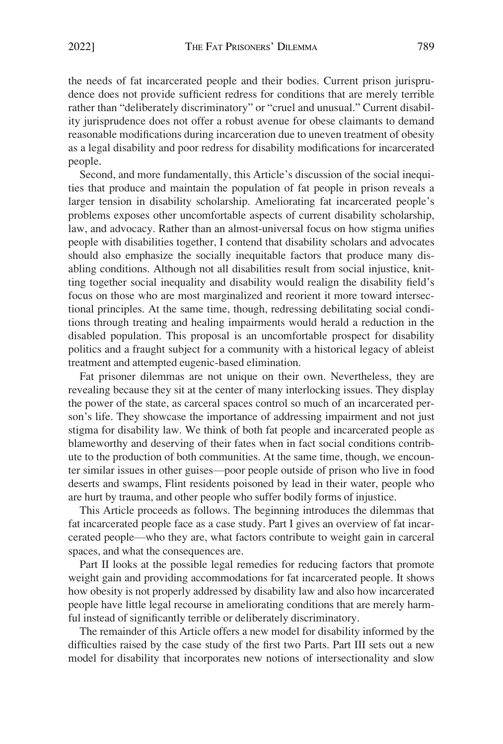the needs of fat incarcerated people and their bodies. Current prison jurisprudence does not provide sufficient redress for conditions that are merely terrible rather than "deliberately discriminatory" or "cruel and unusual." Current disability jurisprudence does not offer a robust avenue for obese claimants to demand reasonable modifications during incarceration due to uneven treatment of obesity as a legal disability and poor redress for disability modifications for incarcerated people.

Second, and more fundamentally, this Article's discussion of the social inequities that produce and maintain the population of fat people in prison reveals a larger tension in disability scholarship. Ameliorating fat incarcerated people's problems exposes other uncomfortable aspects of current disability scholarship, law, and advocacy. Rather than an almost-universal focus on how stigma unifies people with disabilities together, I contend that disability scholars and advocates should also emphasize the socially inequitable factors that produce many disabling conditions. Although not all disabilities result from social injustice, knitting together social inequality and disability would realign the disability field's focus on those who are most marginalized and reorient it more toward intersectional principles. At the same time, though, redressing debilitating social conditions through treating and healing impairments would herald a reduction in the disabled population. This proposal is an uncomfortable prospect for disability politics and a fraught subject for a community with a historical legacy of ableist treatment and attempted eugenic-based elimination.

Fat prisoner dilemmas are not unique on their own. Nevertheless, they are revealing because they sit at the center of many interlocking issues. They display the power of the state, as carceral spaces control so much of an incarcerated person's life. They showcase the importance of addressing impairment and not just stigma for disability law. We think of both fat people and incarcerated people as blameworthy and deserving of their fates when in fact social conditions contribute to the production of both communities. At the same time, though, we encounter similar issues in other guises—poor people outside of prison who live in food deserts and swamps, Flint residents poisoned by lead in their water, people who are hurt by trauma, and other people who suffer bodily forms of injustice.

This Article proceeds as follows. The beginning introduces the dilemmas that fat incarcerated people face as a case study. Part I gives an overview of fat incarcerated people—who they are, what factors contribute to weight gain in carceral spaces, and what the consequences are.

Part II looks at the possible legal remedies for reducing factors that promote weight gain and providing accommodations for fat incarcerated people. It shows how obesity is not properly addressed by disability law and also how incarcerated people have little legal recourse in ameliorating conditions that are merely harmful instead of significantly terrible or deliberately discriminatory.

The remainder of this Article offers a new model for disability informed by the difficulties raised by the case study of the first two Parts. Part III sets out a new model for disability that incorporates new notions of intersectionality and slow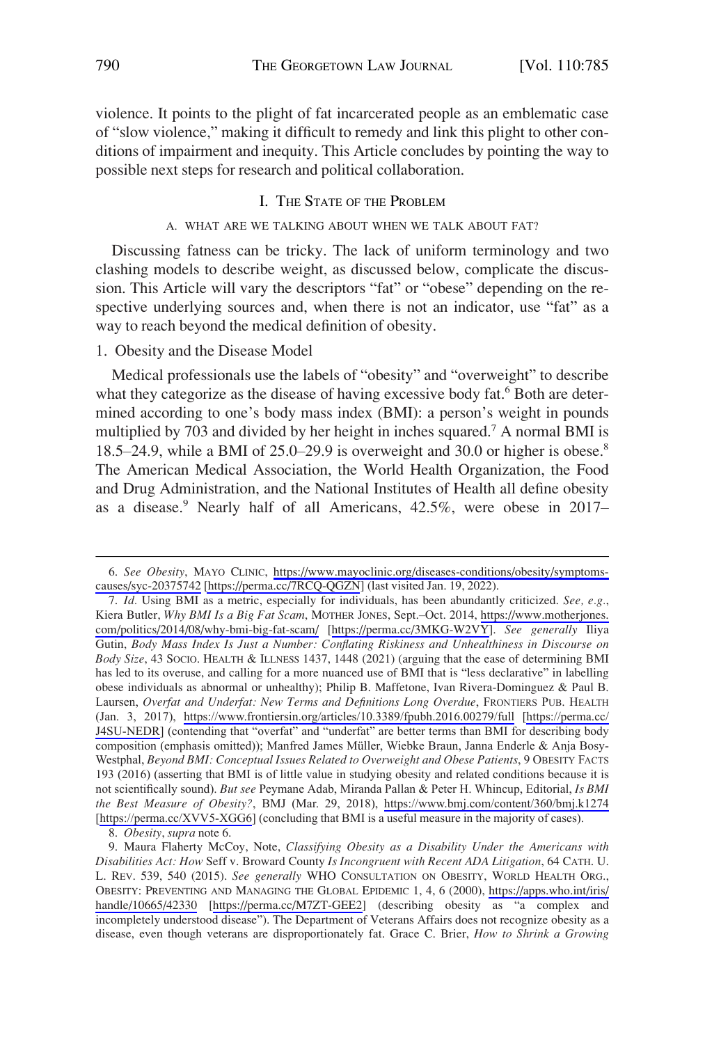violence. It points to the plight of fat incarcerated people as an emblematic case of "slow violence," making it difficult to remedy and link this plight to other conditions of impairment and inequity. This Article concludes by pointing the way to possible next steps for research and political collaboration.

## I. The State of the Problem

### A. What Are We Talking About When We Talk About Fat?

Discussing fatness can be tricky. The lack of uniform terminology and two clashing models to describe weight, as discussed below, complicate the discussion. This Article will vary the descriptors "fat" or "obese" depending on the respective underlying sources and, when there is not an indicator, use "fat" as a way to reach beyond the medical definition of obesity.

#### 1. Obesity and the Disease Model

Medical professionals use the labels of "obesity" and "overweight" to describe what they categorize as the disease of having excessive body fat.[6] Both are determined according to one's body mass index (BMI): a person's weight in pounds multiplied by 703 and divided by her height in inches squared.[7] A normal BMI is 18.5–24.9, while a BMI of 25.0–29.9 is overweight and 30.0 or higher is obese.[8] The American Medical Association, the World Health Organization, the Food and Drug Administration, and the National Institutes of Health all define obesity as a disease.[9] Nearly half of all Americans, 42.5%, were obese in 2017–

---

6. *See Obesity*, MAYO CLINIC, https://www.mayoclinic.org/diseases-conditions/obesity/symptoms-causes/syc-20375742 [https://perma.cc/7RCQ-QGZN] (last visited Jan. 19, 2022).

7. *Id.* Using BMI as a metric, especially for individuals, has been abundantly criticized. *See, e.g.*, Kiera Butler, *Why BMI Is a Big Fat Scam*, MOTHER JONES, Sept.–Oct. 2014, https://www.motherjones.com/politics/2014/08/why-bmi-big-fat-scam/ [https://perma.cc/3MKG-W2VY]. *See generally* Iliya Gutin, *Body Mass Index Is Just a Number: Conflating Riskiness and Unhealthiness in Discourse on Body Size*, 43 SOCIO. HEALTH & ILLNESS 1437, 1448 (2021) (arguing that the ease of determining BMI has led to its overuse, and calling for a more nuanced use of BMI that is "less declarative" in labelling obese individuals as abnormal or unhealthy); Philip B. Maffetone, Ivan Rivera-Dominguez & Paul B. Laursen, *Overfat and Underfat: New Terms and Definitions Long Overdue*, FRONTIERS PUB. HEALTH (Jan. 3, 2017), https://www.frontiersin.org/articles/10.3389/fpubh.2016.00279/full [https://perma.cc/J4SU-NEDR] (contending that "overfat" and "underfat" are better terms than BMI for describing body composition (emphasis omitted)); Manfred James Müller, Wiebke Braun, Janna Enderle & Anja Bosy-Westphal, *Beyond BMI: Conceptual Issues Related to Overweight and Obese Patients*, 9 OBESITY FACTS 193 (2016) (asserting that BMI is of little value in studying obesity and related conditions because it is not scientifically sound). *But see* Peymane Adab, Miranda Pallan & Peter H. Whincup, Editorial, *Is BMI the Best Measure of Obesity?*, BMJ (Mar. 29, 2018), https://www.bmj.com/content/360/bmj.k1274 [https://perma.cc/XVV5-XGG6] (concluding that BMI is a useful measure in the majority of cases).

8. *Obesity*, *supra* note 6.

9. Maura Flaherty McCoy, Note, *Classifying Obesity as a Disability Under the Americans with Disabilities Act: How* Seff v. Broward County *Is Incongruent with Recent ADA Litigation*, 64 CATH. U. L. REV. 539, 540 (2015). *See generally* WHO CONSULTATION ON OBESITY, WORLD HEALTH ORG., OBESITY: PREVENTING AND MANAGING THE GLOBAL EPIDEMIC 1, 4, 6 (2000), https://apps.who.int/iris/handle/10665/42330 [https://perma.cc/M7ZT-GEE2] (describing obesity as "a complex and incompletely understood disease"). The Department of Veterans Affairs does not recognize obesity as a disease, even though veterans are disproportionately fat. Grace C. Brier, *How to Shrink a Growing*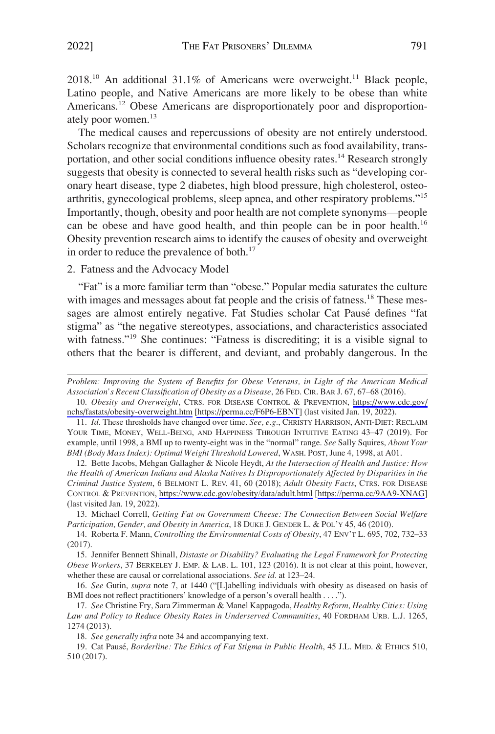2018.[10] An additional 31.1% of Americans were overweight.[11] Black people, Latino people, and Native Americans are more likely to be obese than white Americans.[12] Obese Americans are disproportionately poor and disproportionately poor women.[13]

The medical causes and repercussions of obesity are not entirely understood. Scholars recognize that environmental conditions such as food availability, transportation, and other social conditions influence obesity rates.[14] Research strongly suggests that obesity is connected to several health risks such as "developing coronary heart disease, type 2 diabetes, high blood pressure, high cholesterol, osteoarthritis, gynecological problems, sleep apnea, and other respiratory problems."[15] Importantly, though, obesity and poor health are not complete synonyms—people can be obese and have good health, and thin people can be in poor health.[16] Obesity prevention research aims to identify the causes of obesity and overweight in order to reduce the prevalence of both.[17]

2. Fatness and the Advocacy Model

"Fat" is a more familiar term than "obese." Popular media saturates the culture with images and messages about fat people and the crisis of fatness.[18] These messages are almost entirely negative. Fat Studies scholar Cat Pausé defines "fat stigma" as "the negative stereotypes, associations, and characteristics associated with fatness."[19] She continues: "Fatness is discrediting; it is a visible signal to others that the bearer is different, and deviant, and probably dangerous. In the

---

*Problem: Improving the System of Benefits for Obese Veterans, in Light of the American Medical Association's Recent Classification of Obesity as a Disease*, 26 FED. CIR. BAR J. 67, 67–68 (2016).

10. *Obesity and Overweight*, CTRS. FOR DISEASE CONTROL & PREVENTION, https://www.cdc.gov/nchs/fastats/obesity-overweight.htm [https://perma.cc/F6P6-EBNT] (last visited Jan. 19, 2022).

11. *Id.* These thresholds have changed over time. *See, e.g.*, CHRISTY HARRISON, ANTI-DIET: RECLAIM YOUR TIME, MONEY, WELL-BEING, AND HAPPINESS THROUGH INTUITIVE EATING 43–47 (2019). For example, until 1998, a BMI up to twenty-eight was in the "normal" range. *See* Sally Squires, *About Your BMI (Body Mass Index): Optimal Weight Threshold Lowered*, WASH. POST, June 4, 1998, at A01.

12. Bette Jacobs, Mehgan Gallagher & Nicole Heydt, *At the Intersection of Health and Justice: How the Health of American Indians and Alaska Natives Is Disproportionately Affected by Disparities in the Criminal Justice System*, 6 BELMONT L. REV. 41, 60 (2018); *Adult Obesity Facts*, CTRS. FOR DISEASE CONTROL & PREVENTION, https://www.cdc.gov/obesity/data/adult.html [https://perma.cc/9AA9-XNAG] (last visited Jan. 19, 2022).

13. Michael Correll, *Getting Fat on Government Cheese: The Connection Between Social Welfare Participation, Gender, and Obesity in America*, 18 DUKE J. GENDER L. & POL'Y 45, 46 (2010).

14. Roberta F. Mann, *Controlling the Environmental Costs of Obesity*, 47 ENV'T L. 695, 702, 732–33 (2017).

15. Jennifer Bennett Shinall, *Distaste or Disability? Evaluating the Legal Framework for Protecting Obese Workers*, 37 BERKELEY J. EMP. & LAB. L. 101, 123 (2016). It is not clear at this point, however, whether these are causal or correlational associations. *See id.* at 123–24.

16. *See* Gutin, *supra* note 7, at 1440 ("[L]abelling individuals with obesity as diseased on basis of BMI does not reflect practitioners' knowledge of a person's overall health . . . .").

17. *See* Christine Fry, Sara Zimmerman & Manel Kappagoda, *Healthy Reform, Healthy Cities: Using Law and Policy to Reduce Obesity Rates in Underserved Communities*, 40 FORDHAM URB. L.J. 1265, 1274 (2013).

18. *See generally infra* note 34 and accompanying text.

19. Cat Pausé, *Borderline: The Ethics of Fat Stigma in Public Health*, 45 J.L. MED. & ETHICS 510, 510 (2017).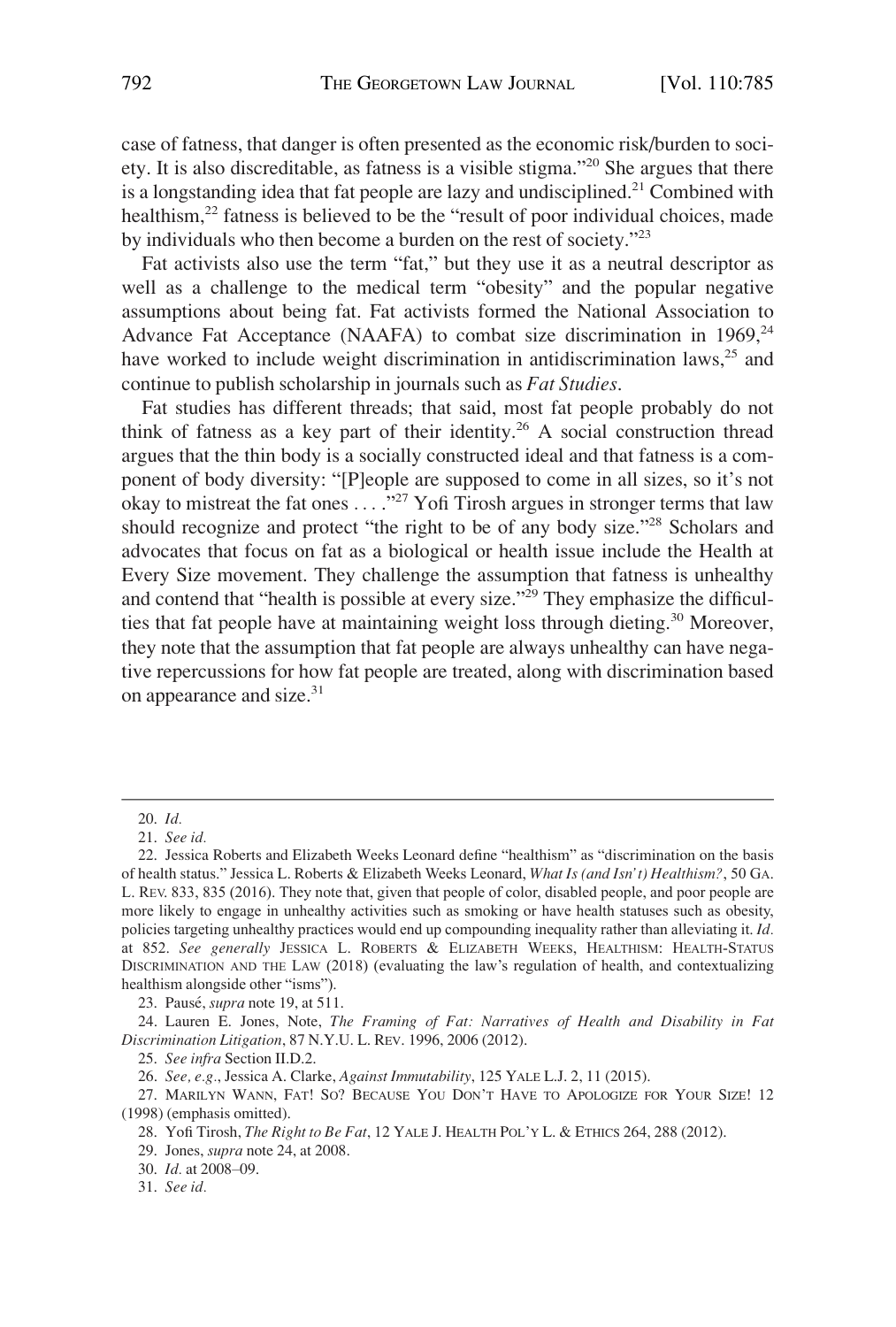case of fatness, that danger is often presented as the economic risk/burden to society. It is also discreditable, as fatness is a visible stigma."[20] She argues that there is a longstanding idea that fat people are lazy and undisciplined.[21] Combined with healthism,[22] fatness is believed to be the "result of poor individual choices, made by individuals who then become a burden on the rest of society."[23]

Fat activists also use the term "fat," but they use it as a neutral descriptor as well as a challenge to the medical term "obesity" and the popular negative assumptions about being fat. Fat activists formed the National Association to Advance Fat Acceptance (NAAFA) to combat size discrimination in 1969,[24] have worked to include weight discrimination in antidiscrimination laws,[25] and continue to publish scholarship in journals such as *Fat Studies*.

Fat studies has different threads; that said, most fat people probably do not think of fatness as a key part of their identity.[26] A social construction thread argues that the thin body is a socially constructed ideal and that fatness is a component of body diversity: "[P]eople are supposed to come in all sizes, so it's not okay to mistreat the fat ones . . . ."[27] Yofi Tirosh argues in stronger terms that law should recognize and protect "the right to be of any body size."[28] Scholars and advocates that focus on fat as a biological or health issue include the Health at Every Size movement. They challenge the assumption that fatness is unhealthy and contend that "health is possible at every size."[29] They emphasize the difficulties that fat people have at maintaining weight loss through dieting.[30] Moreover, they note that the assumption that fat people are always unhealthy can have negative repercussions for how fat people are treated, along with discrimination based on appearance and size.[31]

---

20. *Id.*

21. *See id.*

22. Jessica Roberts and Elizabeth Weeks Leonard define "healthism" as "discrimination on the basis of health status." Jessica L. Roberts & Elizabeth Weeks Leonard, *What Is (and Isn't) Healthism?*, 50 GA. L. REV. 833, 835 (2016). They note that, given that people of color, disabled people, and poor people are more likely to engage in unhealthy activities such as smoking or have health statuses such as obesity, policies targeting unhealthy practices would end up compounding inequality rather than alleviating it. *Id.* at 852. *See generally* JESSICA L. ROBERTS & ELIZABETH WEEKS, HEALTHISM: HEALTH-STATUS DISCRIMINATION AND THE LAW (2018) (evaluating the law's regulation of health, and contextualizing healthism alongside other "isms").

23. Pausé, *supra* note 19, at 511.

24. Lauren E. Jones, Note, *The Framing of Fat: Narratives of Health and Disability in Fat Discrimination Litigation*, 87 N.Y.U. L. REV. 1996, 2006 (2012).

25. *See infra* Section II.D.2.

26. *See, e.g.*, Jessica A. Clarke, *Against Immutability*, 125 YALE L.J. 2, 11 (2015).

27. MARILYN WANN, FAT! SO? BECAUSE YOU DON'T HAVE TO APOLOGIZE FOR YOUR SIZE! 12 (1998) (emphasis omitted).

28. Yofi Tirosh, *The Right to Be Fat*, 12 YALE J. HEALTH POL'Y L. & ETHICS 264, 288 (2012).

29. Jones, *supra* note 24, at 2008.

30. *Id.* at 2008–09.

31. *See id.*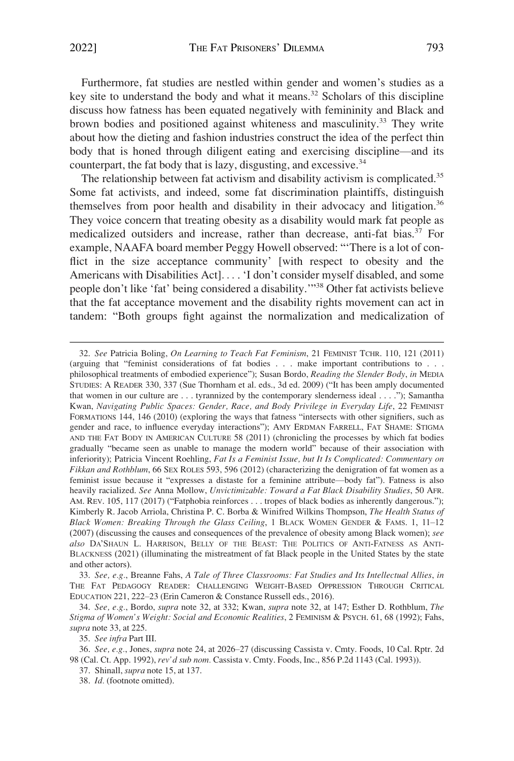Furthermore, fat studies are nestled within gender and women's studies as a key site to understand the body and what it means.[32] Scholars of this discipline discuss how fatness has been equated negatively with femininity and Black and brown bodies and positioned against whiteness and masculinity.[33] They write about how the dieting and fashion industries construct the idea of the perfect thin body that is honed through diligent eating and exercising discipline—and its counterpart, the fat body that is lazy, disgusting, and excessive.[34]

The relationship between fat activism and disability activism is complicated.[35] Some fat activists, and indeed, some fat discrimination plaintiffs, distinguish themselves from poor health and disability in their advocacy and litigation.[36] They voice concern that treating obesity as a disability would mark fat people as medicalized outsiders and increase, rather than decrease, anti-fat bias.[37] For example, NAAFA board member Peggy Howell observed: "'There is a lot of conflict in the size acceptance community' [with respect to obesity and the Americans with Disabilities Act]. . . . 'I don't consider myself disabled, and some people don't like 'fat' being considered a disability.'"[38] Other fat activists believe that the fat acceptance movement and the disability rights movement can act in tandem: "Both groups fight against the normalization and medicalization of

---

32. *See* Patricia Boling, *On Learning to Teach Fat Feminism*, 21 FEMINIST TCHR. 110, 121 (2011) (arguing that "feminist considerations of fat bodies . . . make important contributions to . . . philosophical treatments of embodied experience"); Susan Bordo, *Reading the Slender Body*, *in* MEDIA STUDIES: A READER 330, 337 (Sue Thornham et al. eds., 3d ed. 2009) ("It has been amply documented that women in our culture are . . . tyrannized by the contemporary slenderness ideal . . . ."); Samantha Kwan, *Navigating Public Spaces: Gender, Race, and Body Privilege in Everyday Life*, 22 FEMINIST FORMATIONS 144, 146 (2010) (exploring the ways that fatness "intersects with other signifiers, such as gender and race, to influence everyday interactions"); AMY ERDMAN FARRELL, FAT SHAME: STIGMA AND THE FAT BODY IN AMERICAN CULTURE 58 (2011) (chronicling the processes by which fat bodies gradually "became seen as unable to manage the modern world" because of their association with inferiority); Patricia Vincent Roehling, *Fat Is a Feminist Issue, but It Is Complicated: Commentary on Fikkan and Rothblum*, 66 SEX ROLES 593, 596 (2012) (characterizing the denigration of fat women as a feminist issue because it "expresses a distaste for a feminine attribute—body fat"). Fatness is also heavily racialized. *See* Anna Mollow, *Unvictimizable: Toward a Fat Black Disability Studies*, 50 AFR. AM. REV. 105, 117 (2017) ("Fatphobia reinforces . . . tropes of black bodies as inherently dangerous."); Kimberly R. Jacob Arriola, Christina P. C. Borba & Winifred Wilkins Thompson, *The Health Status of Black Women: Breaking Through the Glass Ceiling*, 1 BLACK WOMEN GENDER & FAMS. 1, 11–12 (2007) (discussing the causes and consequences of the prevalence of obesity among Black women); *see also* DA'SHAUN L. HARRISON, BELLY OF THE BEAST: THE POLITICS OF ANTI-FATNESS AS ANTI-BLACKNESS (2021) (illuminating the mistreatment of fat Black people in the United States by the state and other actors).

33. *See, e.g.*, Breanne Fahs, *A Tale of Three Classrooms: Fat Studies and Its Intellectual Allies*, *in* THE FAT PEDAGOGY READER: CHALLENGING WEIGHT-BASED OPPRESSION THROUGH CRITICAL EDUCATION 221, 222–23 (Erin Cameron & Constance Russell eds., 2016).

34. *See, e.g.*, Bordo, *supra* note 32, at 332; Kwan, *supra* note 32, at 147; Esther D. Rothblum, *The Stigma of Women's Weight: Social and Economic Realities*, 2 FEMINISM & PSYCH. 61, 68 (1992); Fahs, *supra* note 33, at 225.

35. *See infra* Part III.

36. *See, e.g.*, Jones, *supra* note 24, at 2026–27 (discussing Cassista v. Cmty. Foods, 10 Cal. Rptr. 2d 98 (Cal. Ct. App. 1992), *rev'd sub nom.* Cassista v. Cmty. Foods, Inc., 856 P.2d 1143 (Cal. 1993)).

37. Shinall, *supra* note 15, at 137.

38. *Id.* (footnote omitted).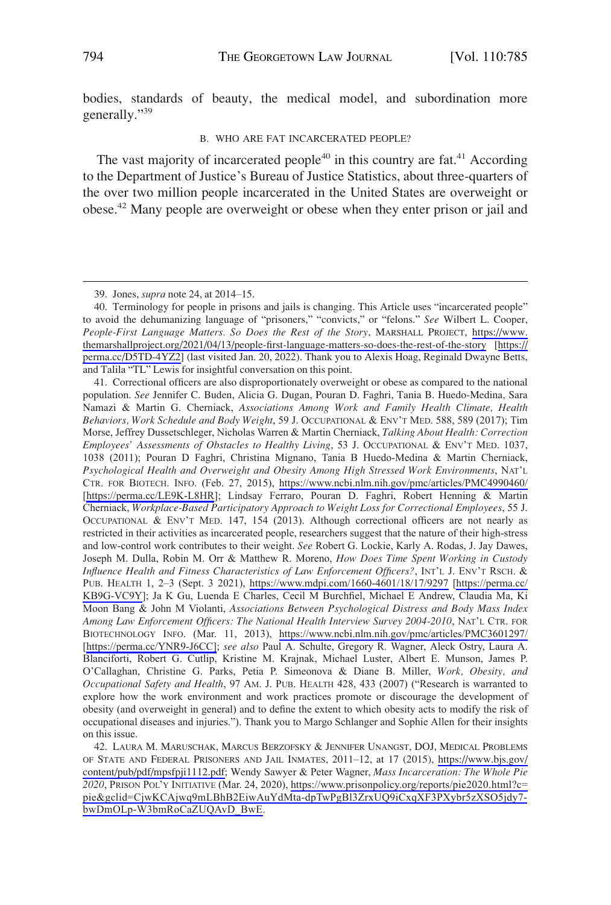bodies, standards of beauty, the medical model, and subordination more generally."[39]

### B. WHO ARE FAT INCARCERATED PEOPLE?

The vast majority of incarcerated people[40] in this country are fat.[41] According to the Department of Justice's Bureau of Justice Statistics, about three-quarters of the over two million people incarcerated in the United States are overweight or obese.[42] Many people are overweight or obese when they enter prison or jail and

---

39. Jones, *supra* note 24, at 2014–15.

40. Terminology for people in prisons and jails is changing. This Article uses "incarcerated people" to avoid the dehumanizing language of "prisoners," "convicts," or "felons." *See* Wilbert L. Cooper, *People-First Language Matters. So Does the Rest of the Story*, MARSHALL PROJECT, https://www.themarshallproject.org/2021/04/13/people-first-language-matters-so-does-the-rest-of-the-story [https://perma.cc/D5TD-4YZ2] (last visited Jan. 20, 2022). Thank you to Alexis Hoag, Reginald Dwayne Betts, and Talila "TL" Lewis for insightful conversation on this point.

41. Correctional officers are also disproportionately overweight or obese as compared to the national population. *See* Jennifer C. Buden, Alicia G. Dugan, Pouran D. Faghri, Tania B. Huedo-Medina, Sara Namazi & Martin G. Cherniack, *Associations Among Work and Family Health Climate, Health Behaviors, Work Schedule and Body Weight*, 59 J. OCCUPATIONAL & ENV'T MED. 588, 589 (2017); Tim Morse, Jeffrey Dussetschleger, Nicholas Warren & Martin Cherniack, *Talking About Health: Correction Employees' Assessments of Obstacles to Healthy Living*, 53 J. OCCUPATIONAL & ENV'T MED. 1037, 1038 (2011); Pouran D Faghri, Christina Mignano, Tania B Huedo-Medina & Martin Cherniack, *Psychological Health and Overweight and Obesity Among High Stressed Work Environments*, NAT'L CTR. FOR BIOTECH. INFO. (Feb. 27, 2015), https://www.ncbi.nlm.nih.gov/pmc/articles/PMC4990460/ [https://perma.cc/LE9K-L8HR]; Lindsay Ferraro, Pouran D. Faghri, Robert Henning & Martin Cherniack, *Workplace-Based Participatory Approach to Weight Loss for Correctional Employees*, 55 J. OCCUPATIONAL & ENV'T MED. 147, 154 (2013). Although correctional officers are not nearly as restricted in their activities as incarcerated people, researchers suggest that the nature of their high-stress and low-control work contributes to their weight. *See* Robert G. Lockie, Karly A. Rodas, J. Jay Dawes, Joseph M. Dulla, Robin M. Orr & Matthew R. Moreno, *How Does Time Spent Working in Custody Influence Health and Fitness Characteristics of Law Enforcement Officers?*, INT'L J. ENV'T RSCH. & PUB. HEALTH 1, 2–3 (Sept. 3 2021), https://www.mdpi.com/1660-4601/18/17/9297 [https://perma.cc/KB9G-VC9Y]; Ja K Gu, Luenda E Charles, Cecil M Burchfiel, Michael E Andrew, Claudia Ma, Ki Moon Bang & John M Violanti, *Associations Between Psychological Distress and Body Mass Index Among Law Enforcement Officers: The National Health Interview Survey 2004-2010*, NAT'L CTR. FOR BIOTECHNOLOGY INFO. (Mar. 11, 2013), https://www.ncbi.nlm.nih.gov/pmc/articles/PMC3601297/ [https://perma.cc/YNR9-J6CC]; *see also* Paul A. Schulte, Gregory R. Wagner, Aleck Ostry, Laura A. Blanciforti, Robert G. Cutlip, Kristine M. Krajnak, Michael Luster, Albert E. Munson, James P. O'Callaghan, Christine G. Parks, Petia P. Simeonova & Diane B. Miller, *Work, Obesity, and Occupational Safety and Health*, 97 AM. J. PUB. HEALTH 428, 433 (2007) ("Research is warranted to explore how the work environment and work practices promote or discourage the development of obesity (and overweight in general) and to define the extent to which obesity acts to modify the risk of occupational diseases and injuries."). Thank you to Margo Schlanger and Sophie Allen for their insights on this issue.

42. LAURA M. MARUSCHAK, MARCUS BERZOFSKY & JENNIFER UNANGST, DOJ, MEDICAL PROBLEMS OF STATE AND FEDERAL PRISONERS AND JAIL INMATES, 2011–12, at 17 (2015), https://www.bjs.gov/content/pub/pdf/mpsfpji1112.pdf; Wendy Sawyer & Peter Wagner, *Mass Incarceration: The Whole Pie 2020*, PRISON POL'Y INITIATIVE (Mar. 24, 2020), https://www.prisonpolicy.org/reports/pie2020.html?c=pie&gclid=CjwKCAjwq9mLBhB2EiwAuYdMta-dpTwPgBl3ZrxUQ9iCxqXF3PXybr5zXSO5jdy7-bwDmOLp-W3bmRoCaZUQAvD_BwE.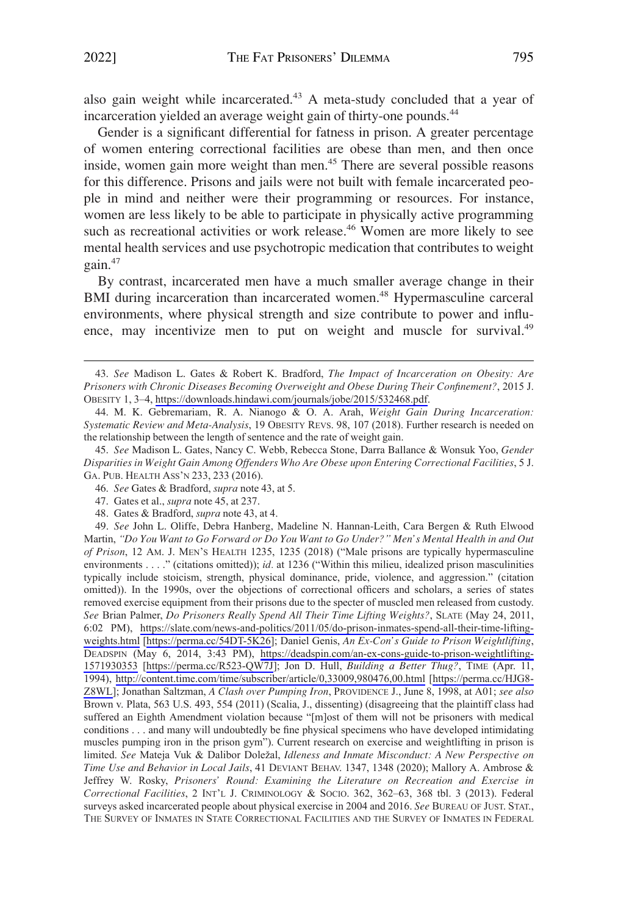also gain weight while incarcerated.[43] A meta-study concluded that a year of incarceration yielded an average weight gain of thirty-one pounds.[44]

Gender is a significant differential for fatness in prison. A greater percentage of women entering correctional facilities are obese than men, and then once inside, women gain more weight than men.[45] There are several possible reasons for this difference. Prisons and jails were not built with female incarcerated people in mind and neither were their programming or resources. For instance, women are less likely to be able to participate in physically active programming such as recreational activities or work release.[46] Women are more likely to see mental health services and use psychotropic medication that contributes to weight gain.[47]

By contrast, incarcerated men have a much smaller average change in their BMI during incarceration than incarcerated women.[48] Hypermasculine carceral environments, where physical strength and size contribute to power and influence, may incentivize men to put on weight and muscle for survival.[49]

---

43. *See* Madison L. Gates & Robert K. Bradford, *The Impact of Incarceration on Obesity: Are Prisoners with Chronic Diseases Becoming Overweight and Obese During Their Confinement?*, 2015 J. OBESITY 1, 3–4, https://downloads.hindawi.com/journals/jobe/2015/532468.pdf.

44. M. K. Gebremariam, R. A. Nianogo & O. A. Arah, *Weight Gain During Incarceration: Systematic Review and Meta-Analysis*, 19 OBESITY REVS. 98, 107 (2018). Further research is needed on the relationship between the length of sentence and the rate of weight gain.

45. *See* Madison L. Gates, Nancy C. Webb, Rebecca Stone, Darra Ballance & Wonsuk Yoo, *Gender Disparities in Weight Gain Among Offenders Who Are Obese upon Entering Correctional Facilities*, 5 J. GA. PUB. HEALTH ASS'N 233, 233 (2016).

46. *See* Gates & Bradford, *supra* note 43, at 5.

47. Gates et al., *supra* note 45, at 237.

48. Gates & Bradford, *supra* note 43, at 4.

49. *See* John L. Oliffe, Debra Hanberg, Madeline N. Hannan-Leith, Cara Bergen & Ruth Elwood Martin, *"Do You Want to Go Forward or Do You Want to Go Under?" Men's Mental Health in and Out of Prison*, 12 AM. J. MEN'S HEALTH 1235, 1235 (2018) ("Male prisons are typically hypermasculine environments . . . ." (citations omitted)); *id*. at 1236 ("Within this milieu, idealized prison masculinities typically include stoicism, strength, physical dominance, pride, violence, and aggression." (citation omitted)). In the 1990s, over the objections of correctional officers and scholars, a series of states removed exercise equipment from their prisons due to the specter of muscled men released from custody. *See* Brian Palmer, *Do Prisoners Really Spend All Their Time Lifting Weights?*, SLATE (May 24, 2011, 6:02 PM), https://slate.com/news-and-politics/2011/05/do-prison-inmates-spend-all-their-time-lifting-weights.html [https://perma.cc/54DT-5K26]; Daniel Genis, *An Ex-Con's Guide to Prison Weightlifting*, DEADSPIN (May 6, 2014, 3:43 PM), https://deadspin.com/an-ex-cons-guide-to-prison-weightlifting-1571930353 [https://perma.cc/R523-QW7J]; Jon D. Hull, *Building a Better Thug?*, TIME (Apr. 11, 1994), http://content.time.com/time/subscriber/article/0,33009,980476,00.html [https://perma.cc/HJG8-Z8WL]; Jonathan Saltzman, *A Clash over Pumping Iron*, PROVIDENCE J., June 8, 1998, at A01; *see also* Brown v. Plata, 563 U.S. 493, 554 (2011) (Scalia, J., dissenting) (disagreeing that the plaintiff class had suffered an Eighth Amendment violation because "[m]ost of them will not be prisoners with medical conditions . . . and many will undoubtedly be fine physical specimens who have developed intimidating muscles pumping iron in the prison gym"). Current research on exercise and weightlifting in prison is limited. *See* Mateja Vuk & Dalibor Doležal, *Idleness and Inmate Misconduct: A New Perspective on Time Use and Behavior in Local Jails*, 41 DEVIANT BEHAV. 1347, 1348 (2020); Mallory A. Ambrose & Jeffrey W. Rosky, *Prisoners' Round: Examining the Literature on Recreation and Exercise in Correctional Facilities*, 2 INT'L J. CRIMINOLOGY & SOCIO. 362, 362–63, 368 tbl. 3 (2013). Federal surveys asked incarcerated people about physical exercise in 2004 and 2016. *See* BUREAU OF JUST. STAT., THE SURVEY OF INMATES IN STATE CORRECTIONAL FACILITIES AND THE SURVEY OF INMATES IN FEDERAL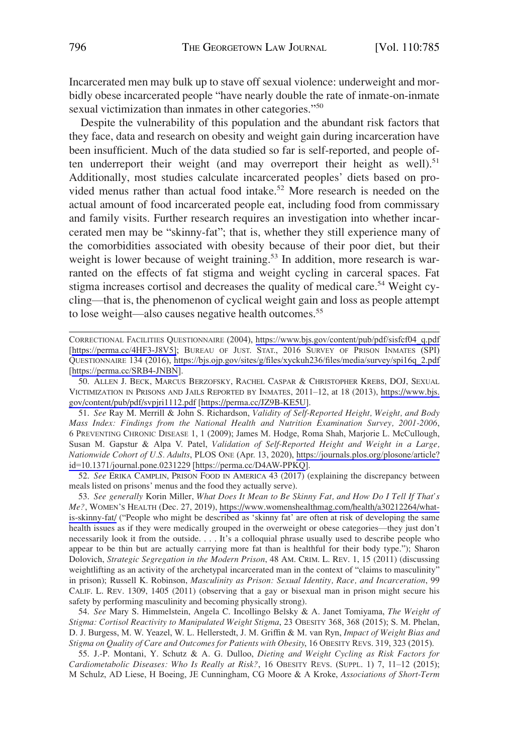Incarcerated men may bulk up to stave off sexual violence: underweight and morbidly obese incarcerated people "have nearly double the rate of inmate-on-inmate sexual victimization than inmates in other categories."[50]

Despite the vulnerability of this population and the abundant risk factors that they face, data and research on obesity and weight gain during incarceration have been insufficient. Much of the data studied so far is self-reported, and people often underreport their weight (and may overreport their height as well).[51] Additionally, most studies calculate incarcerated peoples' diets based on provided menus rather than actual food intake.[52] More research is needed on the actual amount of food incarcerated people eat, including food from commissary and family visits. Further research requires an investigation into whether incarcerated men may be "skinny-fat"; that is, whether they still experience many of the comorbidities associated with obesity because of their poor diet, but their weight is lower because of weight training.[53] In addition, more research is warranted on the effects of fat stigma and weight cycling in carceral spaces. Fat stigma increases cortisol and decreases the quality of medical care.[54] Weight cycling—that is, the phenomenon of cyclical weight gain and loss as people attempt to lose weight—also causes negative health outcomes.[55]

---

CORRECTIONAL FACILITIES QUESTIONNAIRE (2004), https://www.bjs.gov/content/pub/pdf/sisfcf04_q.pdf [https://perma.cc/4HF3-J8V5]; BUREAU OF JUST. STAT., 2016 SURVEY OF PRISON INMATES (SPI) QUESTIONNAIRE 134 (2016), https://bjs.ojp.gov/sites/g/files/xyckuh236/files/media/survey/spi16q_2.pdf [https://perma.cc/SRB4-JNBN].

50. ALLEN J. BECK, MARCUS BERZOFSKY, RACHEL CASPAR & CHRISTOPHER KREBS, DOJ, SEXUAL VICTIMIZATION IN PRISONS AND JAILS REPORTED BY INMATES, 2011–12, at 18 (2013), https://www.bjs.gov/content/pub/pdf/svpjri1112.pdf [https://perma.cc/JZ9B-KE5U].

51. *See* Ray M. Merrill & John S. Richardson, *Validity of Self-Reported Height, Weight, and Body Mass Index: Findings from the National Health and Nutrition Examination Survey, 2001-2006*, 6 PREVENTING CHRONIC DISEASE 1, 1 (2009); James M. Hodge, Roma Shah, Marjorie L. McCullough, Susan M. Gapstur & Alpa V. Patel, *Validation of Self-Reported Height and Weight in a Large, Nationwide Cohort of U.S. Adults*, PLOS ONE (Apr. 13, 2020), https://journals.plos.org/plosone/article?id=10.1371/journal.pone.0231229 [https://perma.cc/D4AW-PPKQ].

52. *See* ERIKA CAMPLIN, PRISON FOOD IN AMERICA 43 (2017) (explaining the discrepancy between meals listed on prisons' menus and the food they actually serve).

53. *See generally* Korin Miller, *What Does It Mean to Be Skinny Fat, and How Do I Tell If That's Me?*, WOMEN'S HEALTH (Dec. 27, 2019), https://www.womenshealthmag.com/health/a30212264/what-is-skinny-fat/ ("People who might be described as 'skinny fat' are often at risk of developing the same health issues as if they were medically grouped in the overweight or obese categories—they just don't necessarily look it from the outside. . . . It's a colloquial phrase usually used to describe people who appear to be thin but are actually carrying more fat than is healthful for their body type."); Sharon Dolovich, *Strategic Segregation in the Modern Prison*, 48 AM. CRIM. L. REV. 1, 15 (2011) (discussing weightlifting as an activity of the archetypal incarcerated man in the context of "claims to masculinity" in prison); Russell K. Robinson, *Masculinity as Prison: Sexual Identity, Race, and Incarceration*, 99 CALIF. L. REV. 1309, 1405 (2011) (observing that a gay or bisexual man in prison might secure his safety by performing masculinity and becoming physically strong).

54. *See* Mary S. Himmelstein, Angela C. Incollingo Belsky & A. Janet Tomiyama, *The Weight of Stigma: Cortisol Reactivity to Manipulated Weight Stigma*, 23 OBESITY 368, 368 (2015); S. M. Phelan, D. J. Burgess, M. W. Yeazel, W. L. Hellerstedt, J. M. Griffin & M. van Ryn, *Impact of Weight Bias and Stigma on Quality of Care and Outcomes for Patients with Obesity*, 16 OBESITY REVS. 319, 323 (2015).

55. J.-P. Montani, Y. Schutz & A. G. Dulloo, *Dieting and Weight Cycling as Risk Factors for Cardiometabolic Diseases: Who Is Really at Risk?*, 16 OBESITY REVS. (SUPPL. 1) 7, 11–12 (2015); M Schulz, AD Liese, H Boeing, JE Cunningham, CG Moore & A Kroke, *Associations of Short-Term*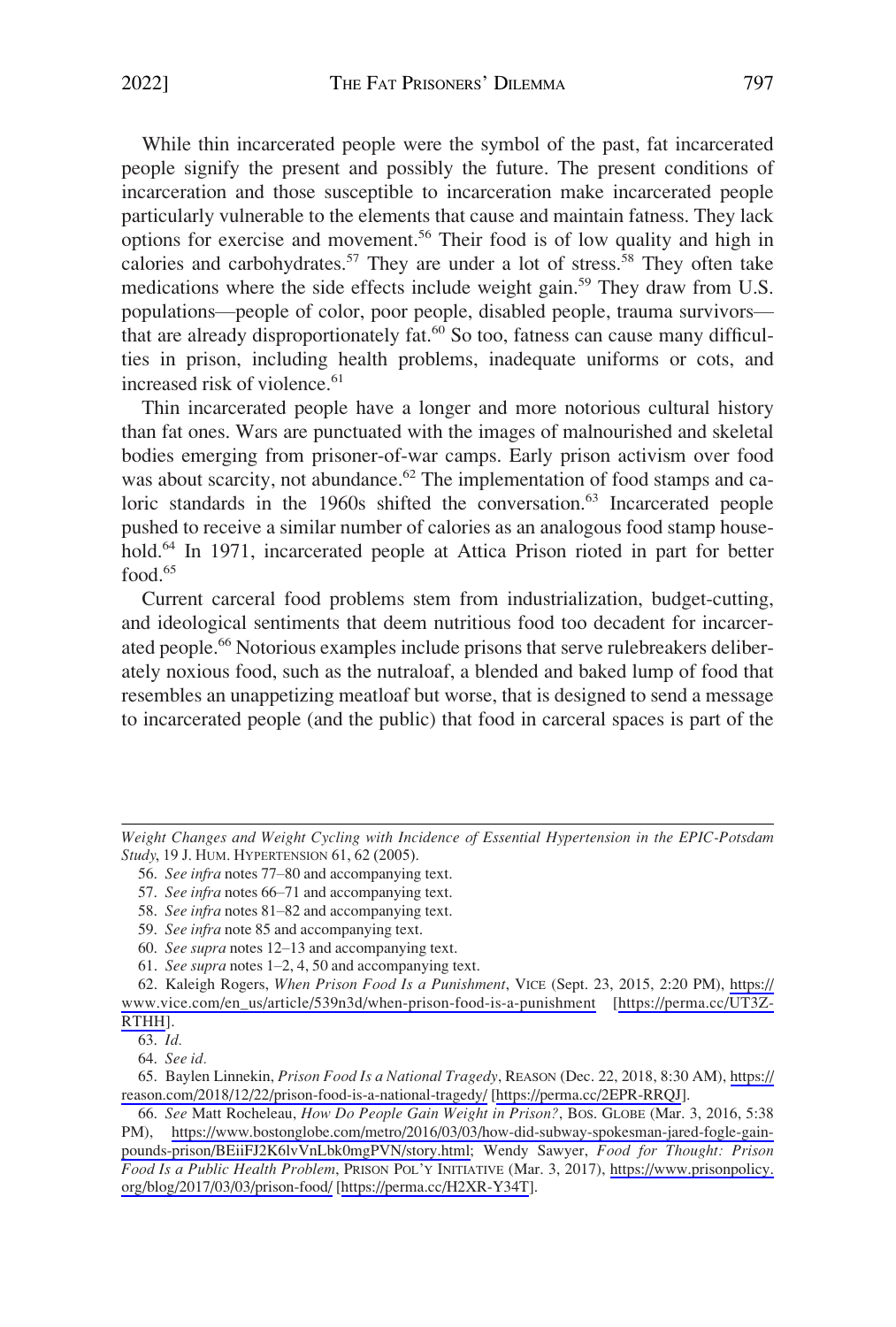While thin incarcerated people were the symbol of the past, fat incarcerated people signify the present and possibly the future. The present conditions of incarceration and those susceptible to incarceration make incarcerated people particularly vulnerable to the elements that cause and maintain fatness. They lack options for exercise and movement.[56] Their food is of low quality and high in calories and carbohydrates.[57] They are under a lot of stress.[58] They often take medications where the side effects include weight gain.[59] They draw from U.S. populations—people of color, poor people, disabled people, trauma survivors—that are already disproportionately fat.[60] So too, fatness can cause many difficulties in prison, including health problems, inadequate uniforms or cots, and increased risk of violence.[61]

Thin incarcerated people have a longer and more notorious cultural history than fat ones. Wars are punctuated with the images of malnourished and skeletal bodies emerging from prisoner-of-war camps. Early prison activism over food was about scarcity, not abundance.[62] The implementation of food stamps and caloric standards in the 1960s shifted the conversation.[63] Incarcerated people pushed to receive a similar number of calories as an analogous food stamp household.[64] In 1971, incarcerated people at Attica Prison rioted in part for better food.[65]

Current carceral food problems stem from industrialization, budget-cutting, and ideological sentiments that deem nutritious food too decadent for incarcerated people.[66] Notorious examples include prisons that serve rulebreakers deliberately noxious food, such as the nutraloaf, a blended and baked lump of food that resembles an unappetizing meatloaf but worse, that is designed to send a message to incarcerated people (and the public) that food in carceral spaces is part of the

---

*Weight Changes and Weight Cycling with Incidence of Essential Hypertension in the EPIC-Potsdam Study*, 19 J. HUM. HYPERTENSION 61, 62 (2005).

56. *See infra* notes 77–80 and accompanying text.

57. *See infra* notes 66–71 and accompanying text.

58. *See infra* notes 81–82 and accompanying text.

59. *See infra* note 85 and accompanying text.

60. *See supra* notes 12–13 and accompanying text.

61. *See supra* notes 1–2, 4, 50 and accompanying text.

62. Kaleigh Rogers, *When Prison Food Is a Punishment*, VICE (Sept. 23, 2015, 2:20 PM), https://www.vice.com/en_us/article/539n3d/when-prison-food-is-a-punishment [https://perma.cc/UT3Z-RTHH].

63. *Id.*

64. *See id.*

65. Baylen Linnekin, *Prison Food Is a National Tragedy*, REASON (Dec. 22, 2018, 8:30 AM), https://reason.com/2018/12/22/prison-food-is-a-national-tragedy/ [https://perma.cc/2EPR-RRQJ].

66. *See* Matt Rocheleau, *How Do People Gain Weight in Prison?*, BOS. GLOBE (Mar. 3, 2016, 5:38 PM), https://www.bostonglobe.com/metro/2016/03/03/how-did-subway-spokesman-jared-fogle-gain-pounds-prison/BEiiFJ2K6lvVnLbk0mgPVN/story.html; Wendy Sawyer, *Food for Thought: Prison Food Is a Public Health Problem*, PRISON POL'Y INITIATIVE (Mar. 3, 2017), https://www.prisonpolicy.org/blog/2017/03/03/prison-food/ [https://perma.cc/H2XR-Y34T].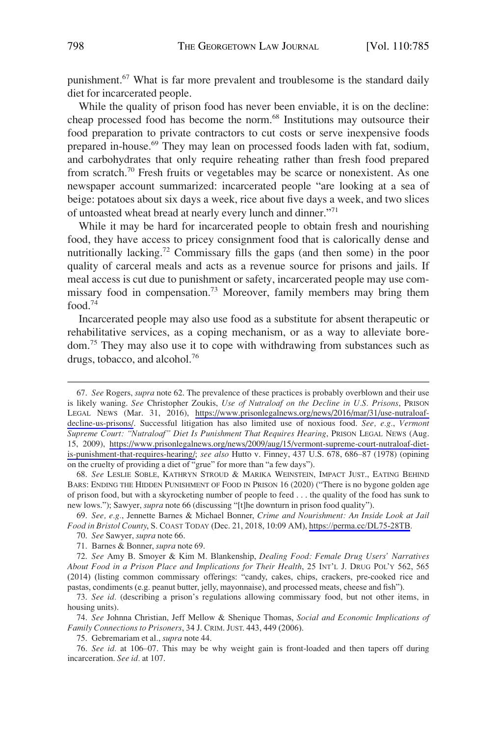punishment.[67] What is far more prevalent and troublesome is the standard daily diet for incarcerated people.

While the quality of prison food has never been enviable, it is on the decline: cheap processed food has become the norm.[68] Institutions may outsource their food preparation to private contractors to cut costs or serve inexpensive foods prepared in-house.[69] They may lean on processed foods laden with fat, sodium, and carbohydrates that only require reheating rather than fresh food prepared from scratch.[70] Fresh fruits or vegetables may be scarce or nonexistent. As one newspaper account summarized: incarcerated people "are looking at a sea of beige: potatoes about six days a week, rice about five days a week, and two slices of untoasted wheat bread at nearly every lunch and dinner."[71]

While it may be hard for incarcerated people to obtain fresh and nourishing food, they have access to pricey consignment food that is calorically dense and nutritionally lacking.[72] Commissary fills the gaps (and then some) in the poor quality of carceral meals and acts as a revenue source for prisons and jails. If meal access is cut due to punishment or safety, incarcerated people may use commissary food in compensation.[73] Moreover, family members may bring them food.[74]

Incarcerated people may also use food as a substitute for absent therapeutic or rehabilitative services, as a coping mechanism, or as a way to alleviate boredom.[75] They may also use it to cope with withdrawing from substances such as drugs, tobacco, and alcohol.[76]

---

67. *See* Rogers, *supra* note 62. The prevalence of these practices is probably overblown and their use is likely waning. *See* Christopher Zoukis, *Use of Nutraloaf on the Decline in U.S. Prisons*, PRISON LEGAL NEWS (Mar. 31, 2016), https://www.prisonlegalnews.org/news/2016/mar/31/use-nutraloaf-decline-us-prisons/. Successful litigation has also limited use of noxious food. *See, e.g.*, *Vermont Supreme Court: "Nutraloaf" Diet Is Punishment That Requires Hearing*, PRISON LEGAL NEWS (Aug. 15, 2009), https://www.prisonlegalnews.org/news/2009/aug/15/vermont-supreme-court-nutraloaf-diet-is-punishment-that-requires-hearing/; *see also* Hutto v. Finney, 437 U.S. 678, 686–87 (1978) (opining on the cruelty of providing a diet of "grue" for more than "a few days").

68. *See* LESLIE SOBLE, KATHRYN STROUD & MARIKA WEINSTEIN, IMPACT JUST., EATING BEHIND BARS: ENDING THE HIDDEN PUNISHMENT OF FOOD IN PRISON 16 (2020) ("There is no bygone golden age of prison food, but with a skyrocketing number of people to feed . . . the quality of the food has sunk to new lows."); Sawyer, *supra* note 66 (discussing "[t]he downturn in prison food quality").

69. *See, e.g.*, Jennette Barnes & Michael Bonner, *Crime and Nourishment: An Inside Look at Jail Food in Bristol County*, S. COAST TODAY (Dec. 21, 2018, 10:09 AM), https://perma.cc/DL75-28TB.

70. *See* Sawyer, *supra* note 66.

71. Barnes & Bonner, *supra* note 69.

72. *See* Amy B. Smoyer & Kim M. Blankenship, *Dealing Food: Female Drug Users' Narratives About Food in a Prison Place and Implications for Their Health*, 25 INT'L J. DRUG POL'Y 562, 565 (2014) (listing common commissary offerings: "candy, cakes, chips, crackers, pre-cooked rice and pastas, condiments (e.g. peanut butter, jelly, mayonnaise), and processed meats, cheese and fish").

73. *See id.* (describing a prison's regulations allowing commissary food, but not other items, in housing units).

74. *See* Johnna Christian, Jeff Mellow & Shenique Thomas, *Social and Economic Implications of Family Connections to Prisoners*, 34 J. CRIM. JUST. 443, 449 (2006).

75. Gebremariam et al., *supra* note 44.

76. *See id.* at 106–07. This may be why weight gain is front-loaded and then tapers off during incarceration. *See id.* at 107.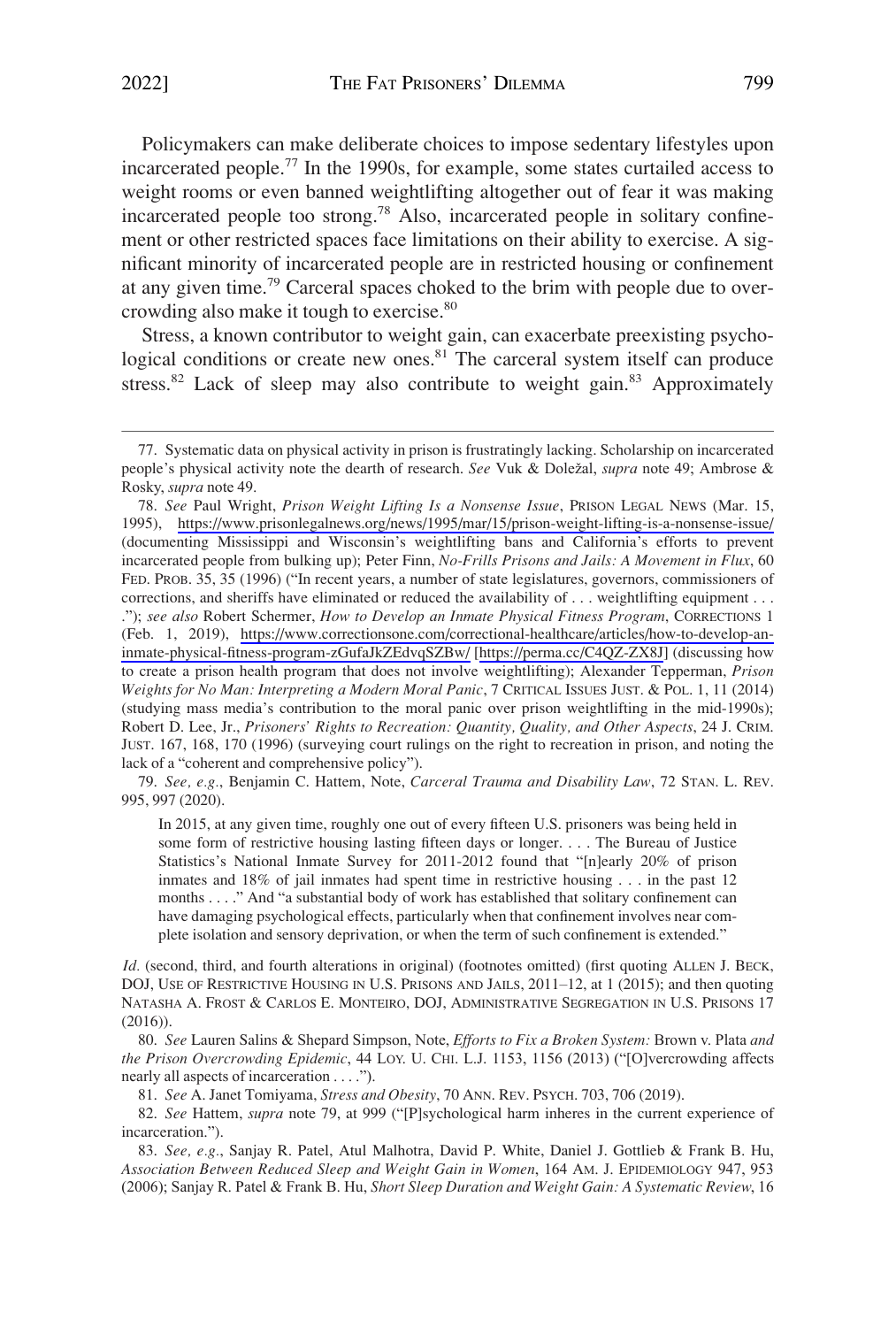Policymakers can make deliberate choices to impose sedentary lifestyles upon incarcerated people.[77] In the 1990s, for example, some states curtailed access to weight rooms or even banned weightlifting altogether out of fear it was making incarcerated people too strong.[78] Also, incarcerated people in solitary confinement or other restricted spaces face limitations on their ability to exercise. A significant minority of incarcerated people are in restricted housing or confinement at any given time.[79] Carceral spaces choked to the brim with people due to overcrowding also make it tough to exercise.[80]

Stress, a known contributor to weight gain, can exacerbate preexisting psychological conditions or create new ones.[81] The carceral system itself can produce stress.[82] Lack of sleep may also contribute to weight gain.[83] Approximately

---

77. Systematic data on physical activity in prison is frustratingly lacking. Scholarship on incarcerated people's physical activity note the dearth of research. *See* Vuk & Doležal, *supra* note 49; Ambrose & Rosky, *supra* note 49.

78. *See* Paul Wright, *Prison Weight Lifting Is a Nonsense Issue*, PRISON LEGAL NEWS (Mar. 15, 1995), https://www.prisonlegalnews.org/news/1995/mar/15/prison-weight-lifting-is-a-nonsense-issue/ (documenting Mississippi and Wisconsin's weightlifting bans and California's efforts to prevent incarcerated people from bulking up); Peter Finn, *No-Frills Prisons and Jails: A Movement in Flux*, 60 FED. PROB. 35, 35 (1996) ("In recent years, a number of state legislatures, governors, commissioners of corrections, and sheriffs have eliminated or reduced the availability of . . . weightlifting equipment . . . ."); *see also* Robert Schermer, *How to Develop an Inmate Physical Fitness Program*, CORRECTIONS 1 (Feb. 1, 2019), https://www.correctionsone.com/correctional-healthcare/articles/how-to-develop-an-inmate-physical-fitness-program-zGufaJkZEdvqSZBw/ [https://perma.cc/C4QZ-ZX8J] (discussing how to create a prison health program that does not involve weightlifting); Alexander Tepperman, *Prison Weights for No Man: Interpreting a Modern Moral Panic*, 7 CRITICAL ISSUES JUST. & POL. 1, 11 (2014) (studying mass media's contribution to the moral panic over prison weightlifting in the mid-1990s); Robert D. Lee, Jr., *Prisoners' Rights to Recreation: Quantity, Quality, and Other Aspects*, 24 J. CRIM. JUST. 167, 168, 170 (1996) (surveying court rulings on the right to recreation in prison, and noting the lack of a "coherent and comprehensive policy").

79. *See, e.g.*, Benjamin C. Hattem, Note, *Carceral Trauma and Disability Law*, 72 STAN. L. REV. 995, 997 (2020).

> In 2015, at any given time, roughly one out of every fifteen U.S. prisoners was being held in some form of restrictive housing lasting fifteen days or longer. . . . The Bureau of Justice Statistics's National Inmate Survey for 2011-2012 found that "[n]early 20% of prison inmates and 18% of jail inmates had spent time in restrictive housing . . . in the past 12 months . . . ." And "a substantial body of work has established that solitary confinement can have damaging psychological effects, particularly when that confinement involves near complete isolation and sensory deprivation, or when the term of such confinement is extended."

*Id.* (second, third, and fourth alterations in original) (footnotes omitted) (first quoting ALLEN J. BECK, DOJ, USE OF RESTRICTIVE HOUSING IN U.S. PRISONS AND JAILS, 2011–12, at 1 (2015); and then quoting NATASHA A. FROST & CARLOS E. MONTEIRO, DOJ, ADMINISTRATIVE SEGREGATION IN U.S. PRISONS 17 (2016)).

80. *See* Lauren Salins & Shepard Simpson, Note, *Efforts to Fix a Broken System:* Brown v. Plata *and the Prison Overcrowding Epidemic*, 44 LOY. U. CHI. L.J. 1153, 1156 (2013) ("[O]vercrowding affects nearly all aspects of incarceration . . . .").

81. *See* A. Janet Tomiyama, *Stress and Obesity*, 70 ANN. REV. PSYCH. 703, 706 (2019).

82. *See* Hattem, *supra* note 79, at 999 ("[P]sychological harm inheres in the current experience of incarceration.").

83. *See, e.g.*, Sanjay R. Patel, Atul Malhotra, David P. White, Daniel J. Gottlieb & Frank B. Hu, *Association Between Reduced Sleep and Weight Gain in Women*, 164 AM. J. EPIDEMIOLOGY 947, 953 (2006); Sanjay R. Patel & Frank B. Hu, *Short Sleep Duration and Weight Gain: A Systematic Review*, 16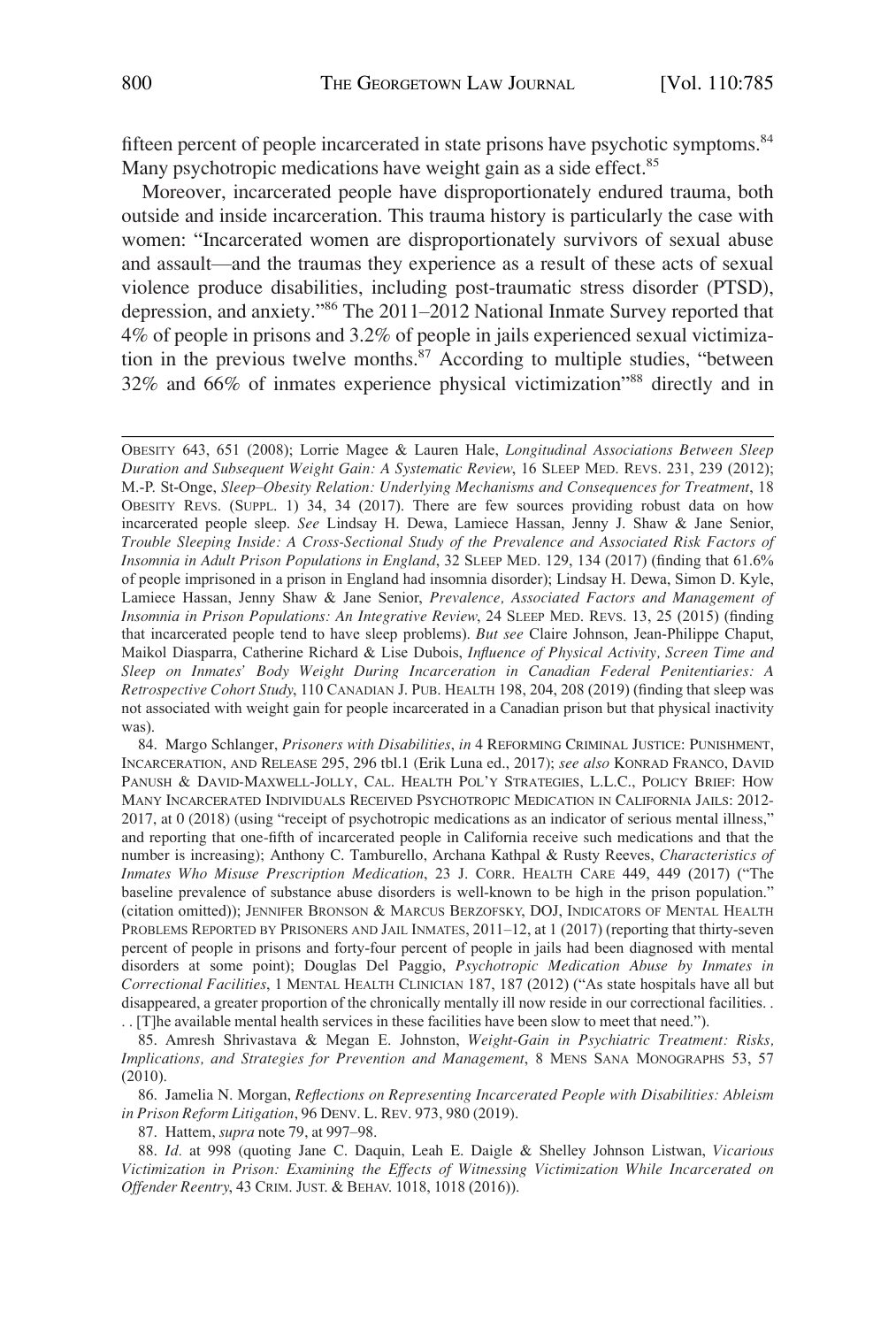fifteen percent of people incarcerated in state prisons have psychotic symptoms.[84] Many psychotropic medications have weight gain as a side effect.[85]

Moreover, incarcerated people have disproportionately endured trauma, both outside and inside incarceration. This trauma history is particularly the case with women: "Incarcerated women are disproportionately survivors of sexual abuse and assault—and the traumas they experience as a result of these acts of sexual violence produce disabilities, including post-traumatic stress disorder (PTSD), depression, and anxiety."[86] The 2011–2012 National Inmate Survey reported that 4% of people in prisons and 3.2% of people in jails experienced sexual victimization in the previous twelve months.[87] According to multiple studies, "between 32% and 66% of inmates experience physical victimization"[88] directly and in

---

OBESITY 643, 651 (2008); Lorrie Magee & Lauren Hale, *Longitudinal Associations Between Sleep Duration and Subsequent Weight Gain: A Systematic Review*, 16 SLEEP MED. REVS. 231, 239 (2012); M.-P. St-Onge, *Sleep–Obesity Relation: Underlying Mechanisms and Consequences for Treatment*, 18 OBESITY REVS. (SUPPL. 1) 34, 34 (2017). There are few sources providing robust data on how incarcerated people sleep. *See* Lindsay H. Dewa, Lamiece Hassan, Jenny J. Shaw & Jane Senior, *Trouble Sleeping Inside: A Cross-Sectional Study of the Prevalence and Associated Risk Factors of Insomnia in Adult Prison Populations in England*, 32 SLEEP MED. 129, 134 (2017) (finding that 61.6% of people imprisoned in a prison in England had insomnia disorder); Lindsay H. Dewa, Simon D. Kyle, Lamiece Hassan, Jenny Shaw & Jane Senior, *Prevalence, Associated Factors and Management of Insomnia in Prison Populations: An Integrative Review*, 24 SLEEP MED. REVS. 13, 25 (2015) (finding that incarcerated people tend to have sleep problems). *But see* Claire Johnson, Jean-Philippe Chaput, Maikol Diasparra, Catherine Richard & Lise Dubois, *Influence of Physical Activity, Screen Time and Sleep on Inmates' Body Weight During Incarceration in Canadian Federal Penitentiaries: A Retrospective Cohort Study*, 110 CANADIAN J. PUB. HEALTH 198, 204, 208 (2019) (finding that sleep was not associated with weight gain for people incarcerated in a Canadian prison but that physical inactivity was).

84. Margo Schlanger, *Prisoners with Disabilities*, *in* 4 REFORMING CRIMINAL JUSTICE: PUNISHMENT, INCARCERATION, AND RELEASE 295, 296 tbl.1 (Erik Luna ed., 2017); *see also* KONRAD FRANCO, DAVID PANUSH & DAVID-MAXWELL-JOLLY, CAL. HEALTH POL'Y STRATEGIES, L.L.C., POLICY BRIEF: HOW MANY INCARCERATED INDIVIDUALS RECEIVED PSYCHOTROPIC MEDICATION IN CALIFORNIA JAILS: 2012-2017, at 0 (2018) (using "receipt of psychotropic medications as an indicator of serious mental illness," and reporting that one-fifth of incarcerated people in California receive such medications and that the number is increasing); Anthony C. Tamburello, Archana Kathpal & Rusty Reeves, *Characteristics of Inmates Who Misuse Prescription Medication*, 23 J. CORR. HEALTH CARE 449, 449 (2017) ("The baseline prevalence of substance abuse disorders is well-known to be high in the prison population." (citation omitted)); JENNIFER BRONSON & MARCUS BERZOFSKY, DOJ, INDICATORS OF MENTAL HEALTH PROBLEMS REPORTED BY PRISONERS AND JAIL INMATES, 2011–12, at 1 (2017) (reporting that thirty-seven percent of people in prisons and forty-four percent of people in jails had been diagnosed with mental disorders at some point); Douglas Del Paggio, *Psychotropic Medication Abuse by Inmates in Correctional Facilities*, 1 MENTAL HEALTH CLINICIAN 187, 187 (2012) ("As state hospitals have all but disappeared, a greater proportion of the chronically mentally ill now reside in our correctional facilities. . . . [T]he available mental health services in these facilities have been slow to meet that need.").

85. Amresh Shrivastava & Megan E. Johnston, *Weight-Gain in Psychiatric Treatment: Risks, Implications, and Strategies for Prevention and Management*, 8 MENS SANA MONOGRAPHS 53, 57 (2010).

86. Jamelia N. Morgan, *Reflections on Representing Incarcerated People with Disabilities: Ableism in Prison Reform Litigation*, 96 DENV. L. REV. 973, 980 (2019).

87. Hattem, *supra* note 79, at 997–98.

88. *Id.* at 998 (quoting Jane C. Daquin, Leah E. Daigle & Shelley Johnson Listwan, *Vicarious Victimization in Prison: Examining the Effects of Witnessing Victimization While Incarcerated on Offender Reentry*, 43 CRIM. JUST. & BEHAV. 1018, 1018 (2016)).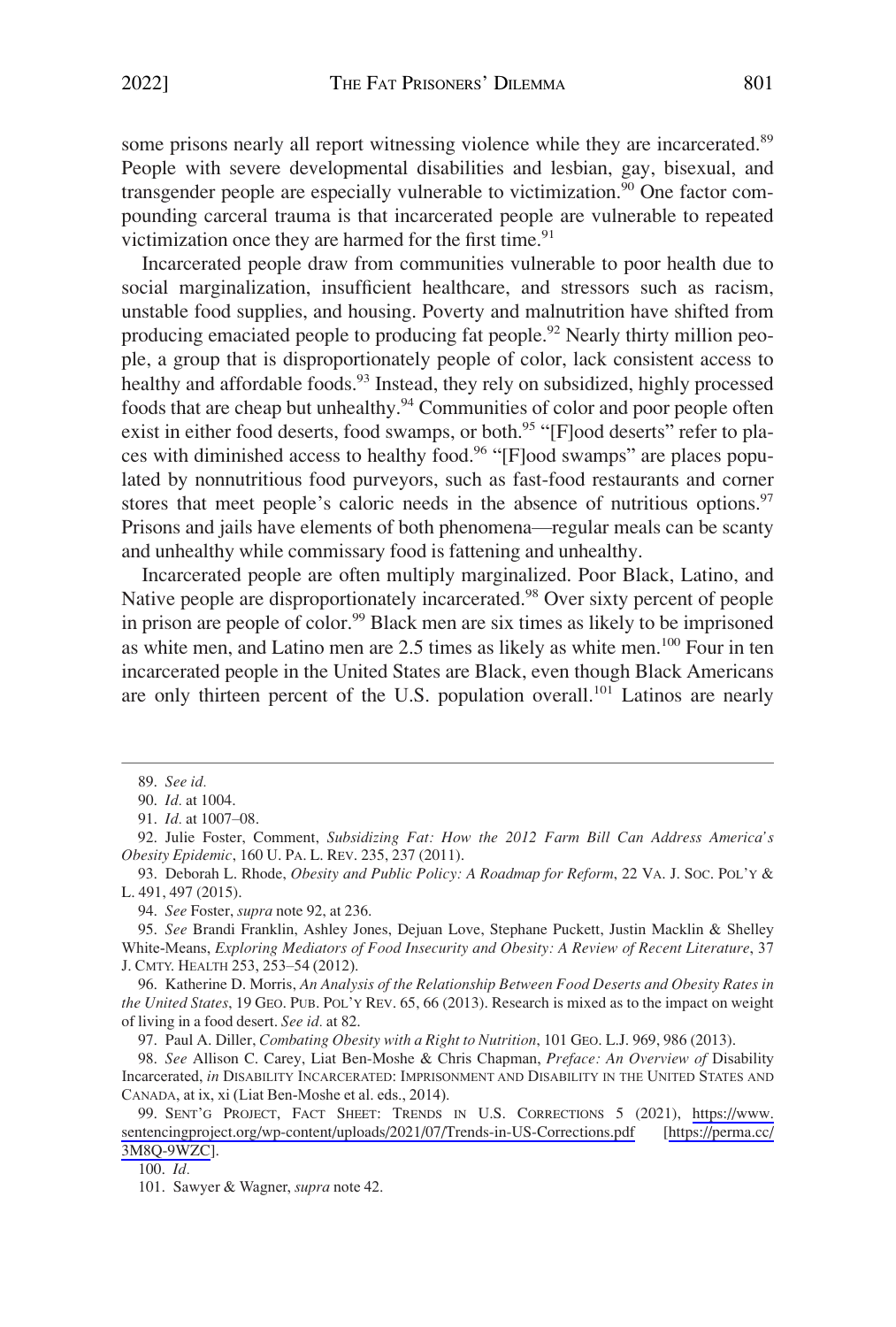some prisons nearly all report witnessing violence while they are incarcerated.[89] People with severe developmental disabilities and lesbian, gay, bisexual, and transgender people are especially vulnerable to victimization.[90] One factor compounding carceral trauma is that incarcerated people are vulnerable to repeated victimization once they are harmed for the first time.[91]

Incarcerated people draw from communities vulnerable to poor health due to social marginalization, insufficient healthcare, and stressors such as racism, unstable food supplies, and housing. Poverty and malnutrition have shifted from producing emaciated people to producing fat people.[92] Nearly thirty million people, a group that is disproportionately people of color, lack consistent access to healthy and affordable foods.[93] Instead, they rely on subsidized, highly processed foods that are cheap but unhealthy.[94] Communities of color and poor people often exist in either food deserts, food swamps, or both.[95] "[F]ood deserts" refer to places with diminished access to healthy food.[96] "[F]ood swamps" are places populated by nonnutritious food purveyors, such as fast-food restaurants and corner stores that meet people's caloric needs in the absence of nutritious options.[97] Prisons and jails have elements of both phenomena—regular meals can be scanty and unhealthy while commissary food is fattening and unhealthy.

Incarcerated people are often multiply marginalized. Poor Black, Latino, and Native people are disproportionately incarcerated.[98] Over sixty percent of people in prison are people of color.[99] Black men are six times as likely to be imprisoned as white men, and Latino men are 2.5 times as likely as white men.[100] Four in ten incarcerated people in the United States are Black, even though Black Americans are only thirteen percent of the U.S. population overall.[101] Latinos are nearly

---

89. *See id.*

90. *Id.* at 1004.

91. *Id.* at 1007–08.

92. Julie Foster, Comment, *Subsidizing Fat: How the 2012 Farm Bill Can Address America's Obesity Epidemic*, 160 U. PA. L. REV. 235, 237 (2011).

93. Deborah L. Rhode, *Obesity and Public Policy: A Roadmap for Reform*, 22 VA. J. SOC. POL'Y & L. 491, 497 (2015).

94. *See* Foster, *supra* note 92, at 236.

95. *See* Brandi Franklin, Ashley Jones, Dejuan Love, Stephane Puckett, Justin Macklin & Shelley White-Means, *Exploring Mediators of Food Insecurity and Obesity: A Review of Recent Literature*, 37 J. CMTY. HEALTH 253, 253–54 (2012).

96. Katherine D. Morris, *An Analysis of the Relationship Between Food Deserts and Obesity Rates in the United States*, 19 GEO. PUB. POL'Y REV. 65, 66 (2013). Research is mixed as to the impact on weight of living in a food desert. *See id.* at 82.

97. Paul A. Diller, *Combating Obesity with a Right to Nutrition*, 101 GEO. L.J. 969, 986 (2013).

98. *See* Allison C. Carey, Liat Ben-Moshe & Chris Chapman, *Preface: An Overview of* Disability Incarcerated, *in* DISABILITY INCARCERATED: IMPRISONMENT AND DISABILITY IN THE UNITED STATES AND CANADA, at ix, xi (Liat Ben-Moshe et al. eds., 2014).

99. SENT'G PROJECT, FACT SHEET: TRENDS IN U.S. CORRECTIONS 5 (2021), https://www.sentencingproject.org/wp-content/uploads/2021/07/Trends-in-US-Corrections.pdf [https://perma.cc/3M8Q-9WZC].

100. *Id.*

101. Sawyer & Wagner, *supra* note 42.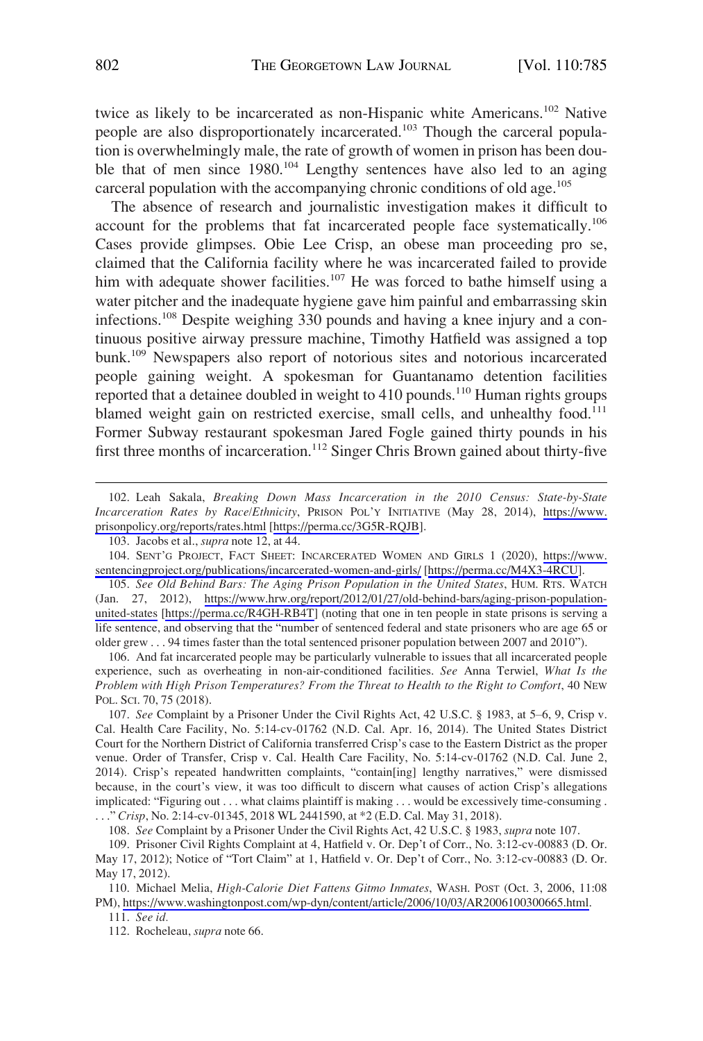twice as likely to be incarcerated as non-Hispanic white Americans.[102] Native people are also disproportionately incarcerated.[103] Though the carceral population is overwhelmingly male, the rate of growth of women in prison has been double that of men since 1980.[104] Lengthy sentences have also led to an aging carceral population with the accompanying chronic conditions of old age.[105]

The absence of research and journalistic investigation makes it difficult to account for the problems that fat incarcerated people face systematically.[106] Cases provide glimpses. Obie Lee Crisp, an obese man proceeding pro se, claimed that the California facility where he was incarcerated failed to provide him with adequate shower facilities.[107] He was forced to bathe himself using a water pitcher and the inadequate hygiene gave him painful and embarrassing skin infections.[108] Despite weighing 330 pounds and having a knee injury and a continuous positive airway pressure machine, Timothy Hatfield was assigned a top bunk.[109] Newspapers also report of notorious sites and notorious incarcerated people gaining weight. A spokesman for Guantanamo detention facilities reported that a detainee doubled in weight to 410 pounds.[110] Human rights groups blamed weight gain on restricted exercise, small cells, and unhealthy food.[111] Former Subway restaurant spokesman Jared Fogle gained thirty pounds in his first three months of incarceration.[112] Singer Chris Brown gained about thirty-five

---

102. Leah Sakala, *Breaking Down Mass Incarceration in the 2010 Census: State-by-State Incarceration Rates by Race/Ethnicity*, PRISON POL'Y INITIATIVE (May 28, 2014), https://www.prisonpolicy.org/reports/rates.html [https://perma.cc/3G5R-RQJB].

103. Jacobs et al., *supra* note 12, at 44.

104. SENT'G PROJECT, FACT SHEET: INCARCERATED WOMEN AND GIRLS 1 (2020), https://www.sentencingproject.org/publications/incarcerated-women-and-girls/ [https://perma.cc/M4X3-4RCU].

105. *See Old Behind Bars: The Aging Prison Population in the United States*, HUM. RTS. WATCH (Jan. 27, 2012), https://www.hrw.org/report/2012/01/27/old-behind-bars/aging-prison-population-united-states [https://perma.cc/R4GH-RB4T] (noting that one in ten people in state prisons is serving a life sentence, and observing that the "number of sentenced federal and state prisoners who are age 65 or older grew . . . 94 times faster than the total sentenced prisoner population between 2007 and 2010").

106. And fat incarcerated people may be particularly vulnerable to issues that all incarcerated people experience, such as overheating in non-air-conditioned facilities. *See* Anna Terwiel, *What Is the Problem with High Prison Temperatures? From the Threat to Health to the Right to Comfort*, 40 NEW POL. SCI. 70, 75 (2018).

107. *See* Complaint by a Prisoner Under the Civil Rights Act, 42 U.S.C. § 1983, at 5–6, 9, Crisp v. Cal. Health Care Facility, No. 5:14-cv-01762 (N.D. Cal. Apr. 16, 2014). The United States District Court for the Northern District of California transferred Crisp's case to the Eastern District as the proper venue. Order of Transfer, Crisp v. Cal. Health Care Facility, No. 5:14-cv-01762 (N.D. Cal. June 2, 2014). Crisp's repeated handwritten complaints, "contain[ing] lengthy narratives," were dismissed because, in the court's view, it was too difficult to discern what causes of action Crisp's allegations implicated: "Figuring out . . . what claims plaintiff is making . . . would be excessively time-consuming . . . ." *Crisp*, No. 2:14-cv-01345, 2018 WL 2441590, at *2 (E.D. Cal. May 31, 2018).

108. *See* Complaint by a Prisoner Under the Civil Rights Act, 42 U.S.C. § 1983, *supra* note 107.

109. Prisoner Civil Rights Complaint at 4, Hatfield v. Or. Dep't of Corr., No. 3:12-cv-00883 (D. Or. May 17, 2012); Notice of "Tort Claim" at 1, Hatfield v. Or. Dep't of Corr., No. 3:12-cv-00883 (D. Or. May 17, 2012).

110. Michael Melia, *High-Calorie Diet Fattens Gitmo Inmates*, WASH. POST (Oct. 3, 2006, 11:08 PM), https://www.washingtonpost.com/wp-dyn/content/article/2006/10/03/AR2006100300665.html.

111. *See id.*

112. Rocheleau, *supra* note 66.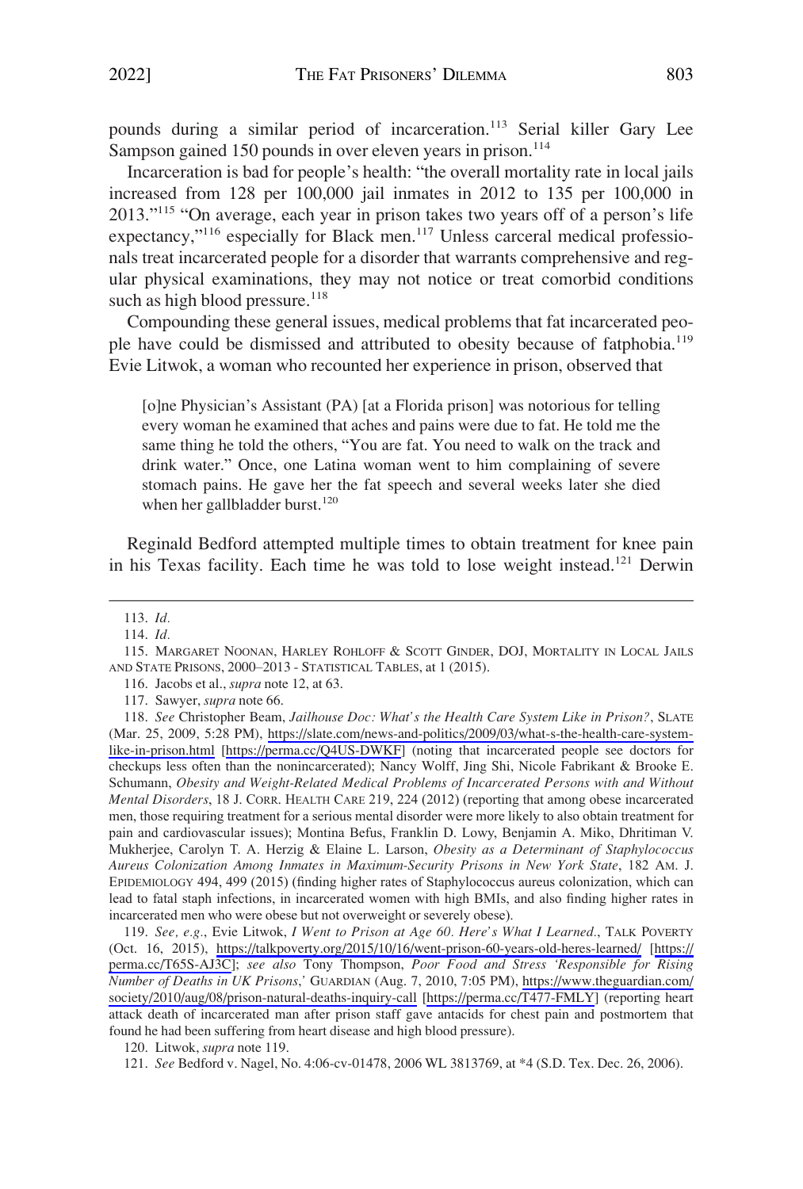pounds during a similar period of incarceration.[113] Serial killer Gary Lee Sampson gained 150 pounds in over eleven years in prison.[114]

Incarceration is bad for people's health: "the overall mortality rate in local jails increased from 128 per 100,000 jail inmates in 2012 to 135 per 100,000 in 2013."[115] "On average, each year in prison takes two years off of a person's life expectancy,"[116] especially for Black men.[117] Unless carceral medical professionals treat incarcerated people for a disorder that warrants comprehensive and regular physical examinations, they may not notice or treat comorbid conditions such as high blood pressure.[118]

Compounding these general issues, medical problems that fat incarcerated people have could be dismissed and attributed to obesity because of fatphobia.[119] Evie Litwok, a woman who recounted her experience in prison, observed that

> [o]ne Physician's Assistant (PA) [at a Florida prison] was notorious for telling every woman he examined that aches and pains were due to fat. He told me the same thing he told the others, "You are fat. You need to walk on the track and drink water." Once, one Latina woman went to him complaining of severe stomach pains. He gave her the fat speech and several weeks later she died when her gallbladder burst.[120]

Reginald Bedford attempted multiple times to obtain treatment for knee pain in his Texas facility. Each time he was told to lose weight instead.[121] Derwin

113. *Id.*

114. *Id.*

115. MARGARET NOONAN, HARLEY ROHLOFF & SCOTT GINDER, DOJ, MORTALITY IN LOCAL JAILS AND STATE PRISONS, 2000–2013 - STATISTICAL TABLES, at 1 (2015).

116. Jacobs et al., *supra* note 12, at 63.

117. Sawyer, *supra* note 66.

118. *See* Christopher Beam, *Jailhouse Doc: What's the Health Care System Like in Prison?*, SLATE (Mar. 25, 2009, 5:28 PM), https://slate.com/news-and-politics/2009/03/what-s-the-health-care-system-like-in-prison.html [https://perma.cc/Q4US-DWKF] (noting that incarcerated people see doctors for checkups less often than the nonincarcerated); Nancy Wolff, Jing Shi, Nicole Fabrikant & Brooke E. Schumann, *Obesity and Weight-Related Medical Problems of Incarcerated Persons with and Without Mental Disorders*, 18 J. CORR. HEALTH CARE 219, 224 (2012) (reporting that among obese incarcerated men, those requiring treatment for a serious mental disorder were more likely to also obtain treatment for pain and cardiovascular issues); Montina Befus, Franklin D. Lowy, Benjamin A. Miko, Dhritiman V. Mukherjee, Carolyn T. A. Herzig & Elaine L. Larson, *Obesity as a Determinant of Staphylococcus Aureus Colonization Among Inmates in Maximum-Security Prisons in New York State*, 182 AM. J. EPIDEMIOLOGY 494, 499 (2015) (finding higher rates of Staphylococcus aureus colonization, which can lead to fatal staph infections, in incarcerated women with high BMIs, and also finding higher rates in incarcerated men who were obese but not overweight or severely obese).

119. *See, e.g.*, Evie Litwok, *I Went to Prison at Age 60. Here's What I Learned.*, TALK POVERTY (Oct. 16, 2015), https://talkpoverty.org/2015/10/16/went-prison-60-years-old-heres-learned/ [https://perma.cc/T65S-AJ3C]; *see also* Tony Thompson, *Poor Food and Stress 'Responsible for Rising Number of Deaths in UK Prisons*,' GUARDIAN (Aug. 7, 2010, 7:05 PM), https://www.theguardian.com/society/2010/aug/08/prison-natural-deaths-inquiry-call [https://perma.cc/T477-FMLY] (reporting heart attack death of incarcerated man after prison staff gave antacids for chest pain and postmortem that found he had been suffering from heart disease and high blood pressure).

120. Litwok, *supra* note 119.

121. *See* Bedford v. Nagel, No. 4:06-cv-01478, 2006 WL 3813769, at *4 (S.D. Tex. Dec. 26, 2006).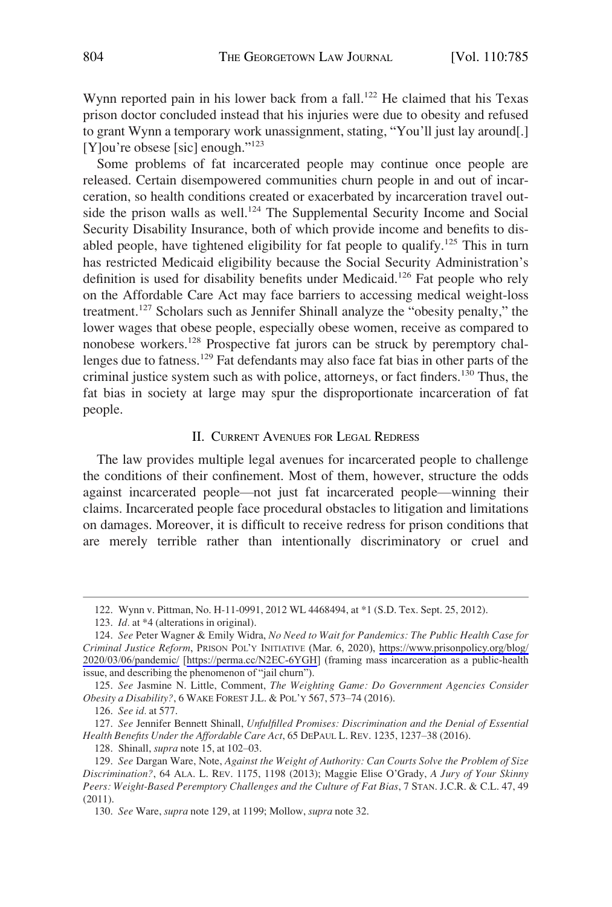Wynn reported pain in his lower back from a fall.[122] He claimed that his Texas prison doctor concluded instead that his injuries were due to obesity and refused to grant Wynn a temporary work unassignment, stating, "You'll just lay around[.] [Y]ou're obsese [sic] enough."[123]

Some problems of fat incarcerated people may continue once people are released. Certain disempowered communities churn people in and out of incarceration, so health conditions created or exacerbated by incarceration travel outside the prison walls as well.[124] The Supplemental Security Income and Social Security Disability Insurance, both of which provide income and benefits to disabled people, have tightened eligibility for fat people to qualify.[125] This in turn has restricted Medicaid eligibility because the Social Security Administration's definition is used for disability benefits under Medicaid.[126] Fat people who rely on the Affordable Care Act may face barriers to accessing medical weight-loss treatment.[127] Scholars such as Jennifer Shinall analyze the "obesity penalty," the lower wages that obese people, especially obese women, receive as compared to nonobese workers.[128] Prospective fat jurors can be struck by peremptory challenges due to fatness.[129] Fat defendants may also face fat bias in other parts of the criminal justice system such as with police, attorneys, or fact finders.[130] Thus, the fat bias in society at large may spur the disproportionate incarceration of fat people.

## II. Current Avenues for Legal Redress

The law provides multiple legal avenues for incarcerated people to challenge the conditions of their confinement. Most of them, however, structure the odds against incarcerated people—not just fat incarcerated people—winning their claims. Incarcerated people face procedural obstacles to litigation and limitations on damages. Moreover, it is difficult to receive redress for prison conditions that are merely terrible rather than intentionally discriminatory or cruel and

---

122. Wynn v. Pittman, No. H-11-0991, 2012 WL 4468494, at *1 (S.D. Tex. Sept. 25, 2012).

123. *Id.* at *4 (alterations in original).

124. *See* Peter Wagner & Emily Widra, *No Need to Wait for Pandemics: The Public Health Case for Criminal Justice Reform*, Prison Pol'y Initiative (Mar. 6, 2020), https://www.prisonpolicy.org/blog/2020/03/06/pandemic/ [https://perma.cc/N2EC-6YGH] (framing mass incarceration as a public-health issue, and describing the phenomenon of "jail churn").

125. *See* Jasmine N. Little, Comment, *The Weighting Game: Do Government Agencies Consider Obesity a Disability?*, 6 Wake Forest J.L. & Pol'y 567, 573–74 (2016).

126. *See id.* at 577.

127. *See* Jennifer Bennett Shinall, *Unfulfilled Promises: Discrimination and the Denial of Essential Health Benefits Under the Affordable Care Act*, 65 DePaul L. Rev. 1235, 1237–38 (2016).

128. Shinall, *supra* note 15, at 102–03.

129. *See* Dargan Ware, Note, *Against the Weight of Authority: Can Courts Solve the Problem of Size Discrimination?*, 64 Ala. L. Rev. 1175, 1198 (2013); Maggie Elise O'Grady, *A Jury of Your Skinny Peers: Weight-Based Peremptory Challenges and the Culture of Fat Bias*, 7 Stan. J.C.R. & C.L. 47, 49 (2011).

130. *See* Ware, *supra* note 129, at 1199; Mollow, *supra* note 32.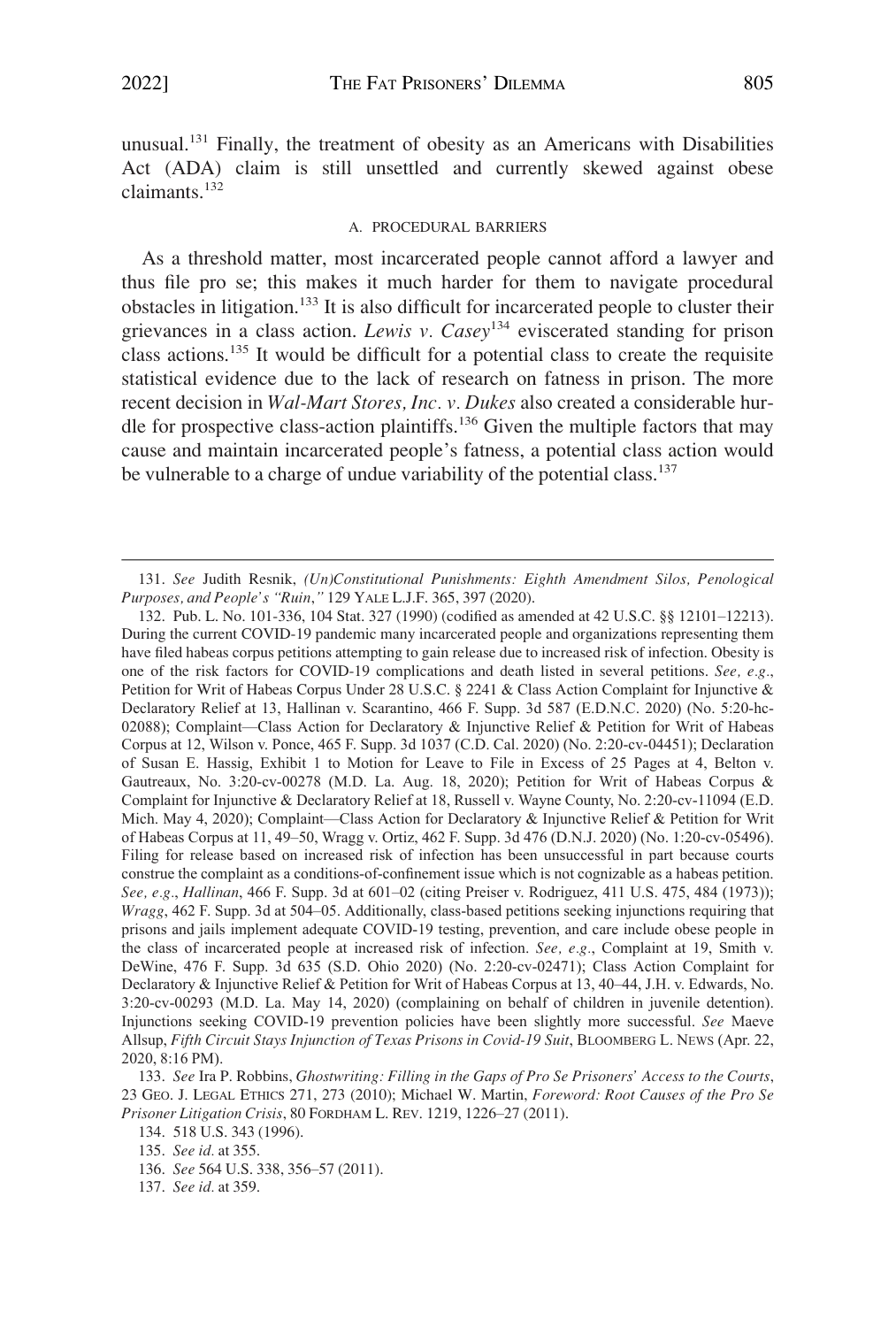unusual.[131] Finally, the treatment of obesity as an Americans with Disabilities Act (ADA) claim is still unsettled and currently skewed against obese claimants.[132]

### A. PROCEDURAL BARRIERS

As a threshold matter, most incarcerated people cannot afford a lawyer and thus file pro se; this makes it much harder for them to navigate procedural obstacles in litigation.[133] It is also difficult for incarcerated people to cluster their grievances in a class action. *Lewis v. Casey*[134] eviscerated standing for prison class actions.[135] It would be difficult for a potential class to create the requisite statistical evidence due to the lack of research on fatness in prison. The more recent decision in *Wal-Mart Stores, Inc. v. Dukes* also created a considerable hurdle for prospective class-action plaintiffs.[136] Given the multiple factors that may cause and maintain incarcerated people's fatness, a potential class action would be vulnerable to a charge of undue variability of the potential class.[137]

---

131. *See* Judith Resnik, *(Un)Constitutional Punishments: Eighth Amendment Silos, Penological Purposes, and People's "Ruin,"* 129 YALE L.J.F. 365, 397 (2020).

132. Pub. L. No. 101-336, 104 Stat. 327 (1990) (codified as amended at 42 U.S.C. §§ 12101–12213). During the current COVID-19 pandemic many incarcerated people and organizations representing them have filed habeas corpus petitions attempting to gain release due to increased risk of infection. Obesity is one of the risk factors for COVID-19 complications and death listed in several petitions. *See, e.g.*, Petition for Writ of Habeas Corpus Under 28 U.S.C. § 2241 & Class Action Complaint for Injunctive & Declaratory Relief at 13, Hallinan v. Scarantino, 466 F. Supp. 3d 587 (E.D.N.C. 2020) (No. 5:20-hc-02088); Complaint—Class Action for Declaratory & Injunctive Relief & Petition for Writ of Habeas Corpus at 12, Wilson v. Ponce, 465 F. Supp. 3d 1037 (C.D. Cal. 2020) (No. 2:20-cv-04451); Declaration of Susan E. Hassig, Exhibit 1 to Motion for Leave to File in Excess of 25 Pages at 4, Belton v. Gautreaux, No. 3:20-cv-00278 (M.D. La. Aug. 18, 2020); Petition for Writ of Habeas Corpus & Complaint for Injunctive & Declaratory Relief at 18, Russell v. Wayne County, No. 2:20-cv-11094 (E.D. Mich. May 4, 2020); Complaint—Class Action for Declaratory & Injunctive Relief & Petition for Writ of Habeas Corpus at 11, 49–50, Wragg v. Ortiz, 462 F. Supp. 3d 476 (D.N.J. 2020) (No. 1:20-cv-05496). Filing for release based on increased risk of infection has been unsuccessful in part because courts construe the complaint as a conditions-of-confinement issue which is not cognizable as a habeas petition. *See, e.g.*, *Hallinan*, 466 F. Supp. 3d at 601–02 (citing Preiser v. Rodriguez, 411 U.S. 475, 484 (1973)); *Wragg*, 462 F. Supp. 3d at 504–05. Additionally, class-based petitions seeking injunctions requiring that prisons and jails implement adequate COVID-19 testing, prevention, and care include obese people in the class of incarcerated people at increased risk of infection. *See, e.g.*, Complaint at 19, Smith v. DeWine, 476 F. Supp. 3d 635 (S.D. Ohio 2020) (No. 2:20-cv-02471); Class Action Complaint for Declaratory & Injunctive Relief & Petition for Writ of Habeas Corpus at 13, 40–44, J.H. v. Edwards, No. 3:20-cv-00293 (M.D. La. May 14, 2020) (complaining on behalf of children in juvenile detention). Injunctions seeking COVID-19 prevention policies have been slightly more successful. *See* Maeve Allsup, *Fifth Circuit Stays Injunction of Texas Prisons in Covid-19 Suit*, BLOOMBERG L. NEWS (Apr. 22, 2020, 8:16 PM).

133. *See* Ira P. Robbins, *Ghostwriting: Filling in the Gaps of Pro Se Prisoners' Access to the Courts*, 23 GEO. J. LEGAL ETHICS 271, 273 (2010); Michael W. Martin, *Foreword: Root Causes of the Pro Se Prisoner Litigation Crisis*, 80 FORDHAM L. REV. 1219, 1226–27 (2011).

134. 518 U.S. 343 (1996).

135. *See id.* at 355.

136. *See* 564 U.S. 338, 356–57 (2011).

137. *See id.* at 359.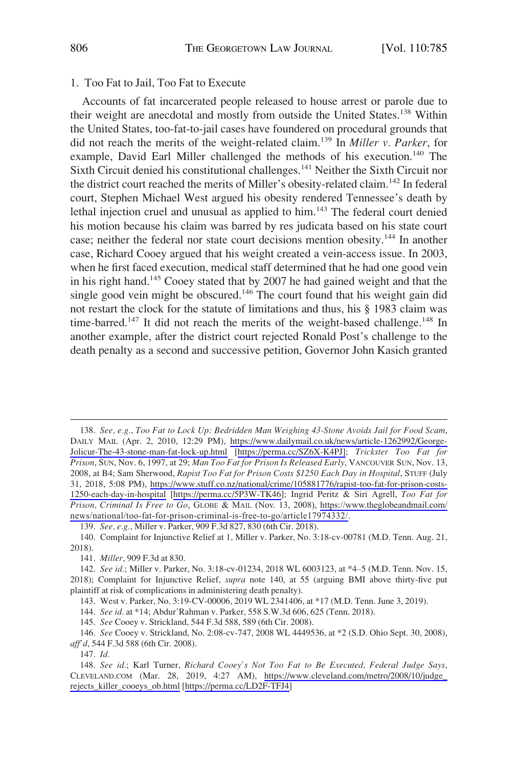### 1. Too Fat to Jail, Too Fat to Execute

Accounts of fat incarcerated people released to house arrest or parole due to their weight are anecdotal and mostly from outside the United States.[138] Within the United States, too-fat-to-jail cases have foundered on procedural grounds that did not reach the merits of the weight-related claim.[139] In *Miller v. Parker*, for example, David Earl Miller challenged the methods of his execution.[140] The Sixth Circuit denied his constitutional challenges.[141] Neither the Sixth Circuit nor the district court reached the merits of Miller's obesity-related claim.[142] In federal court, Stephen Michael West argued his obesity rendered Tennessee's death by lethal injection cruel and unusual as applied to him.[143] The federal court denied his motion because his claim was barred by res judicata based on his state court case; neither the federal nor state court decisions mention obesity.[144] In another case, Richard Cooey argued that his weight created a vein-access issue. In 2003, when he first faced execution, medical staff determined that he had one good vein in his right hand.[145] Cooey stated that by 2007 he had gained weight and that the single good vein might be obscured.[146] The court found that his weight gain did not restart the clock for the statute of limitations and thus, his § 1983 claim was time-barred.[147] It did not reach the merits of the weight-based challenge.[148] In another example, after the district court rejected Ronald Post's challenge to the death penalty as a second and successive petition, Governor John Kasich granted

---

138. *See, e.g.*, *Too Fat to Lock Up: Bedridden Man Weighing 43-Stone Avoids Jail for Food Scam*, DAILY MAIL (Apr. 2, 2010, 12:29 PM), https://www.dailymail.co.uk/news/article-1262992/George-Jolicur-The-43-stone-man-fat-lock-up.html [https://perma.cc/SZ6X-K4PJ]; *Trickster Too Fat for Prison*, SUN, Nov. 6, 1997, at 29; *Man Too Fat for Prison Is Released Early*, VANCOUVER SUN, Nov. 13, 2008, at B4; Sam Sherwood, *Rapist Too Fat for Prison Costs $1250 Each Day in Hospital*, STUFF (July 31, 2018, 5:08 PM), https://www.stuff.co.nz/national/crime/105881776/rapist-too-fat-for-prison-costs-1250-each-day-in-hospital [https://perma.cc/5P3W-TK46]; Ingrid Peritz & Siri Agrell, *Too Fat for Prison, Criminal Is Free to Go*, GLOBE & MAIL (Nov. 13, 2008), https://www.theglobeandmail.com/news/national/too-fat-for-prison-criminal-is-free-to-go/article17974332/.

139. *See, e.g.*, Miller v. Parker, 909 F.3d 827, 830 (6th Cir. 2018).

140. Complaint for Injunctive Relief at 1, Miller v. Parker, No. 3:18-cv-00781 (M.D. Tenn. Aug. 21, 2018).

141. *Miller*, 909 F.3d at 830.

142. *See id.*; Miller v. Parker, No. 3:18-cv-01234, 2018 WL 6003123, at *4–5 (M.D. Tenn. Nov. 15, 2018); Complaint for Injunctive Relief, *supra* note 140, at 55 (arguing BMI above thirty-five put plaintiff at risk of complications in administering death penalty).

143. West v. Parker, No. 3:19-CV-00006, 2019 WL 2341406, at *17 (M.D. Tenn. June 3, 2019).

144. *See id.* at *14; Abdur'Rahman v. Parker, 558 S.W.3d 606, 625 (Tenn. 2018).

145. *See* Cooey v. Strickland, 544 F.3d 588, 589 (6th Cir. 2008).

146. *See* Cooey v. Strickland, No. 2:08-cv-747, 2008 WL 4449536, at *2 (S.D. Ohio Sept. 30, 2008), *aff'd*, 544 F.3d 588 (6th Cir. 2008).

147. *Id.*

148. *See id.*; Karl Turner, *Richard Cooey's Not Too Fat to Be Executed, Federal Judge Says*, CLEVELAND.COM (Mar. 28, 2019, 4:27 AM), https://www.cleveland.com/metro/2008/10/judge_rejects_killer_cooeys_ob.html [https://perma.cc/LD2F-TFJ4]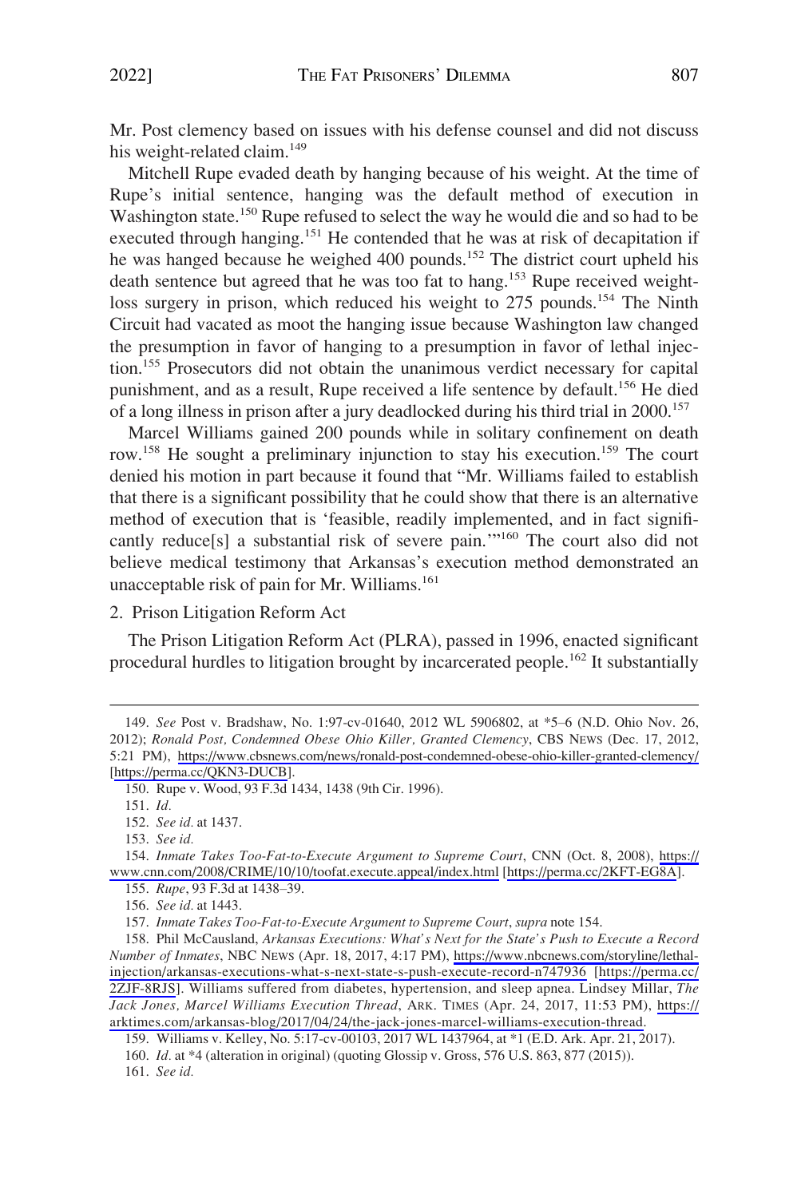Mr. Post clemency based on issues with his defense counsel and did not discuss his weight-related claim.[149]

Mitchell Rupe evaded death by hanging because of his weight. At the time of Rupe's initial sentence, hanging was the default method of execution in Washington state.[150] Rupe refused to select the way he would die and so had to be executed through hanging.[151] He contended that he was at risk of decapitation if he was hanged because he weighed 400 pounds.[152] The district court upheld his death sentence but agreed that he was too fat to hang.[153] Rupe received weight-loss surgery in prison, which reduced his weight to 275 pounds.[154] The Ninth Circuit had vacated as moot the hanging issue because Washington law changed the presumption in favor of hanging to a presumption in favor of lethal injection.[155] Prosecutors did not obtain the unanimous verdict necessary for capital punishment, and as a result, Rupe received a life sentence by default.[156] He died of a long illness in prison after a jury deadlocked during his third trial in 2000.[157]

Marcel Williams gained 200 pounds while in solitary confinement on death row.[158] He sought a preliminary injunction to stay his execution.[159] The court denied his motion in part because it found that "Mr. Williams failed to establish that there is a significant possibility that he could show that there is an alternative method of execution that is 'feasible, readily implemented, and in fact significantly reduce[s] a substantial risk of severe pain.'"[160] The court also did not believe medical testimony that Arkansas's execution method demonstrated an unacceptable risk of pain for Mr. Williams.[161]

2. Prison Litigation Reform Act

The Prison Litigation Reform Act (PLRA), passed in 1996, enacted significant procedural hurdles to litigation brought by incarcerated people.[162] It substantially

---

149. *See* Post v. Bradshaw, No. 1:97-cv-01640, 2012 WL 5906802, at *5–6 (N.D. Ohio Nov. 26, 2012); *Ronald Post, Condemned Obese Ohio Killer, Granted Clemency*, CBS NEWS (Dec. 17, 2012, 5:21 PM), https://www.cbsnews.com/news/ronald-post-condemned-obese-ohio-killer-granted-clemency/ [https://perma.cc/QKN3-DUCB].

150. Rupe v. Wood, 93 F.3d 1434, 1438 (9th Cir. 1996).

151. *Id.*

152. *See id.* at 1437.

153. *See id.*

154. *Inmate Takes Too-Fat-to-Execute Argument to Supreme Court*, CNN (Oct. 8, 2008), https://www.cnn.com/2008/CRIME/10/10/toofat.execute.appeal/index.html [https://perma.cc/2KFT-EG8A].

155. *Rupe*, 93 F.3d at 1438–39.

156. *See id.* at 1443.

157. *Inmate Takes Too-Fat-to-Execute Argument to Supreme Court*, *supra* note 154.

158. Phil McCausland, *Arkansas Executions: What's Next for the State's Push to Execute a Record Number of Inmates*, NBC NEWS (Apr. 18, 2017, 4:17 PM), https://www.nbcnews.com/storyline/lethal-injection/arkansas-executions-what-s-next-state-s-push-execute-record-n747936 [https://perma.cc/2ZJF-8RJS]. Williams suffered from diabetes, hypertension, and sleep apnea. Lindsey Millar, *The Jack Jones, Marcel Williams Execution Thread*, ARK. TIMES (Apr. 24, 2017, 11:53 PM), https://arktimes.com/arkansas-blog/2017/04/24/the-jack-jones-marcel-williams-execution-thread.

159. Williams v. Kelley, No. 5:17-cv-00103, 2017 WL 1437964, at *1 (E.D. Ark. Apr. 21, 2017).

160. *Id.* at *4 (alteration in original) (quoting Glossip v. Gross, 576 U.S. 863, 877 (2015)).

161. *See id.*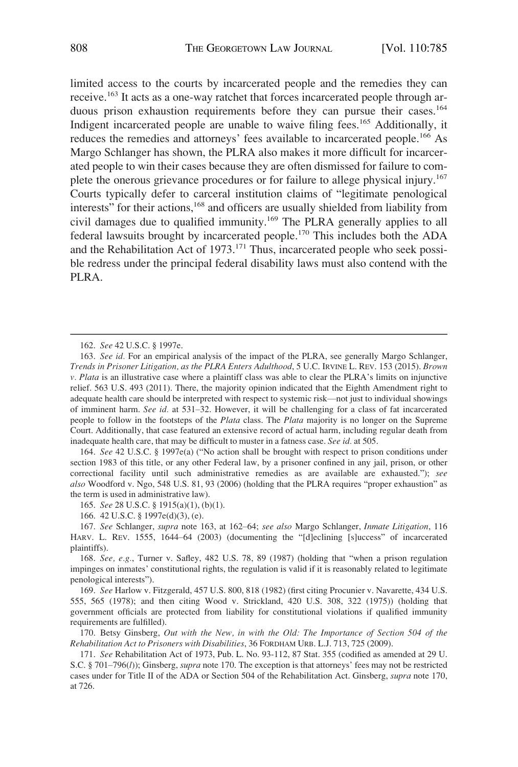limited access to the courts by incarcerated people and the remedies they can receive.[163] It acts as a one-way ratchet that forces incarcerated people through arduous prison exhaustion requirements before they can pursue their cases.[164] Indigent incarcerated people are unable to waive filing fees.[165] Additionally, it reduces the remedies and attorneys' fees available to incarcerated people.[166] As Margo Schlanger has shown, the PLRA also makes it more difficult for incarcerated people to win their cases because they are often dismissed for failure to complete the onerous grievance procedures or for failure to allege physical injury.[167] Courts typically defer to carceral institution claims of "legitimate penological interests" for their actions,[168] and officers are usually shielded from liability from civil damages due to qualified immunity.[169] The PLRA generally applies to all federal lawsuits brought by incarcerated people.[170] This includes both the ADA and the Rehabilitation Act of 1973.[171] Thus, incarcerated people who seek possible redress under the principal federal disability laws must also contend with the PLRA.

---

162. *See* 42 U.S.C. § 1997e.

163. *See id.* For an empirical analysis of the impact of the PLRA, see generally Margo Schlanger, *Trends in Prisoner Litigation, as the PLRA Enters Adulthood*, 5 U.C. IRVINE L. REV. 153 (2015). *Brown v. Plata* is an illustrative case where a plaintiff class was able to clear the PLRA's limits on injunctive relief. 563 U.S. 493 (2011). There, the majority opinion indicated that the Eighth Amendment right to adequate health care should be interpreted with respect to systemic risk—not just to individual showings of imminent harm. *See id.* at 531–32. However, it will be challenging for a class of fat incarcerated people to follow in the footsteps of the *Plata* class. The *Plata* majority is no longer on the Supreme Court. Additionally, that case featured an extensive record of actual harm, including regular death from inadequate health care, that may be difficult to muster in a fatness case. *See id.* at 505.

164. *See* 42 U.S.C. § 1997e(a) ("No action shall be brought with respect to prison conditions under section 1983 of this title, or any other Federal law, by a prisoner confined in any jail, prison, or other correctional facility until such administrative remedies as are available are exhausted."); *see also* Woodford v. Ngo, 548 U.S. 81, 93 (2006) (holding that the PLRA requires "proper exhaustion" as the term is used in administrative law).

165. *See* 28 U.S.C. § 1915(a)(1), (b)(1).

166. 42 U.S.C. § 1997e(d)(3), (e).

167. *See* Schlanger, *supra* note 163, at 162–64; *see also* Margo Schlanger, *Inmate Litigation*, 116 HARV. L. REV. 1555, 1644–64 (2003) (documenting the "[d]eclining [s]uccess" of incarcerated plaintiffs).

168. *See, e.g.*, Turner v. Safley, 482 U.S. 78, 89 (1987) (holding that "when a prison regulation impinges on inmates' constitutional rights, the regulation is valid if it is reasonably related to legitimate penological interests").

169. *See* Harlow v. Fitzgerald, 457 U.S. 800, 818 (1982) (first citing Procunier v. Navarette, 434 U.S. 555, 565 (1978); and then citing Wood v. Strickland, 420 U.S. 308, 322 (1975)) (holding that government officials are protected from liability for constitutional violations if qualified immunity requirements are fulfilled).

170. Betsy Ginsberg, *Out with the New, in with the Old: The Importance of Section 504 of the Rehabilitation Act to Prisoners with Disabilities*, 36 FORDHAM URB. L.J. 713, 725 (2009).

171. *See* Rehabilitation Act of 1973, Pub. L. No. 93-112, 87 Stat. 355 (codified as amended at 29 U.S.C. § 701–796(*l*)); Ginsberg, *supra* note 170. The exception is that attorneys' fees may not be restricted cases under for Title II of the ADA or Section 504 of the Rehabilitation Act. Ginsberg, *supra* note 170, at 726.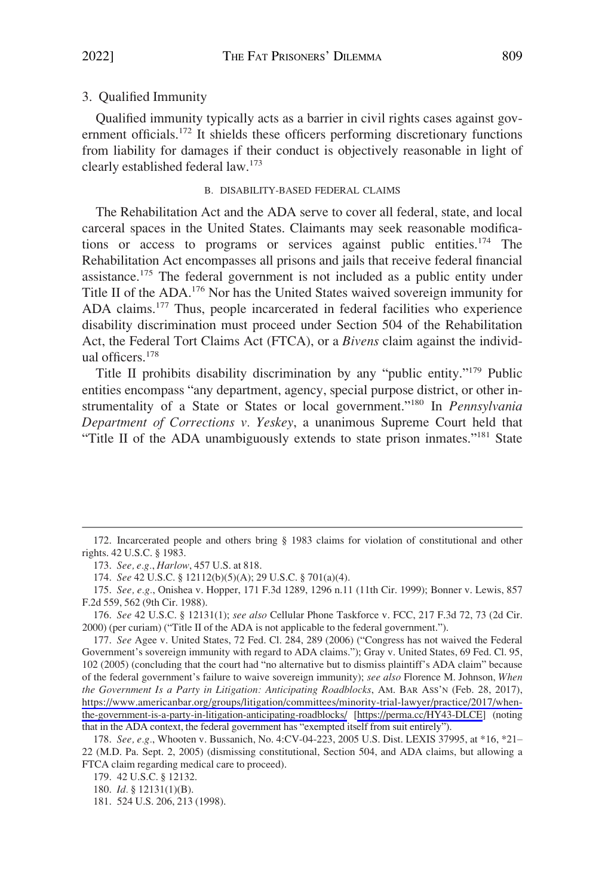### 3. Qualified Immunity

Qualified immunity typically acts as a barrier in civil rights cases against government officials.[172] It shields these officers performing discretionary functions from liability for damages if their conduct is objectively reasonable in light of clearly established federal law.[173]

#### B. Disability-Based Federal Claims

The Rehabilitation Act and the ADA serve to cover all federal, state, and local carceral spaces in the United States. Claimants may seek reasonable modifications or access to programs or services against public entities.[174] The Rehabilitation Act encompasses all prisons and jails that receive federal financial assistance.[175] The federal government is not included as a public entity under Title II of the ADA.[176] Nor has the United States waived sovereign immunity for ADA claims.[177] Thus, people incarcerated in federal facilities who experience disability discrimination must proceed under Section 504 of the Rehabilitation Act, the Federal Tort Claims Act (FTCA), or a *Bivens* claim against the individual officers.[178]

Title II prohibits disability discrimination by any "public entity."[179] Public entities encompass "any department, agency, special purpose district, or other instrumentality of a State or States or local government."[180] In *Pennsylvania Department of Corrections v. Yeskey*, a unanimous Supreme Court held that "Title II of the ADA unambiguously extends to state prison inmates."[181] State

---

172. Incarcerated people and others bring § 1983 claims for violation of constitutional and other rights. 42 U.S.C. § 1983.

173. *See, e.g.*, *Harlow*, 457 U.S. at 818.

174. *See* 42 U.S.C. § 12112(b)(5)(A); 29 U.S.C. § 701(a)(4).

175. *See, e.g.*, Onishea v. Hopper, 171 F.3d 1289, 1296 n.11 (11th Cir. 1999); Bonner v. Lewis, 857 F.2d 559, 562 (9th Cir. 1988).

176. *See* 42 U.S.C. § 12131(1); *see also* Cellular Phone Taskforce v. FCC, 217 F.3d 72, 73 (2d Cir. 2000) (per curiam) ("Title II of the ADA is not applicable to the federal government.").

177. *See* Agee v. United States, 72 Fed. Cl. 284, 289 (2006) ("Congress has not waived the Federal Government's sovereign immunity with regard to ADA claims."); Gray v. United States, 69 Fed. Cl. 95, 102 (2005) (concluding that the court had "no alternative but to dismiss plaintiff's ADA claim" because of the federal government's failure to waive sovereign immunity); *see also* Florence M. Johnson, *When the Government Is a Party in Litigation: Anticipating Roadblocks*, AM. BAR ASS'N (Feb. 28, 2017), https://www.americanbar.org/groups/litigation/committees/minority-trial-lawyer/practice/2017/when-the-government-is-a-party-in-litigation-anticipating-roadblocks/ [https://perma.cc/HY43-DLCE] (noting that in the ADA context, the federal government has "exempted itself from suit entirely").

178. *See, e.g.*, Whooten v. Bussanich, No. 4:CV-04-223, 2005 U.S. Dist. LEXIS 37995, at *16, *21–22 (M.D. Pa. Sept. 2, 2005) (dismissing constitutional, Section 504, and ADA claims, but allowing a FTCA claim regarding medical care to proceed).

179. 42 U.S.C. § 12132.

180. *Id.* § 12131(1)(B).

181. 524 U.S. 206, 213 (1998).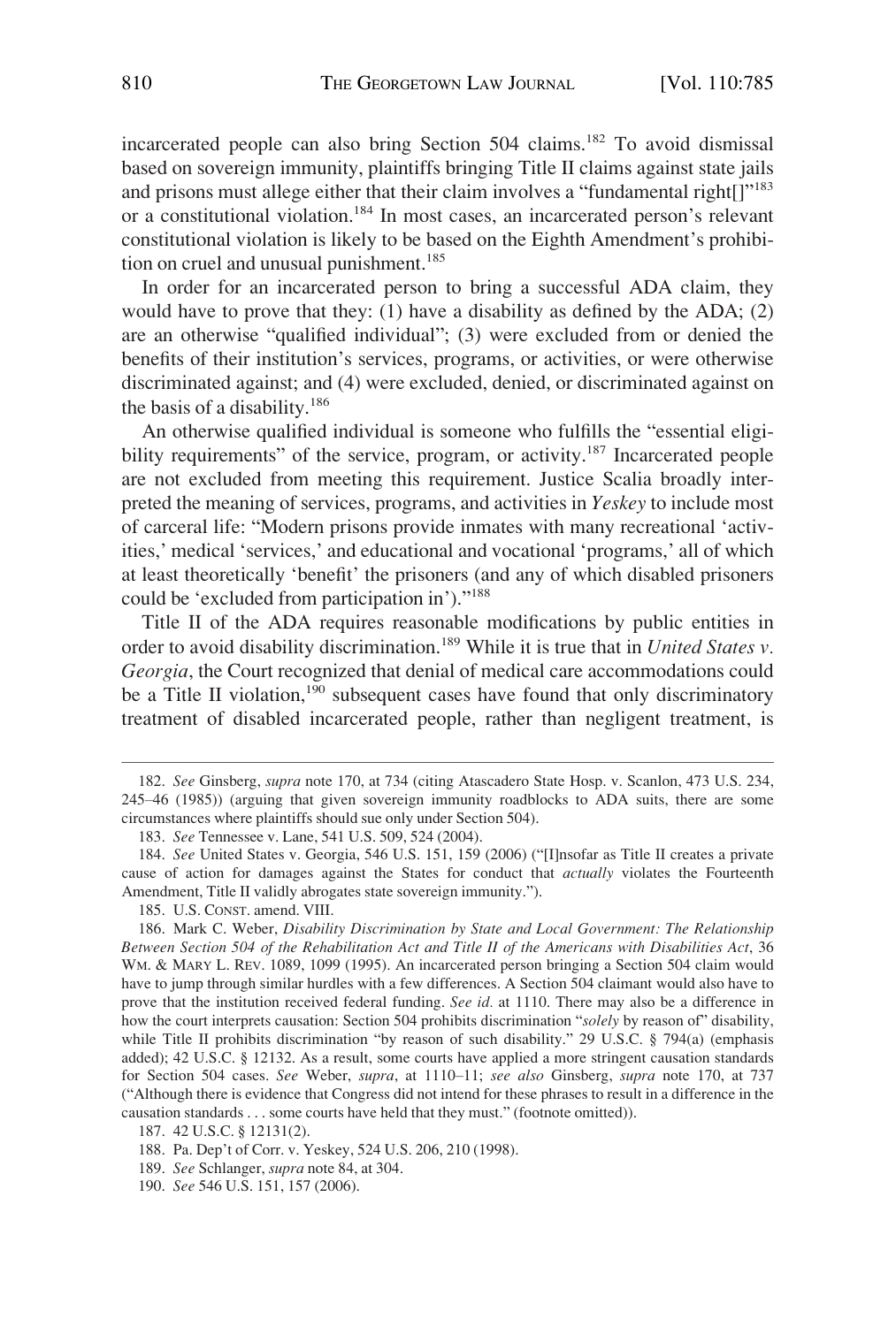incarcerated people can also bring Section 504 claims.[182] To avoid dismissal based on sovereign immunity, plaintiffs bringing Title II claims against state jails and prisons must allege either that their claim involves a "fundamental right[]"[183] or a constitutional violation.[184] In most cases, an incarcerated person's relevant constitutional violation is likely to be based on the Eighth Amendment's prohibition on cruel and unusual punishment.[185]

In order for an incarcerated person to bring a successful ADA claim, they would have to prove that they: (1) have a disability as defined by the ADA; (2) are an otherwise "qualified individual"; (3) were excluded from or denied the benefits of their institution's services, programs, or activities, or were otherwise discriminated against; and (4) were excluded, denied, or discriminated against on the basis of a disability.[186]

An otherwise qualified individual is someone who fulfills the "essential eligibility requirements" of the service, program, or activity.[187] Incarcerated people are not excluded from meeting this requirement. Justice Scalia broadly interpreted the meaning of services, programs, and activities in *Yeskey* to include most of carceral life: "Modern prisons provide inmates with many recreational 'activities,' medical 'services,' and educational and vocational 'programs,' all of which at least theoretically 'benefit' the prisoners (and any of which disabled prisoners could be 'excluded from participation in')."[188]

Title II of the ADA requires reasonable modifications by public entities in order to avoid disability discrimination.[189] While it is true that in *United States v. Georgia*, the Court recognized that denial of medical care accommodations could be a Title II violation,[190] subsequent cases have found that only discriminatory treatment of disabled incarcerated people, rather than negligent treatment, is

---

182. *See* Ginsberg, *supra* note 170, at 734 (citing Atascadero State Hosp. v. Scanlon, 473 U.S. 234, 245–46 (1985)) (arguing that given sovereign immunity roadblocks to ADA suits, there are some circumstances where plaintiffs should sue only under Section 504).

183. *See* Tennessee v. Lane, 541 U.S. 509, 524 (2004).

184. *See* United States v. Georgia, 546 U.S. 151, 159 (2006) ("[I]nsofar as Title II creates a private cause of action for damages against the States for conduct that *actually* violates the Fourteenth Amendment, Title II validly abrogates state sovereign immunity.").

185. U.S. CONST. amend. VIII.

186. Mark C. Weber, *Disability Discrimination by State and Local Government: The Relationship Between Section 504 of the Rehabilitation Act and Title II of the Americans with Disabilities Act*, 36 WM. & MARY L. REV. 1089, 1099 (1995). An incarcerated person bringing a Section 504 claim would have to jump through similar hurdles with a few differences. A Section 504 claimant would also have to prove that the institution received federal funding. *See id.* at 1110. There may also be a difference in how the court interprets causation: Section 504 prohibits discrimination "*solely* by reason of" disability, while Title II prohibits discrimination "by reason of such disability." 29 U.S.C. § 794(a) (emphasis added); 42 U.S.C. § 12132. As a result, some courts have applied a more stringent causation standards for Section 504 cases. *See* Weber, *supra*, at 1110–11; *see also* Ginsberg, *supra* note 170, at 737 ("Although there is evidence that Congress did not intend for these phrases to result in a difference in the causation standards . . . some courts have held that they must." (footnote omitted)).

187. 42 U.S.C. § 12131(2).

188. Pa. Dep't of Corr. v. Yeskey, 524 U.S. 206, 210 (1998).

189. *See* Schlanger, *supra* note 84, at 304.

190. *See* 546 U.S. 151, 157 (2006).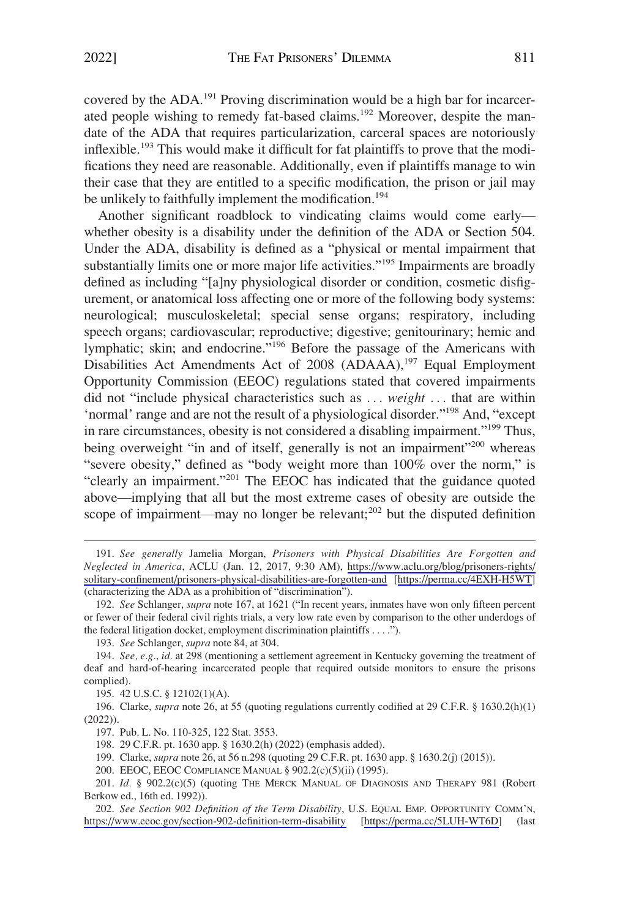covered by the ADA.[191] Proving discrimination would be a high bar for incarcerated people wishing to remedy fat-based claims.[192] Moreover, despite the mandate of the ADA that requires particularization, carceral spaces are notoriously inflexible.[193] This would make it difficult for fat plaintiffs to prove that the modifications they need are reasonable. Additionally, even if plaintiffs manage to win their case that they are entitled to a specific modification, the prison or jail may be unlikely to faithfully implement the modification.[194]

Another significant roadblock to vindicating claims would come early—whether obesity is a disability under the definition of the ADA or Section 504. Under the ADA, disability is defined as a "physical or mental impairment that substantially limits one or more major life activities."[195] Impairments are broadly defined as including "[a]ny physiological disorder or condition, cosmetic disfigurement, or anatomical loss affecting one or more of the following body systems: neurological; musculoskeletal; special sense organs; respiratory, including speech organs; cardiovascular; reproductive; digestive; genitourinary; hemic and lymphatic; skin; and endocrine."[196] Before the passage of the Americans with Disabilities Act Amendments Act of 2008 (ADAAA),[197] Equal Employment Opportunity Commission (EEOC) regulations stated that covered impairments did not "include physical characteristics such as . . . *weight* . . . that are within 'normal' range and are not the result of a physiological disorder."[198] And, "except in rare circumstances, obesity is not considered a disabling impairment."[199] Thus, being overweight "in and of itself, generally is not an impairment"[200] whereas "severe obesity," defined as "body weight more than 100% over the norm," is "clearly an impairment."[201] The EEOC has indicated that the guidance quoted above—implying that all but the most extreme cases of obesity are outside the scope of impairment—may no longer be relevant;[202] but the disputed definition

---

191. *See generally* Jamelia Morgan, *Prisoners with Physical Disabilities Are Forgotten and Neglected in America*, ACLU (Jan. 12, 2017, 9:30 AM), https://www.aclu.org/blog/prisoners-rights/solitary-confinement/prisoners-physical-disabilities-are-forgotten-and [https://perma.cc/4EXH-H5WT] (characterizing the ADA as a prohibition of "discrimination").

192. *See* Schlanger, *supra* note 167, at 1621 ("In recent years, inmates have won only fifteen percent or fewer of their federal civil rights trials, a very low rate even by comparison to the other underdogs of the federal litigation docket, employment discrimination plaintiffs . . . .").

193. *See* Schlanger, *supra* note 84, at 304.

194. *See, e.g.*, *id.* at 298 (mentioning a settlement agreement in Kentucky governing the treatment of deaf and hard-of-hearing incarcerated people that required outside monitors to ensure the prisons complied).

195. 42 U.S.C. § 12102(1)(A).

196. Clarke, *supra* note 26, at 55 (quoting regulations currently codified at 29 C.F.R. § 1630.2(h)(1) (2022)).

197. Pub. L. No. 110-325, 122 Stat. 3553.

198. 29 C.F.R. pt. 1630 app. § 1630.2(h) (2022) (emphasis added).

199. Clarke, *supra* note 26, at 56 n.298 (quoting 29 C.F.R. pt. 1630 app. § 1630.2(j) (2015)).

200. EEOC, EEOC COMPLIANCE MANUAL § 902.2(c)(5)(ii) (1995).

201. *Id.* § 902.2(c)(5) (quoting THE MERCK MANUAL OF DIAGNOSIS AND THERAPY 981 (Robert Berkow ed., 16th ed. 1992)).

202. *See Section 902 Definition of the Term Disability*, U.S. EQUAL EMP. OPPORTUNITY COMM'N, https://www.eeoc.gov/section-902-definition-term-disability [https://perma.cc/5LUH-WT6D] (last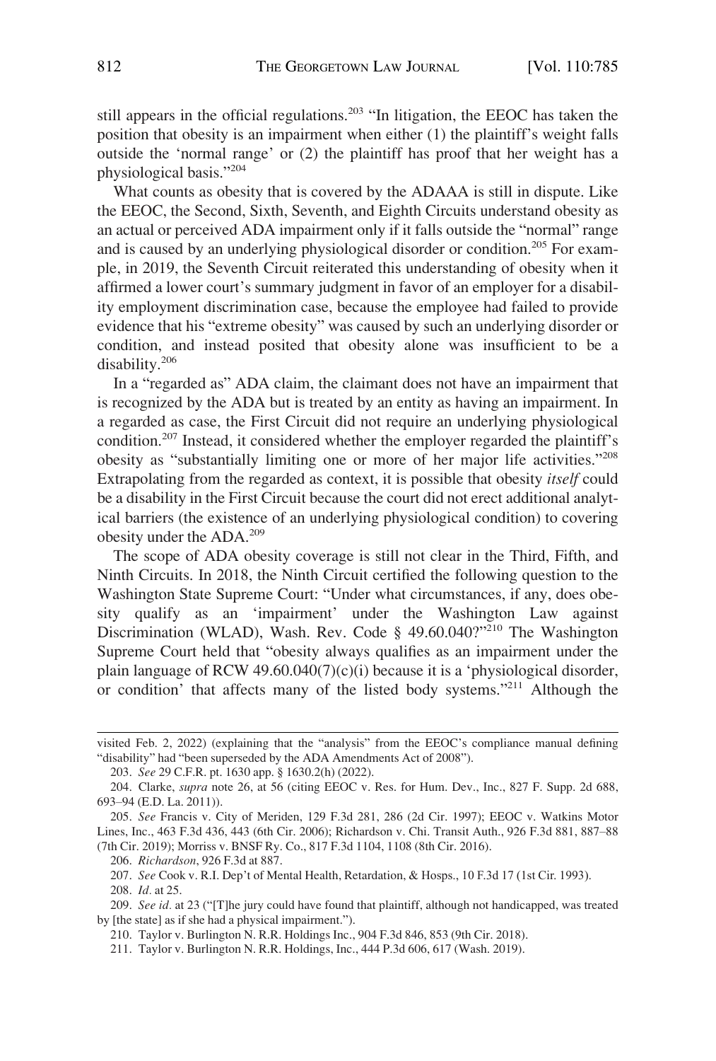still appears in the official regulations.[203] "In litigation, the EEOC has taken the position that obesity is an impairment when either (1) the plaintiff's weight falls outside the 'normal range' or (2) the plaintiff has proof that her weight has a physiological basis."[204]

What counts as obesity that is covered by the ADAAA is still in dispute. Like the EEOC, the Second, Sixth, Seventh, and Eighth Circuits understand obesity as an actual or perceived ADA impairment only if it falls outside the "normal" range and is caused by an underlying physiological disorder or condition.[205] For example, in 2019, the Seventh Circuit reiterated this understanding of obesity when it affirmed a lower court's summary judgment in favor of an employer for a disability employment discrimination case, because the employee had failed to provide evidence that his "extreme obesity" was caused by such an underlying disorder or condition, and instead posited that obesity alone was insufficient to be a disability.[206]

In a "regarded as" ADA claim, the claimant does not have an impairment that is recognized by the ADA but is treated by an entity as having an impairment. In a regarded as case, the First Circuit did not require an underlying physiological condition.[207] Instead, it considered whether the employer regarded the plaintiff's obesity as "substantially limiting one or more of her major life activities."[208] Extrapolating from the regarded as context, it is possible that obesity *itself* could be a disability in the First Circuit because the court did not erect additional analytical barriers (the existence of an underlying physiological condition) to covering obesity under the ADA.[209]

The scope of ADA obesity coverage is still not clear in the Third, Fifth, and Ninth Circuits. In 2018, the Ninth Circuit certified the following question to the Washington State Supreme Court: "Under what circumstances, if any, does obesity qualify as an 'impairment' under the Washington Law against Discrimination (WLAD), Wash. Rev. Code § 49.60.040?"[210] The Washington Supreme Court held that "obesity always qualifies as an impairment under the plain language of RCW 49.60.040(7)(c)(i) because it is a 'physiological disorder, or condition' that affects many of the listed body systems."[211] Although the

---

visited Feb. 2, 2022) (explaining that the "analysis" from the EEOC's compliance manual defining "disability" had "been superseded by the ADA Amendments Act of 2008").

203. *See* 29 C.F.R. pt. 1630 app. § 1630.2(h) (2022).

204. Clarke, *supra* note 26, at 56 (citing EEOC v. Res. for Hum. Dev., Inc., 827 F. Supp. 2d 688, 693–94 (E.D. La. 2011)).

205. *See* Francis v. City of Meriden, 129 F.3d 281, 286 (2d Cir. 1997); EEOC v. Watkins Motor Lines, Inc., 463 F.3d 436, 443 (6th Cir. 2006); Richardson v. Chi. Transit Auth., 926 F.3d 881, 887–88 (7th Cir. 2019); Morriss v. BNSF Ry. Co., 817 F.3d 1104, 1108 (8th Cir. 2016).

206. *Richardson*, 926 F.3d at 887.

207. *See* Cook v. R.I. Dep't of Mental Health, Retardation, & Hosps., 10 F.3d 17 (1st Cir. 1993).

208. *Id.* at 25.

209. *See id.* at 23 ("[T]he jury could have found that plaintiff, although not handicapped, was treated by [the state] as if she had a physical impairment.").

210. Taylor v. Burlington N. R.R. Holdings Inc., 904 F.3d 846, 853 (9th Cir. 2018).

211. Taylor v. Burlington N. R.R. Holdings, Inc., 444 P.3d 606, 617 (Wash. 2019).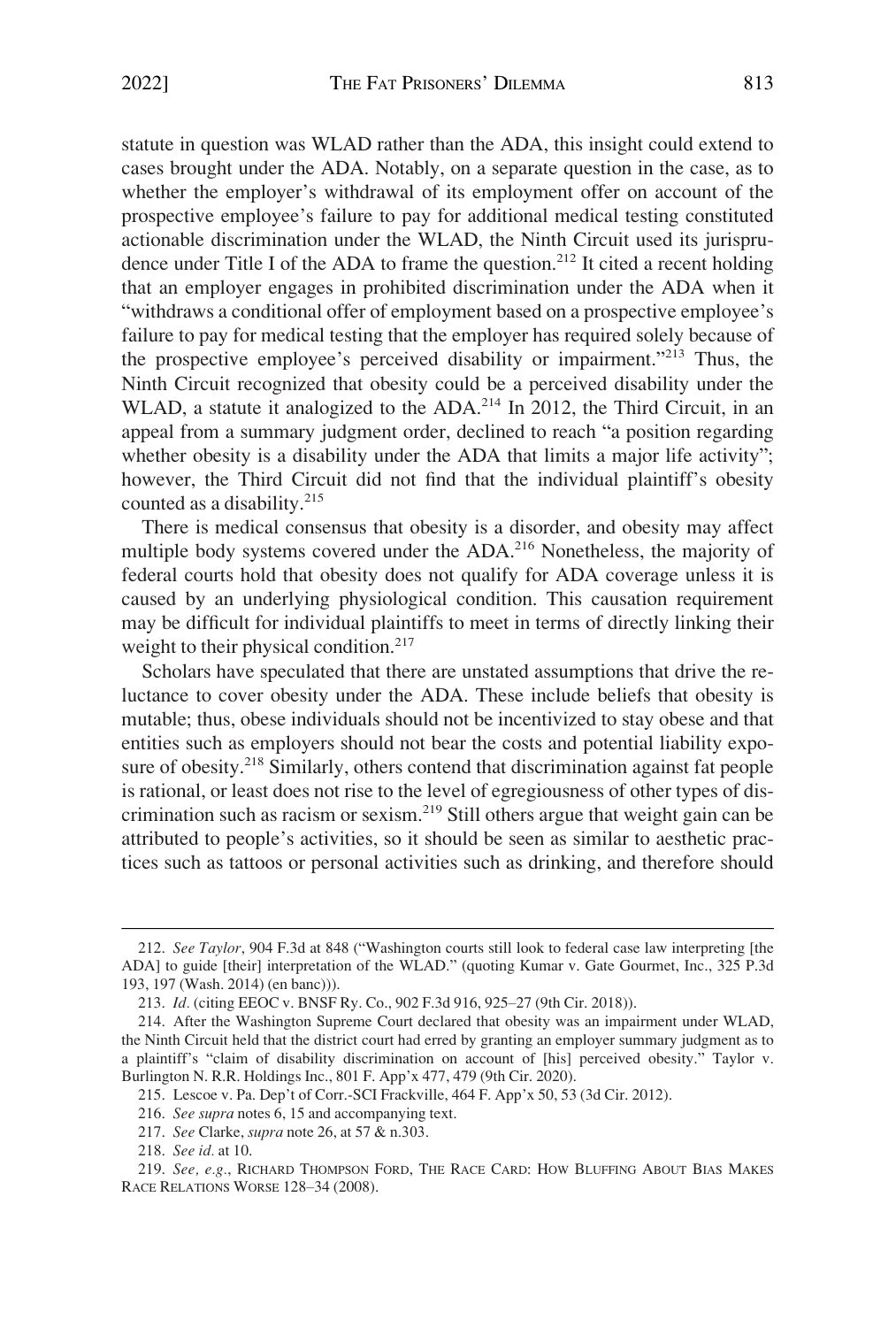statute in question was WLAD rather than the ADA, this insight could extend to cases brought under the ADA. Notably, on a separate question in the case, as to whether the employer's withdrawal of its employment offer on account of the prospective employee's failure to pay for additional medical testing constituted actionable discrimination under the WLAD, the Ninth Circuit used its jurisprudence under Title I of the ADA to frame the question.[212] It cited a recent holding that an employer engages in prohibited discrimination under the ADA when it "withdraws a conditional offer of employment based on a prospective employee's failure to pay for medical testing that the employer has required solely because of the prospective employee's perceived disability or impairment."[213] Thus, the Ninth Circuit recognized that obesity could be a perceived disability under the WLAD, a statute it analogized to the ADA.[214] In 2012, the Third Circuit, in an appeal from a summary judgment order, declined to reach "a position regarding whether obesity is a disability under the ADA that limits a major life activity"; however, the Third Circuit did not find that the individual plaintiff's obesity counted as a disability.[215]

There is medical consensus that obesity is a disorder, and obesity may affect multiple body systems covered under the ADA.[216] Nonetheless, the majority of federal courts hold that obesity does not qualify for ADA coverage unless it is caused by an underlying physiological condition. This causation requirement may be difficult for individual plaintiffs to meet in terms of directly linking their weight to their physical condition.[217]

Scholars have speculated that there are unstated assumptions that drive the reluctance to cover obesity under the ADA. These include beliefs that obesity is mutable; thus, obese individuals should not be incentivized to stay obese and that entities such as employers should not bear the costs and potential liability exposure of obesity.[218] Similarly, others contend that discrimination against fat people is rational, or least does not rise to the level of egregiousness of other types of discrimination such as racism or sexism.[219] Still others argue that weight gain can be attributed to people's activities, so it should be seen as similar to aesthetic practices such as tattoos or personal activities such as drinking, and therefore should

---

212. *See Taylor*, 904 F.3d at 848 ("Washington courts still look to federal case law interpreting [the ADA] to guide [their] interpretation of the WLAD." (quoting Kumar v. Gate Gourmet, Inc., 325 P.3d 193, 197 (Wash. 2014) (en banc))).

213. *Id.* (citing EEOC v. BNSF Ry. Co., 902 F.3d 916, 925–27 (9th Cir. 2018)).

214. After the Washington Supreme Court declared that obesity was an impairment under WLAD, the Ninth Circuit held that the district court had erred by granting an employer summary judgment as to a plaintiff's "claim of disability discrimination on account of [his] perceived obesity." Taylor v. Burlington N. R.R. Holdings Inc., 801 F. App'x 477, 479 (9th Cir. 2020).

215. Lescoe v. Pa. Dep't of Corr.-SCI Frackville, 464 F. App'x 50, 53 (3d Cir. 2012).

216. *See supra* notes 6, 15 and accompanying text.

217. *See* Clarke, *supra* note 26, at 57 & n.303.

218. *See id.* at 10.

219. *See, e.g.*, RICHARD THOMPSON FORD, THE RACE CARD: HOW BLUFFING ABOUT BIAS MAKES RACE RELATIONS WORSE 128–34 (2008).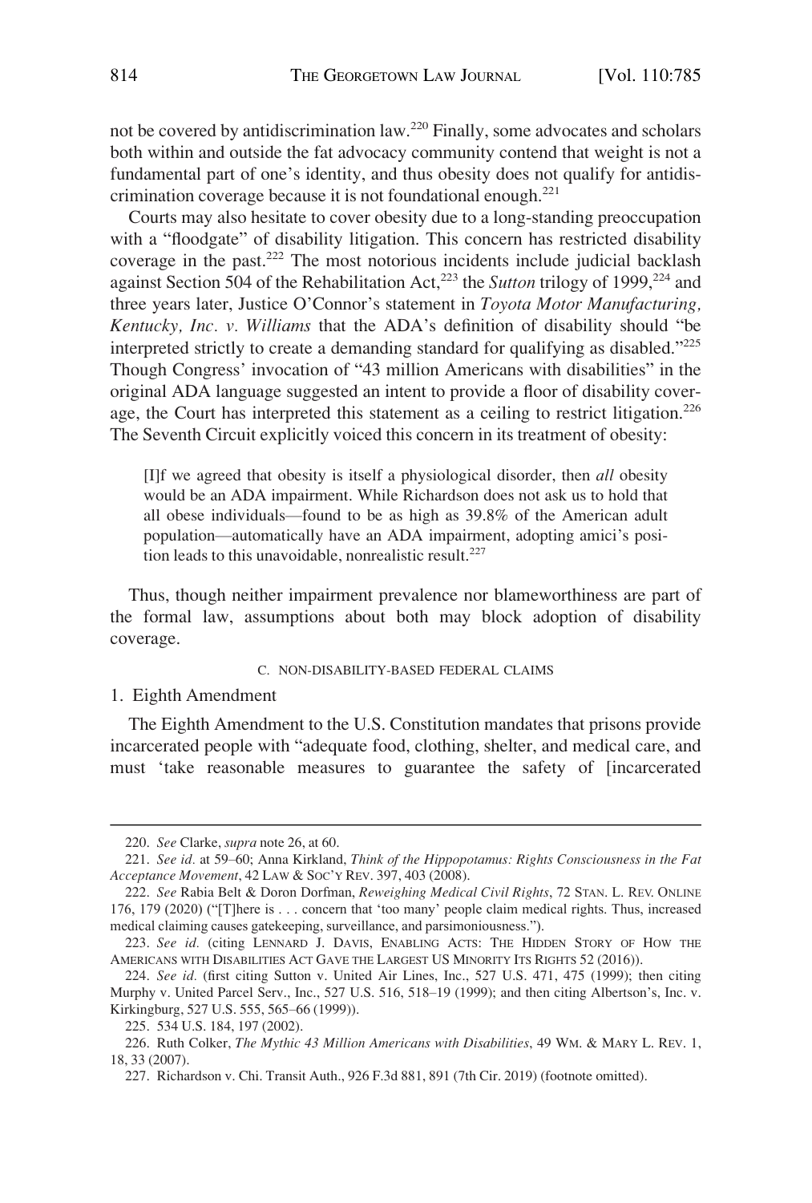not be covered by antidiscrimination law.[220] Finally, some advocates and scholars both within and outside the fat advocacy community contend that weight is not a fundamental part of one's identity, and thus obesity does not qualify for antidiscrimination coverage because it is not foundational enough.[221]

Courts may also hesitate to cover obesity due to a long-standing preoccupation with a "floodgate" of disability litigation. This concern has restricted disability coverage in the past.[222] The most notorious incidents include judicial backlash against Section 504 of the Rehabilitation Act,[223] the *Sutton* trilogy of 1999,[224] and three years later, Justice O'Connor's statement in *Toyota Motor Manufacturing, Kentucky, Inc. v. Williams* that the ADA's definition of disability should "be interpreted strictly to create a demanding standard for qualifying as disabled."[225] Though Congress' invocation of "43 million Americans with disabilities" in the original ADA language suggested an intent to provide a floor of disability coverage, the Court has interpreted this statement as a ceiling to restrict litigation.[226] The Seventh Circuit explicitly voiced this concern in its treatment of obesity:

> [I]f we agreed that obesity is itself a physiological disorder, then *all* obesity would be an ADA impairment. While Richardson does not ask us to hold that all obese individuals—found to be as high as 39.8% of the American adult population—automatically have an ADA impairment, adopting amici's position leads to this unavoidable, nonrealistic result.[227]

Thus, though neither impairment prevalence nor blameworthiness are part of the formal law, assumptions about both may block adoption of disability coverage.

### C. Non-Disability-Based Federal Claims

#### 1. Eighth Amendment

The Eighth Amendment to the U.S. Constitution mandates that prisons provide incarcerated people with "adequate food, clothing, shelter, and medical care, and must 'take reasonable measures to guarantee the safety of [incarcerated

---

220. *See* Clarke, *supra* note 26, at 60.

221. *See id.* at 59–60; Anna Kirkland, *Think of the Hippopotamus: Rights Consciousness in the Fat Acceptance Movement*, 42 Law & Soc'y Rev. 397, 403 (2008).

222. *See* Rabia Belt & Doron Dorfman, *Reweighing Medical Civil Rights*, 72 Stan. L. Rev. Online 176, 179 (2020) ("[T]here is . . . concern that 'too many' people claim medical rights. Thus, increased medical claiming causes gatekeeping, surveillance, and parsimoniousness.").

223. *See id.* (citing Lennard J. Davis, Enabling Acts: The Hidden Story of How the Americans with Disabilities Act Gave the Largest US Minority Its Rights 52 (2016)).

224. *See id.* (first citing Sutton v. United Air Lines, Inc., 527 U.S. 471, 475 (1999); then citing Murphy v. United Parcel Serv., Inc., 527 U.S. 516, 518–19 (1999); and then citing Albertson's, Inc. v. Kirkingburg, 527 U.S. 555, 565–66 (1999)).

225. 534 U.S. 184, 197 (2002).

226. Ruth Colker, *The Mythic 43 Million Americans with Disabilities*, 49 Wm. & Mary L. Rev. 1, 18, 33 (2007).

227. Richardson v. Chi. Transit Auth., 926 F.3d 881, 891 (7th Cir. 2019) (footnote omitted).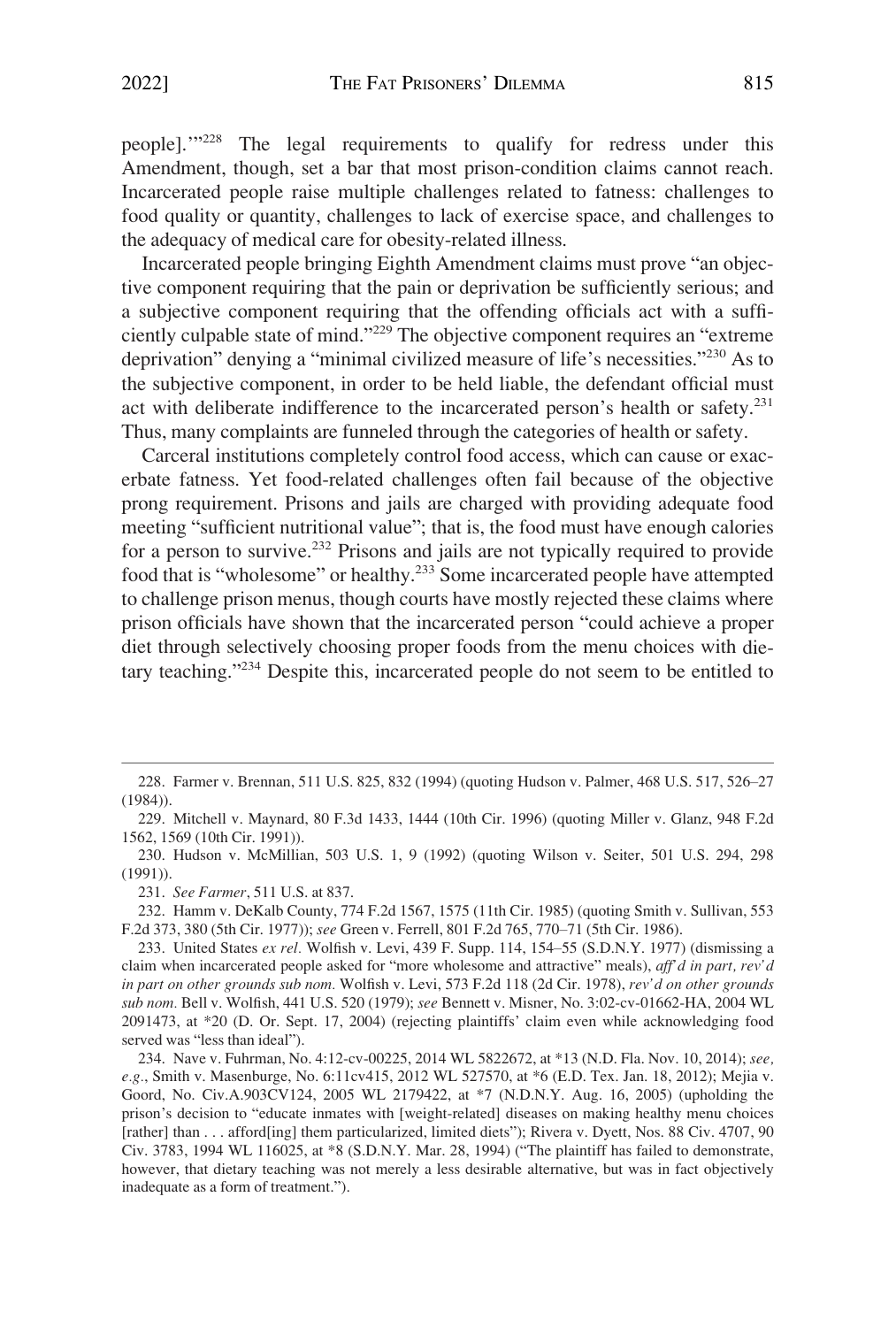people].'"[228] The legal requirements to qualify for redress under this Amendment, though, set a bar that most prison-condition claims cannot reach. Incarcerated people raise multiple challenges related to fatness: challenges to food quality or quantity, challenges to lack of exercise space, and challenges to the adequacy of medical care for obesity-related illness.

Incarcerated people bringing Eighth Amendment claims must prove "an objective component requiring that the pain or deprivation be sufficiently serious; and a subjective component requiring that the offending officials act with a sufficiently culpable state of mind."[229] The objective component requires an "extreme deprivation" denying a "minimal civilized measure of life's necessities."[230] As to the subjective component, in order to be held liable, the defendant official must act with deliberate indifference to the incarcerated person's health or safety.[231] Thus, many complaints are funneled through the categories of health or safety.

Carceral institutions completely control food access, which can cause or exacerbate fatness. Yet food-related challenges often fail because of the objective prong requirement. Prisons and jails are charged with providing adequate food meeting "sufficient nutritional value"; that is, the food must have enough calories for a person to survive.[232] Prisons and jails are not typically required to provide food that is "wholesome" or healthy.[233] Some incarcerated people have attempted to challenge prison menus, though courts have mostly rejected these claims where prison officials have shown that the incarcerated person "could achieve a proper diet through selectively choosing proper foods from the menu choices with dietary teaching."[234] Despite this, incarcerated people do not seem to be entitled to

---

228. Farmer v. Brennan, 511 U.S. 825, 832 (1994) (quoting Hudson v. Palmer, 468 U.S. 517, 526–27 (1984)).

229. Mitchell v. Maynard, 80 F.3d 1433, 1444 (10th Cir. 1996) (quoting Miller v. Glanz, 948 F.2d 1562, 1569 (10th Cir. 1991)).

230. Hudson v. McMillian, 503 U.S. 1, 9 (1992) (quoting Wilson v. Seiter, 501 U.S. 294, 298 (1991)).

231. *See Farmer*, 511 U.S. at 837.

232. Hamm v. DeKalb County, 774 F.2d 1567, 1575 (11th Cir. 1985) (quoting Smith v. Sullivan, 553 F.2d 373, 380 (5th Cir. 1977)); *see* Green v. Ferrell, 801 F.2d 765, 770–71 (5th Cir. 1986).

233. United States *ex rel.* Wolfish v. Levi, 439 F. Supp. 114, 154–55 (S.D.N.Y. 1977) (dismissing a claim when incarcerated people asked for "more wholesome and attractive" meals), *aff'd in part, rev'd in part on other grounds sub nom.* Wolfish v. Levi, 573 F.2d 118 (2d Cir. 1978), *rev'd on other grounds sub nom.* Bell v. Wolfish, 441 U.S. 520 (1979); *see* Bennett v. Misner, No. 3:02-cv-01662-HA, 2004 WL 2091473, at *20 (D. Or. Sept. 17, 2004) (rejecting plaintiffs' claim even while acknowledging food served was "less than ideal").

234. Nave v. Fuhrman, No. 4:12-cv-00225, 2014 WL 5822672, at *13 (N.D. Fla. Nov. 10, 2014); *see, e.g.*, Smith v. Masenburge, No. 6:11cv415, 2012 WL 527570, at *6 (E.D. Tex. Jan. 18, 2012); Mejia v. Goord, No. Civ.A.903CV124, 2005 WL 2179422, at *7 (N.D.N.Y. Aug. 16, 2005) (upholding the prison's decision to "educate inmates with [weight-related] diseases on making healthy menu choices [rather] than . . . afford[ing] them particularized, limited diets"); Rivera v. Dyett, Nos. 88 Civ. 4707, 90 Civ. 3783, 1994 WL 116025, at *8 (S.D.N.Y. Mar. 28, 1994) ("The plaintiff has failed to demonstrate, however, that dietary teaching was not merely a less desirable alternative, but was in fact objectively inadequate as a form of treatment.").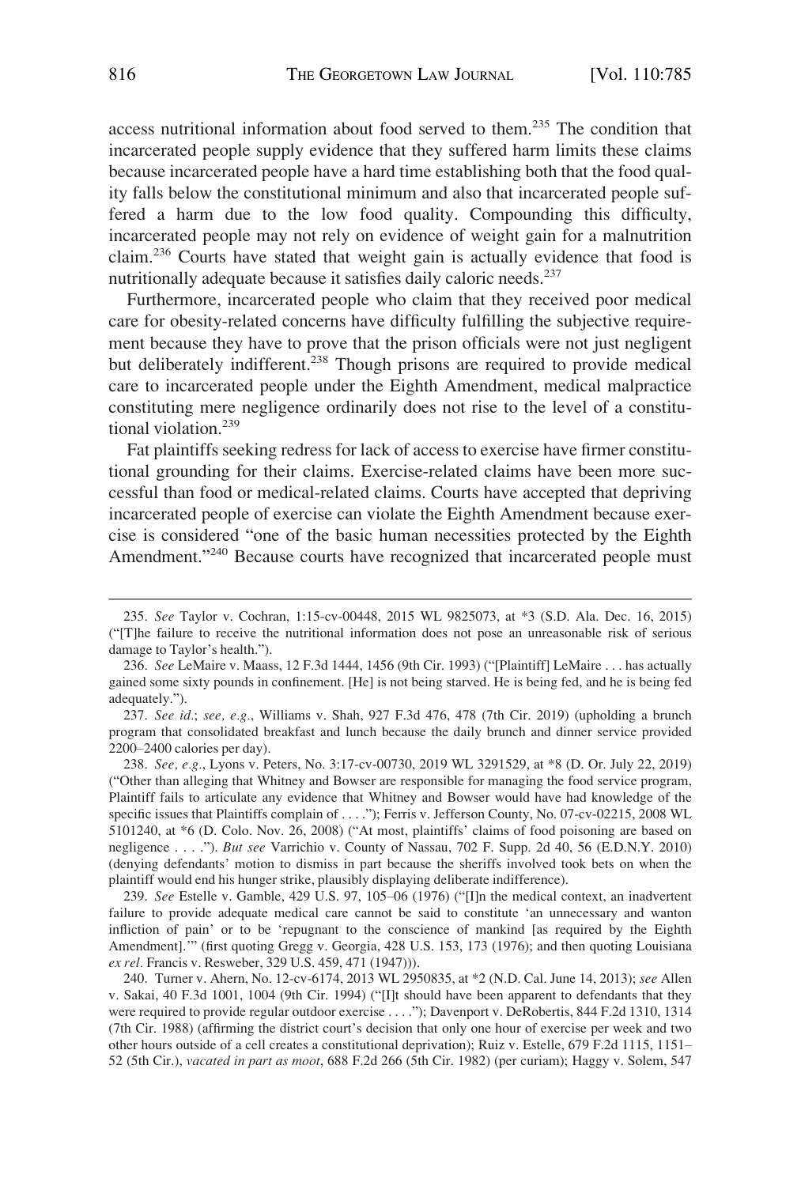access nutritional information about food served to them.[235] The condition that incarcerated people supply evidence that they suffered harm limits these claims because incarcerated people have a hard time establishing both that the food quality falls below the constitutional minimum and also that incarcerated people suffered a harm due to the low food quality. Compounding this difficulty, incarcerated people may not rely on evidence of weight gain for a malnutrition claim.[236] Courts have stated that weight gain is actually evidence that food is nutritionally adequate because it satisfies daily caloric needs.[237]

Furthermore, incarcerated people who claim that they received poor medical care for obesity-related concerns have difficulty fulfilling the subjective requirement because they have to prove that the prison officials were not just negligent but deliberately indifferent.[238] Though prisons are required to provide medical care to incarcerated people under the Eighth Amendment, medical malpractice constituting mere negligence ordinarily does not rise to the level of a constitutional violation.[239]

Fat plaintiffs seeking redress for lack of access to exercise have firmer constitutional grounding for their claims. Exercise-related claims have been more successful than food or medical-related claims. Courts have accepted that depriving incarcerated people of exercise can violate the Eighth Amendment because exercise is considered "one of the basic human necessities protected by the Eighth Amendment."[240] Because courts have recognized that incarcerated people must

---

235. *See* Taylor v. Cochran, 1:15-cv-00448, 2015 WL 9825073, at *3 (S.D. Ala. Dec. 16, 2015) ("[T]he failure to receive the nutritional information does not pose an unreasonable risk of serious damage to Taylor's health.").

236. *See* LeMaire v. Maass, 12 F.3d 1444, 1456 (9th Cir. 1993) ("[Plaintiff] LeMaire . . . has actually gained some sixty pounds in confinement. [He] is not being starved. He is being fed, and he is being fed adequately.").

237. *See id.*; *see, e.g.*, Williams v. Shah, 927 F.3d 476, 478 (7th Cir. 2019) (upholding a brunch program that consolidated breakfast and lunch because the daily brunch and dinner service provided 2200–2400 calories per day).

238. *See, e.g.*, Lyons v. Peters, No. 3:17-cv-00730, 2019 WL 3291529, at *8 (D. Or. July 22, 2019) ("Other than alleging that Whitney and Bowser are responsible for managing the food service program, Plaintiff fails to articulate any evidence that Whitney and Bowser would have had knowledge of the specific issues that Plaintiffs complain of . . . ."); Ferris v. Jefferson County, No. 07-cv-02215, 2008 WL 5101240, at *6 (D. Colo. Nov. 26, 2008) ("At most, plaintiffs' claims of food poisoning are based on negligence . . . ."). *But see* Varricchio v. County of Nassau, 702 F. Supp. 2d 40, 56 (E.D.N.Y. 2010) (denying defendants' motion to dismiss in part because the sheriffs involved took bets on when the plaintiff would end his hunger strike, plausibly displaying deliberate indifference).

239. *See* Estelle v. Gamble, 429 U.S. 97, 105–06 (1976) ("[I]n the medical context, an inadvertent failure to provide adequate medical care cannot be said to constitute 'an unnecessary and wanton infliction of pain' or to be 'repugnant to the conscience of mankind [as required by the Eighth Amendment].'" (first quoting Gregg v. Georgia, 428 U.S. 153, 173 (1976); and then quoting Louisiana *ex rel.* Francis v. Resweber, 329 U.S. 459, 471 (1947))).

240. Turner v. Ahern, No. 12-cv-6174, 2013 WL 2950835, at *2 (N.D. Cal. June 14, 2013); *see* Allen v. Sakai, 40 F.3d 1001, 1004 (9th Cir. 1994) ("[I]t should have been apparent to defendants that they were required to provide regular outdoor exercise . . . ."); Davenport v. DeRobertis, 844 F.2d 1310, 1314 (7th Cir. 1988) (affirming the district court's decision that only one hour of exercise per week and two other hours outside of a cell creates a constitutional deprivation); Ruiz v. Estelle, 679 F.2d 1115, 1151–52 (5th Cir.), *vacated in part as moot*, 688 F.2d 266 (5th Cir. 1982) (per curiam); Haggy v. Solem, 547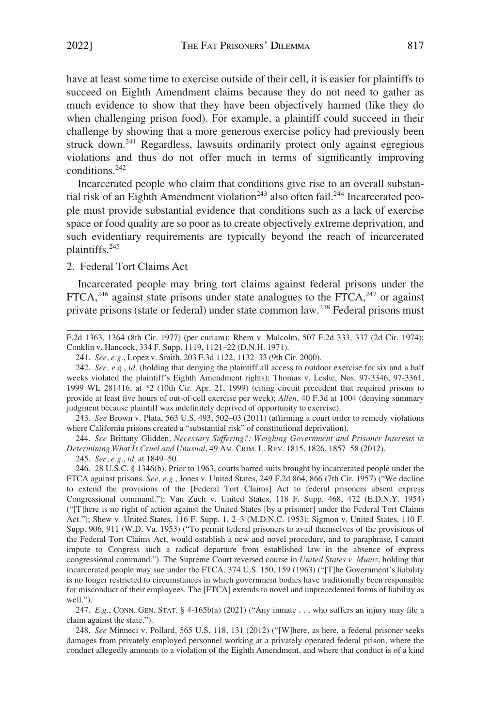have at least some time to exercise outside of their cell, it is easier for plaintiffs to succeed on Eighth Amendment claims because they do not need to gather as much evidence to show that they have been objectively harmed (like they do when challenging prison food). For example, a plaintiff could succeed in their challenge by showing that a more generous exercise policy had previously been struck down.[241] Regardless, lawsuits ordinarily protect only against egregious violations and thus do not offer much in terms of significantly improving conditions.[242]

Incarcerated people who claim that conditions give rise to an overall substantial risk of an Eighth Amendment violation[243] also often fail.[244] Incarcerated people must provide substantial evidence that conditions such as a lack of exercise space or food quality are so poor as to create objectively extreme deprivation, and such evidentiary requirements are typically beyond the reach of incarcerated plaintiffs.[245]

### 2. Federal Tort Claims Act

Incarcerated people may bring tort claims against federal prisons under the FTCA,[246] against state prisons under state analogues to the FTCA,[247] or against private prisons (state or federal) under state common law.[248] Federal prisons must

---

F.2d 1363, 1364 (8th Cir. 1977) (per curiam); Rhem v. Malcolm, 507 F.2d 333, 337 (2d Cir. 1974); Conklin v. Hancock, 334 F. Supp. 1119, 1121–22 (D.N.H. 1971).

241. *See, e.g.*, Lopez v. Smith, 203 F.3d 1122, 1132–33 (9th Cir. 2000).

242. *See, e.g.*, *id.* (holding that denying the plaintiff all access to outdoor exercise for six and a half weeks violated the plaintiff's Eighth Amendment rights); Thomas v. Leslie, Nos. 97-3346, 97-3361, 1999 WL 281416, at *2 (10th Cir. Apr. 21, 1999) (citing circuit precedent that required prisons to provide at least five hours of out-of-cell exercise per week); *Allen*, 40 F.3d at 1004 (denying summary judgment because plaintiff was indefinitely deprived of opportunity to exercise).

243. *See* Brown v. Plata, 563 U.S. 493, 502–03 (2011) (affirming a court order to remedy violations where California prisons created a "substantial risk" of constitutional deprivation).

244. *See* Brittany Glidden, *Necessary Suffering?: Weighing Government and Prisoner Interests in Determining What Is Cruel and Unusual*, 49 AM. CRIM. L. REV. 1815, 1826, 1857–58 (2012).

245. *See, e.g.*, *id.* at 1849–50.

246. 28 U.S.C. § 1346(b). Prior to 1963, courts barred suits brought by incarcerated people under the FTCA against prisons. *See, e.g.*, Jones v. United States, 249 F.2d 864, 866 (7th Cir. 1957) ("We decline to extend the provisions of the [Federal Tort Claims] Act to federal prisoners absent express Congressional command."); Van Zuch v. United States, 118 F. Supp. 468, 472 (E.D.N.Y. 1954) ("[T]here is no right of action against the United States [by a prisoner] under the Federal Tort Claims Act."); Shew v. United States, 116 F. Supp. 1, 2–3 (M.D.N.C. 1953); Sigmon v. United States, 110 F. Supp. 906, 911 (W.D. Va. 1953) ("To permit federal prisoners to avail themselves of the provisions of the Federal Tort Claims Act, would establish a new and novel procedure, and to paraphrase, I cannot impute to Congress such a radical departure from established law in the absence of express congressional command."). The Supreme Court reversed course in *United States v. Muniz*, holding that incarcerated people may sue under the FTCA. 374 U.S. 150, 159 (1963) ("[T]he Government's liability is no longer restricted to circumstances in which government bodies have traditionally been responsible for misconduct of their employees. The [FTCA] extends to novel and unprecedented forms of liability as well.").

247. *E.g.*, CONN. GEN. STAT. § 4-165b(a) (2021) ("Any inmate . . . who suffers an injury may file a claim against the state.").

248. *See* Minneci v. Pollard, 565 U.S. 118, 131 (2012) ("[W]here, as here, a federal prisoner seeks damages from privately employed personnel working at a privately operated federal prison, where the conduct allegedly amounts to a violation of the Eighth Amendment, and where that conduct is of a kind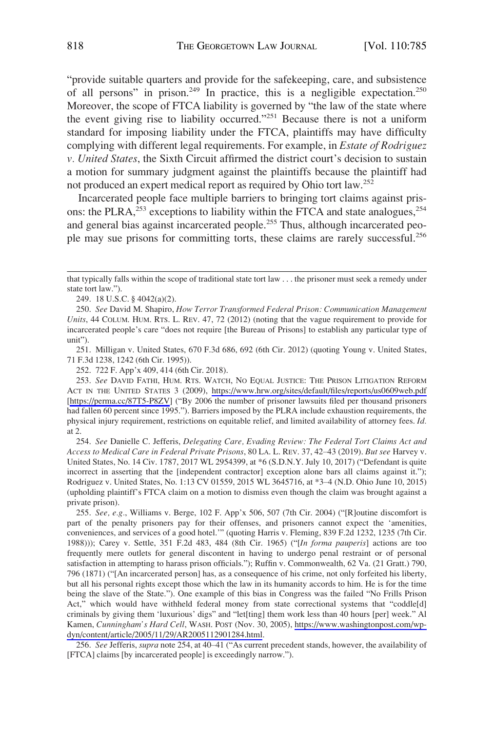"provide suitable quarters and provide for the safekeeping, care, and subsistence of all persons" in prison.[249] In practice, this is a negligible expectation.[250] Moreover, the scope of FTCA liability is governed by "the law of the state where the event giving rise to liability occurred."[251] Because there is not a uniform standard for imposing liability under the FTCA, plaintiffs may have difficulty complying with different legal requirements. For example, in *Estate of Rodriguez v. United States*, the Sixth Circuit affirmed the district court's decision to sustain a motion for summary judgment against the plaintiffs because the plaintiff had not produced an expert medical report as required by Ohio tort law.[252]

Incarcerated people face multiple barriers to bringing tort claims against prisons: the PLRA,[253] exceptions to liability within the FTCA and state analogues,[254] and general bias against incarcerated people.[255] Thus, although incarcerated people may sue prisons for committing torts, these claims are rarely successful.[256]

---

that typically falls within the scope of traditional state tort law . . . the prisoner must seek a remedy under state tort law.").

249. 18 U.S.C. § 4042(a)(2).

250. *See* David M. Shapiro, *How Terror Transformed Federal Prison: Communication Management Units*, 44 COLUM. HUM. RTS. L. REV. 47, 72 (2012) (noting that the vague requirement to provide for incarcerated people's care "does not require [the Bureau of Prisons] to establish any particular type of unit").

251. Milligan v. United States, 670 F.3d 686, 692 (6th Cir. 2012) (quoting Young v. United States, 71 F.3d 1238, 1242 (6th Cir. 1995)).

252. 722 F. App'x 409, 414 (6th Cir. 2018).

253. *See* DAVID FATHI, HUM. RTS. WATCH, NO EQUAL JUSTICE: THE PRISON LITIGATION REFORM ACT IN THE UNITED STATES 3 (2009), https://www.hrw.org/sites/default/files/reports/us0609web.pdf [https://perma.cc/87T5-P8ZV] ("By 2006 the number of prisoner lawsuits filed per thousand prisoners had fallen 60 percent since 1995."). Barriers imposed by the PLRA include exhaustion requirements, the physical injury requirement, restrictions on equitable relief, and limited availability of attorney fees. *Id.* at 2.

254. *See* Danielle C. Jefferis, *Delegating Care, Evading Review: The Federal Tort Claims Act and Access to Medical Care in Federal Private Prisons*, 80 LA. L. REV. 37, 42–43 (2019). *But see* Harvey v. United States, No. 14 Civ. 1787, 2017 WL 2954399, at *6 (S.D.N.Y. July 10, 2017) ("Defendant is quite incorrect in asserting that the [independent contractor] exception alone bars all claims against it."); Rodriguez v. United States, No. 1:13 CV 01559, 2015 WL 3645716, at *3–4 (N.D. Ohio June 10, 2015) (upholding plaintiff's FTCA claim on a motion to dismiss even though the claim was brought against a private prison).

255. *See, e.g.*, Williams v. Berge, 102 F. App'x 506, 507 (7th Cir. 2004) ("[R]outine discomfort is part of the penalty prisoners pay for their offenses, and prisoners cannot expect the 'amenities, conveniences, and services of a good hotel.'" (quoting Harris v. Fleming, 839 F.2d 1232, 1235 (7th Cir. 1988))); Carey v. Settle, 351 F.2d 483, 484 (8th Cir. 1965) ("[*In forma pauperis*] actions are too frequently mere outlets for general discontent in having to undergo penal restraint or of personal satisfaction in attempting to harass prison officials."); Ruffin v. Commonwealth, 62 Va. (21 Gratt.) 790, 796 (1871) ("[An incarcerated person] has, as a consequence of his crime, not only forfeited his liberty, but all his personal rights except those which the law in its humanity accords to him. He is for the time being the slave of the State."). One example of this bias in Congress was the failed "No Frills Prison Act," which would have withheld federal money from state correctional systems that "coddle[d] criminals by giving them 'luxurious' digs" and "let[ting] them work less than 40 hours [per] week." Al Kamen, *Cunningham's Hard Cell*, WASH. POST (Nov. 30, 2005), https://www.washingtonpost.com/wp-dyn/content/article/2005/11/29/AR2005112901284.html.

256. *See* Jefferis, *supra* note 254, at 40–41 ("As current precedent stands, however, the availability of [FTCA] claims [by incarcerated people] is exceedingly narrow.").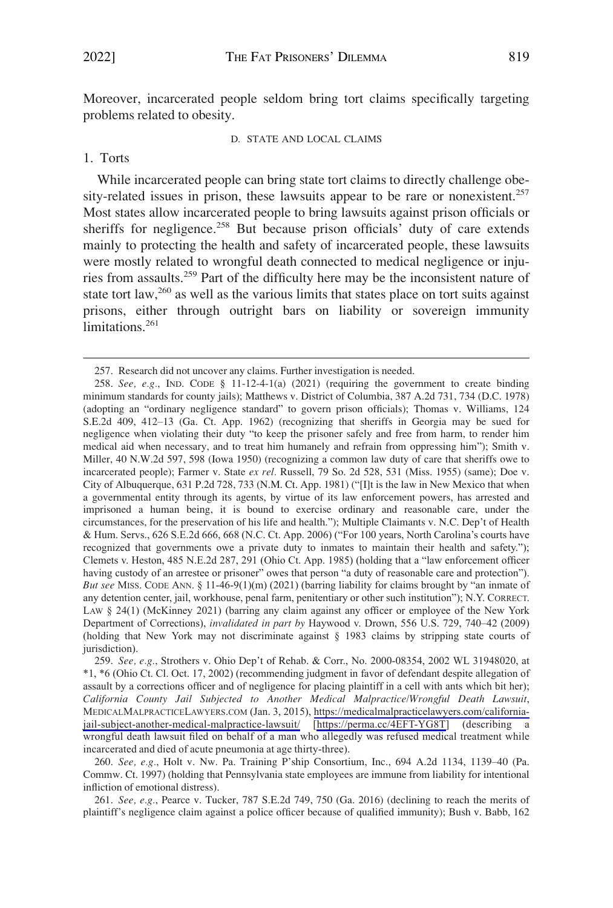Moreover, incarcerated people seldom bring tort claims specifically targeting problems related to obesity.

### D. State and Local Claims

#### 1. Torts

While incarcerated people can bring state tort claims to directly challenge obesity-related issues in prison, these lawsuits appear to be rare or nonexistent.[257] Most states allow incarcerated people to bring lawsuits against prison officials or sheriffs for negligence.[258] But because prison officials' duty of care extends mainly to protecting the health and safety of incarcerated people, these lawsuits were mostly related to wrongful death connected to medical negligence or injuries from assaults.[259] Part of the difficulty here may be the inconsistent nature of state tort law,[260] as well as the various limits that states place on tort suits against prisons, either through outright bars on liability or sovereign immunity limitations.[261]

---

257. Research did not uncover any claims. Further investigation is needed.

258. *See, e.g.*, IND. CODE § 11-12-4-1(a) (2021) (requiring the government to create binding minimum standards for county jails); Matthews v. District of Columbia, 387 A.2d 731, 734 (D.C. 1978) (adopting an "ordinary negligence standard" to govern prison officials); Thomas v. Williams, 124 S.E.2d 409, 412–13 (Ga. Ct. App. 1962) (recognizing that sheriffs in Georgia may be sued for negligence when violating their duty "to keep the prisoner safely and free from harm, to render him medical aid when necessary, and to treat him humanely and refrain from oppressing him"); Smith v. Miller, 40 N.W.2d 597, 598 (Iowa 1950) (recognizing a common law duty of care that sheriffs owe to incarcerated people); Farmer v. State *ex rel.* Russell, 79 So. 2d 528, 531 (Miss. 1955) (same); Doe v. City of Albuquerque, 631 P.2d 728, 733 (N.M. Ct. App. 1981) ("[I]t is the law in New Mexico that when a governmental entity through its agents, by virtue of its law enforcement powers, has arrested and imprisoned a human being, it is bound to exercise ordinary and reasonable care, under the circumstances, for the preservation of his life and health."); Multiple Claimants v. N.C. Dep't of Health & Hum. Servs., 626 S.E.2d 666, 668 (N.C. Ct. App. 2006) ("For 100 years, North Carolina's courts have recognized that governments owe a private duty to inmates to maintain their health and safety."); Clemets v. Heston, 485 N.E.2d 287, 291 (Ohio Ct. App. 1985) (holding that a "law enforcement officer having custody of an arrestee or prisoner" owes that person "a duty of reasonable care and protection"). *But see* MISS. CODE ANN. § 11-46-9(1)(m) (2021) (barring liability for claims brought by "an inmate of any detention center, jail, workhouse, penal farm, penitentiary or other such institution"); N.Y. CORRECT. LAW § 24(1) (McKinney 2021) (barring any claim against any officer or employee of the New York Department of Corrections), *invalidated in part by* Haywood v. Drown, 556 U.S. 729, 740–42 (2009) (holding that New York may not discriminate against § 1983 claims by stripping state courts of jurisdiction).

259. *See, e.g.*, Strothers v. Ohio Dep't of Rehab. & Corr., No. 2000-08354, 2002 WL 31948020, at \*1, \*6 (Ohio Ct. Cl. Oct. 17, 2002) (recommending judgment in favor of defendant despite allegation of assault by a corrections officer and of negligence for placing plaintiff in a cell with ants which bit her); *California County Jail Subjected to Another Medical Malpractice/Wrongful Death Lawsuit*, MEDICALMALPRACTICELAWYERS.COM (Jan. 3, 2015), https://medicalmalpracticelawyers.com/california-jail-subject-another-medical-malpractice-lawsuit/ [https://perma.cc/4EFT-YG8T] (describing a wrongful death lawsuit filed on behalf of a man who allegedly was refused medical treatment while incarcerated and died of acute pneumonia at age thirty-three).

260. *See, e.g.*, Holt v. Nw. Pa. Training P'ship Consortium, Inc., 694 A.2d 1134, 1139–40 (Pa. Commw. Ct. 1997) (holding that Pennsylvania state employees are immune from liability for intentional infliction of emotional distress).

261. *See, e.g.*, Pearce v. Tucker, 787 S.E.2d 749, 750 (Ga. 2016) (declining to reach the merits of plaintiff's negligence claim against a police officer because of qualified immunity); Bush v. Babb, 162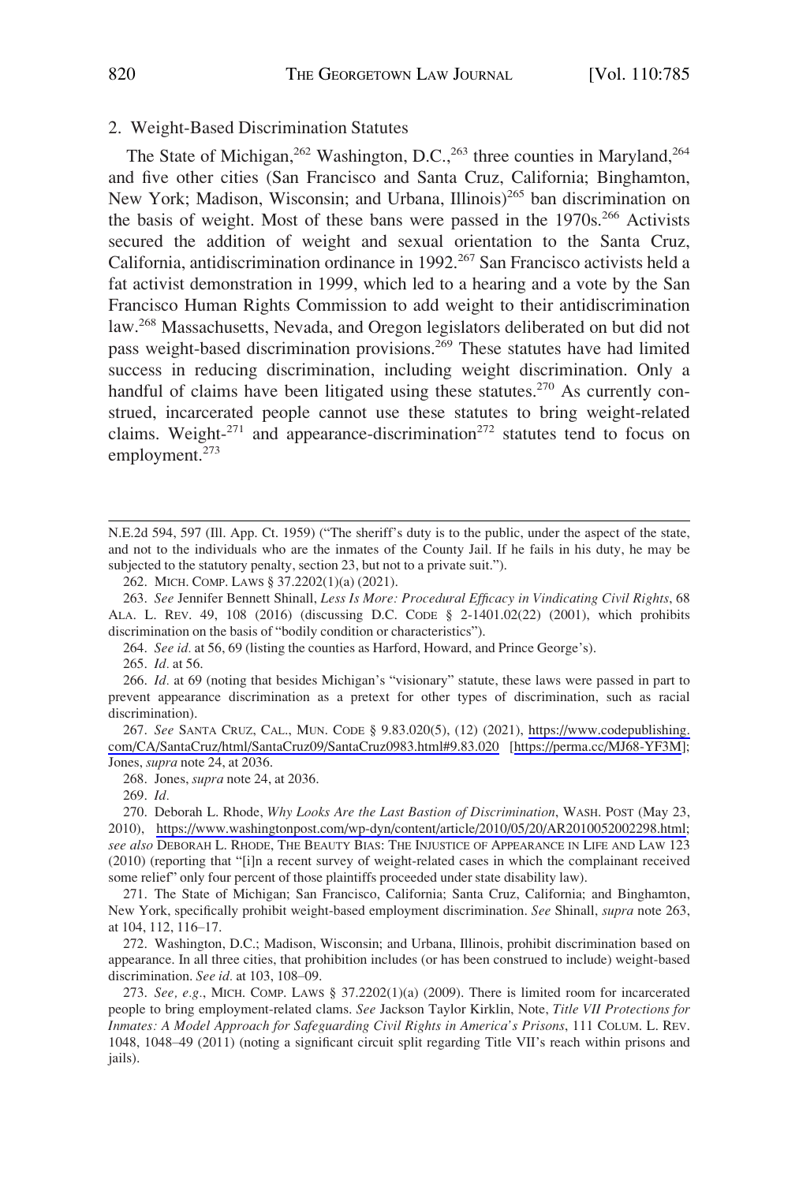### 2. Weight-Based Discrimination Statutes

The State of Michigan,[262] Washington, D.C.,[263] three counties in Maryland,[264] and five other cities (San Francisco and Santa Cruz, California; Binghamton, New York; Madison, Wisconsin; and Urbana, Illinois)[265] ban discrimination on the basis of weight. Most of these bans were passed in the 1970s.[266] Activists secured the addition of weight and sexual orientation to the Santa Cruz, California, antidiscrimination ordinance in 1992.[267] San Francisco activists held a fat activist demonstration in 1999, which led to a hearing and a vote by the San Francisco Human Rights Commission to add weight to their antidiscrimination law.[268] Massachusetts, Nevada, and Oregon legislators deliberated on but did not pass weight-based discrimination provisions.[269] These statutes have had limited success in reducing discrimination, including weight discrimination. Only a handful of claims have been litigated using these statutes.[270] As currently construed, incarcerated people cannot use these statutes to bring weight-related claims. Weight-[271] and appearance-discrimination[272] statutes tend to focus on employment.[273]

---

N.E.2d 594, 597 (Ill. App. Ct. 1959) ("The sheriff's duty is to the public, under the aspect of the state, and not to the individuals who are the inmates of the County Jail. If he fails in his duty, he may be subjected to the statutory penalty, section 23, but not to a private suit.").

262. MICH. COMP. LAWS § 37.2202(1)(a) (2021).

263. *See* Jennifer Bennett Shinall, *Less Is More: Procedural Efficacy in Vindicating Civil Rights*, 68 ALA. L. REV. 49, 108 (2016) (discussing D.C. CODE § 2-1401.02(22) (2001), which prohibits discrimination on the basis of "bodily condition or characteristics").

264. *See id.* at 56, 69 (listing the counties as Harford, Howard, and Prince George's).

265. *Id.* at 56.

266. *Id.* at 69 (noting that besides Michigan's "visionary" statute, these laws were passed in part to prevent appearance discrimination as a pretext for other types of discrimination, such as racial discrimination).

267. *See* SANTA CRUZ, CAL., MUN. CODE § 9.83.020(5), (12) (2021), https://www.codepublishing.com/CA/SantaCruz/html/SantaCruz09/SantaCruz0983.html#9.83.020 [https://perma.cc/MJ68-YF3M]; Jones, *supra* note 24, at 2036.

268. Jones, *supra* note 24, at 2036.

269. *Id.*

270. Deborah L. Rhode, *Why Looks Are the Last Bastion of Discrimination*, WASH. POST (May 23, 2010), https://www.washingtonpost.com/wp-dyn/content/article/2010/05/20/AR2010052002298.html; *see also* DEBORAH L. RHODE, THE BEAUTY BIAS: THE INJUSTICE OF APPEARANCE IN LIFE AND LAW 123 (2010) (reporting that "[i]n a recent survey of weight-related cases in which the complainant received some relief" only four percent of those plaintiffs proceeded under state disability law).

271. The State of Michigan; San Francisco, California; Santa Cruz, California; and Binghamton, New York, specifically prohibit weight-based employment discrimination. *See* Shinall, *supra* note 263, at 104, 112, 116–17.

272. Washington, D.C.; Madison, Wisconsin; and Urbana, Illinois, prohibit discrimination based on appearance. In all three cities, that prohibition includes (or has been construed to include) weight-based discrimination. *See id.* at 103, 108–09.

273. *See, e.g.*, MICH. COMP. LAWS § 37.2202(1)(a) (2009). There is limited room for incarcerated people to bring employment-related clams. *See* Jackson Taylor Kirklin, Note, *Title VII Protections for Inmates: A Model Approach for Safeguarding Civil Rights in America's Prisons*, 111 COLUM. L. REV. 1048, 1048–49 (2011) (noting a significant circuit split regarding Title VII's reach within prisons and jails).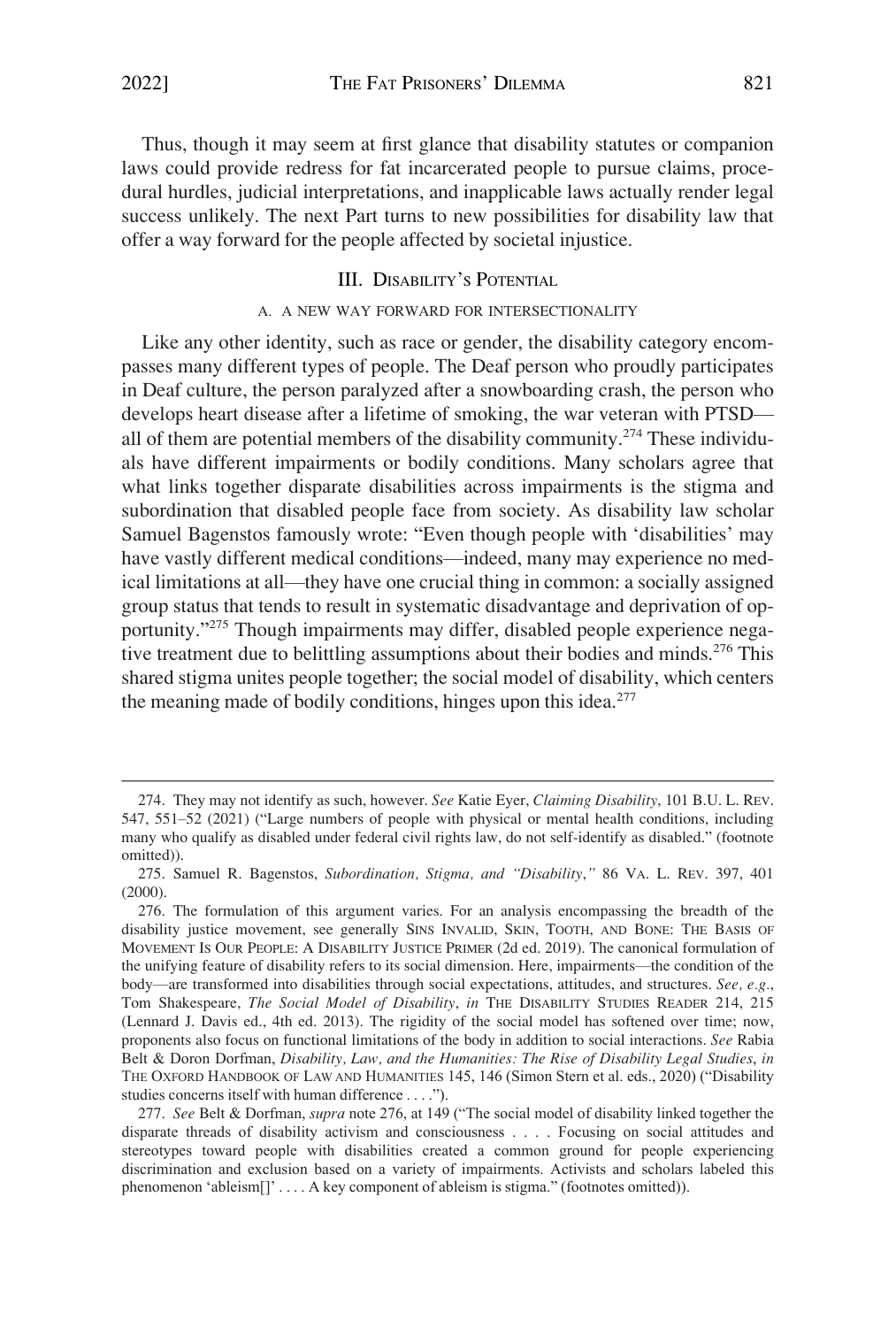Thus, though it may seem at first glance that disability statutes or companion laws could provide redress for fat incarcerated people to pursue claims, procedural hurdles, judicial interpretations, and inapplicable laws actually render legal success unlikely. The next Part turns to new possibilities for disability law that offer a way forward for the people affected by societal injustice.

## III. Disability's Potential

### A. A New Way Forward for Intersectionality

Like any other identity, such as race or gender, the disability category encompasses many different types of people. The Deaf person who proudly participates in Deaf culture, the person paralyzed after a snowboarding crash, the person who develops heart disease after a lifetime of smoking, the war veteran with PTSD—all of them are potential members of the disability community.[274] These individuals have different impairments or bodily conditions. Many scholars agree that what links together disparate disabilities across impairments is the stigma and subordination that disabled people face from society. As disability law scholar Samuel Bagenstos famously wrote: "Even though people with 'disabilities' may have vastly different medical conditions—indeed, many may experience no medical limitations at all—they have one crucial thing in common: a socially assigned group status that tends to result in systematic disadvantage and deprivation of opportunity."[275] Though impairments may differ, disabled people experience negative treatment due to belittling assumptions about their bodies and minds.[276] This shared stigma unites people together; the social model of disability, which centers the meaning made of bodily conditions, hinges upon this idea.[277]

---

274. They may not identify as such, however. *See* Katie Eyer, *Claiming Disability*, 101 B.U. L. Rev. 547, 551–52 (2021) ("Large numbers of people with physical or mental health conditions, including many who qualify as disabled under federal civil rights law, do not self-identify as disabled." (footnote omitted)).

275. Samuel R. Bagenstos, *Subordination, Stigma, and "Disability*,*"* 86 Va. L. Rev. 397, 401 (2000).

276. The formulation of this argument varies. For an analysis encompassing the breadth of the disability justice movement, see generally Sins Invalid, Skin, Tooth, and Bone: The Basis of Movement Is Our People: A Disability Justice Primer (2d ed. 2019). The canonical formulation of the unifying feature of disability refers to its social dimension. Here, impairments—the condition of the body—are transformed into disabilities through social expectations, attitudes, and structures. *See, e.g.*, Tom Shakespeare, *The Social Model of Disability*, *in* The Disability Studies Reader 214, 215 (Lennard J. Davis ed., 4th ed. 2013). The rigidity of the social model has softened over time; now, proponents also focus on functional limitations of the body in addition to social interactions. *See* Rabia Belt & Doron Dorfman, *Disability, Law, and the Humanities: The Rise of Disability Legal Studies*, *in* The Oxford Handbook of Law and Humanities 145, 146 (Simon Stern et al. eds., 2020) ("Disability studies concerns itself with human difference . . . .").

277. *See* Belt & Dorfman, *supra* note 276, at 149 ("The social model of disability linked together the disparate threads of disability activism and consciousness . . . . Focusing on social attitudes and stereotypes toward people with disabilities created a common ground for people experiencing discrimination and exclusion based on a variety of impairments. Activists and scholars labeled this phenomenon 'ableism[]' . . . . A key component of ableism is stigma." (footnotes omitted)).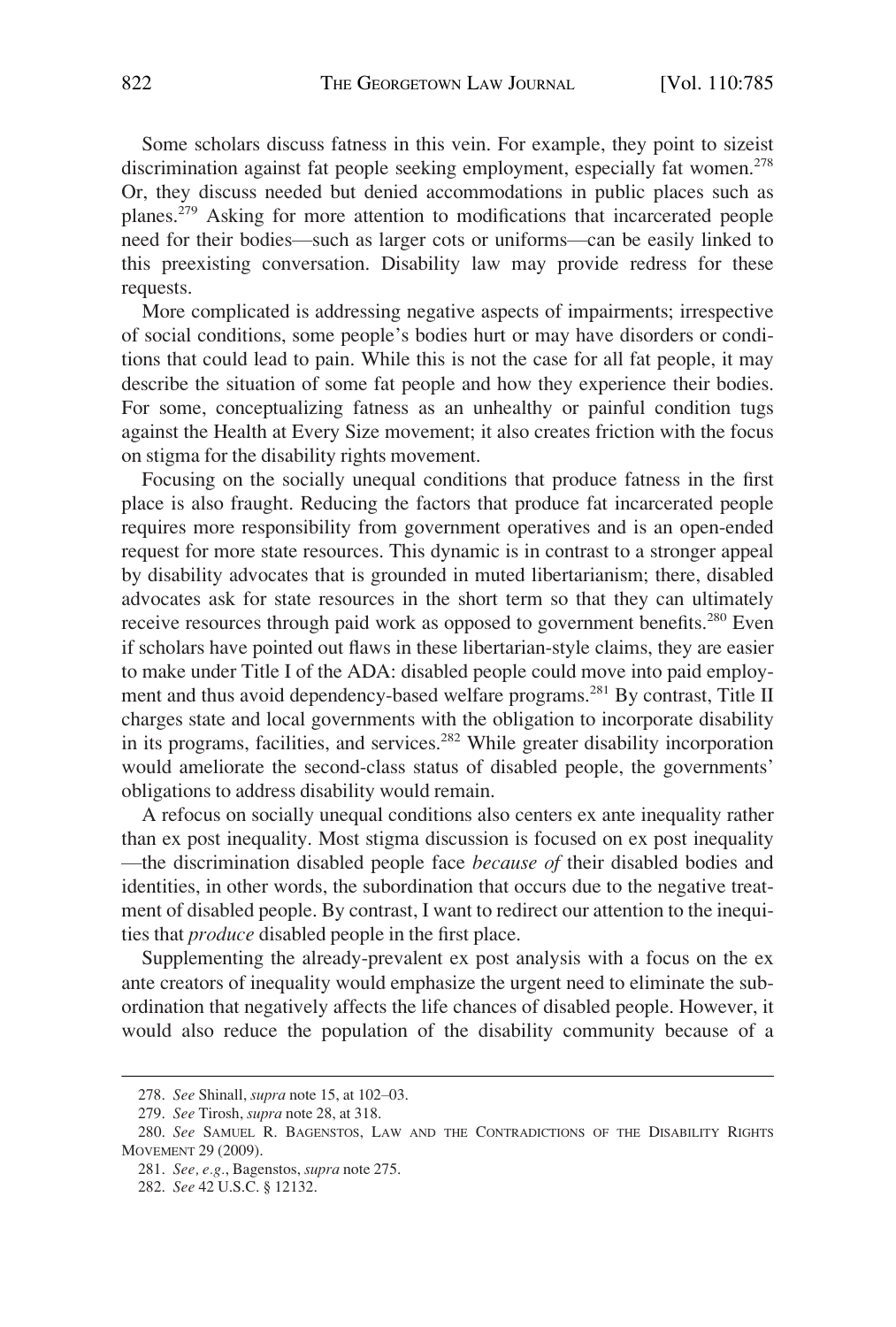Some scholars discuss fatness in this vein. For example, they point to sizeist discrimination against fat people seeking employment, especially fat women.[278] Or, they discuss needed but denied accommodations in public places such as planes.[279] Asking for more attention to modifications that incarcerated people need for their bodies—such as larger cots or uniforms—can be easily linked to this preexisting conversation. Disability law may provide redress for these requests.

More complicated is addressing negative aspects of impairments; irrespective of social conditions, some people's bodies hurt or may have disorders or conditions that could lead to pain. While this is not the case for all fat people, it may describe the situation of some fat people and how they experience their bodies. For some, conceptualizing fatness as an unhealthy or painful condition tugs against the Health at Every Size movement; it also creates friction with the focus on stigma for the disability rights movement.

Focusing on the socially unequal conditions that produce fatness in the first place is also fraught. Reducing the factors that produce fat incarcerated people requires more responsibility from government operatives and is an open-ended request for more state resources. This dynamic is in contrast to a stronger appeal by disability advocates that is grounded in muted libertarianism; there, disabled advocates ask for state resources in the short term so that they can ultimately receive resources through paid work as opposed to government benefits.[280] Even if scholars have pointed out flaws in these libertarian-style claims, they are easier to make under Title I of the ADA: disabled people could move into paid employment and thus avoid dependency-based welfare programs.[281] By contrast, Title II charges state and local governments with the obligation to incorporate disability in its programs, facilities, and services.[282] While greater disability incorporation would ameliorate the second-class status of disabled people, the governments' obligations to address disability would remain.

A refocus on socially unequal conditions also centers ex ante inequality rather than ex post inequality. Most stigma discussion is focused on ex post inequality —the discrimination disabled people face *because of* their disabled bodies and identities, in other words, the subordination that occurs due to the negative treatment of disabled people. By contrast, I want to redirect our attention to the inequities that *produce* disabled people in the first place.

Supplementing the already-prevalent ex post analysis with a focus on the ex ante creators of inequality would emphasize the urgent need to eliminate the subordination that negatively affects the life chances of disabled people. However, it would also reduce the population of the disability community because of a

---

278. *See* Shinall, *supra* note 15, at 102–03.

279. *See* Tirosh, *supra* note 28, at 318.

280. *See* SAMUEL R. BAGENSTOS, LAW AND THE CONTRADICTIONS OF THE DISABILITY RIGHTS MOVEMENT 29 (2009).

281. *See, e.g.*, Bagenstos, *supra* note 275.

282. *See* 42 U.S.C. § 12132.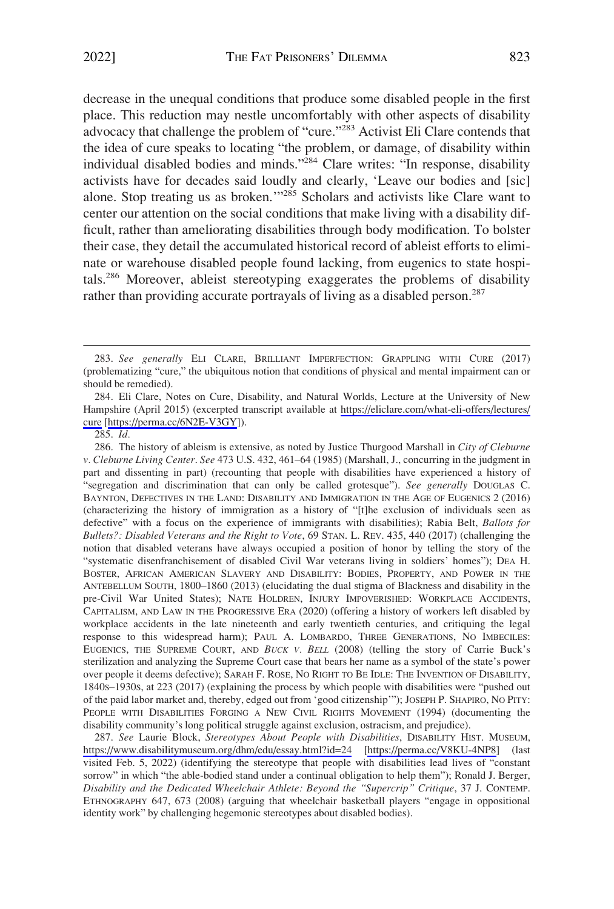decrease in the unequal conditions that produce some disabled people in the first place. This reduction may nestle uncomfortably with other aspects of disability advocacy that challenge the problem of "cure."[283] Activist Eli Clare contends that the idea of cure speaks to locating "the problem, or damage, of disability within individual disabled bodies and minds."[284] Clare writes: "In response, disability activists have for decades said loudly and clearly, 'Leave our bodies and [sic] alone. Stop treating us as broken.'"[285] Scholars and activists like Clare want to center our attention on the social conditions that make living with a disability difficult, rather than ameliorating disabilities through body modification. To bolster their case, they detail the accumulated historical record of ableist efforts to eliminate or warehouse disabled people found lacking, from eugenics to state hospitals.[286] Moreover, ableist stereotyping exaggerates the problems of disability rather than providing accurate portrayals of living as a disabled person.[287]

---

283. *See generally* ELI CLARE, BRILLIANT IMPERFECTION: GRAPPLING WITH CURE (2017) (problematizing "cure," the ubiquitous notion that conditions of physical and mental impairment can or should be remedied).

284. Eli Clare, Notes on Cure, Disability, and Natural Worlds, Lecture at the University of New Hampshire (April 2015) (excerpted transcript available at https://eliclare.com/what-eli-offers/lectures/cure [https://perma.cc/6N2E-V3GY]).

285. *Id.*

286. The history of ableism is extensive, as noted by Justice Thurgood Marshall in *City of Cleburne v. Cleburne Living Center*. *See* 473 U.S. 432, 461–64 (1985) (Marshall, J., concurring in the judgment in part and dissenting in part) (recounting that people with disabilities have experienced a history of "segregation and discrimination that can only be called grotesque"). *See generally* DOUGLAS C. BAYNTON, DEFECTIVES IN THE LAND: DISABILITY AND IMMIGRATION IN THE AGE OF EUGENICS 2 (2016) (characterizing the history of immigration as a history of "[t]he exclusion of individuals seen as defective" with a focus on the experience of immigrants with disabilities); Rabia Belt, *Ballots for Bullets?: Disabled Veterans and the Right to Vote*, 69 STAN. L. REV. 435, 440 (2017) (challenging the notion that disabled veterans have always occupied a position of honor by telling the story of the "systematic disenfranchisement of disabled Civil War veterans living in soldiers' homes"); DEA H. BOSTER, AFRICAN AMERICAN SLAVERY AND DISABILITY: BODIES, PROPERTY, AND POWER IN THE ANTEBELLUM SOUTH, 1800–1860 (2013) (elucidating the dual stigma of Blackness and disability in the pre-Civil War United States); NATE HOLDREN, INJURY IMPOVERISHED: WORKPLACE ACCIDENTS, CAPITALISM, AND LAW IN THE PROGRESSIVE ERA (2020) (offering a history of workers left disabled by workplace accidents in the late nineteenth and early twentieth centuries, and critiquing the legal response to this widespread harm); PAUL A. LOMBARDO, THREE GENERATIONS, NO IMBECILES: EUGENICS, THE SUPREME COURT, AND *BUCK V. BELL* (2008) (telling the story of Carrie Buck's sterilization and analyzing the Supreme Court case that bears her name as a symbol of the state's power over people it deems defective); SARAH F. ROSE, NO RIGHT TO BE IDLE: THE INVENTION OF DISABILITY, 1840S–1930S, at 223 (2017) (explaining the process by which people with disabilities were "pushed out of the paid labor market and, thereby, edged out from 'good citizenship'"); JOSEPH P. SHAPIRO, NO PITY: PEOPLE WITH DISABILITIES FORGING A NEW CIVIL RIGHTS MOVEMENT (1994) (documenting the disability community's long political struggle against exclusion, ostracism, and prejudice).

287. *See* Laurie Block, *Stereotypes About People with Disabilities*, DISABILITY HIST. MUSEUM, https://www.disabilitymuseum.org/dhm/edu/essay.html?id=24 [https://perma.cc/V8KU-4NP8] (last visited Feb. 5, 2022) (identifying the stereotype that people with disabilities lead lives of "constant sorrow" in which "the able-bodied stand under a continual obligation to help them"); Ronald J. Berger, *Disability and the Dedicated Wheelchair Athlete: Beyond the "Supercrip" Critique*, 37 J. CONTEMP. ETHNOGRAPHY 647, 673 (2008) (arguing that wheelchair basketball players "engage in oppositional identity work" by challenging hegemonic stereotypes about disabled bodies).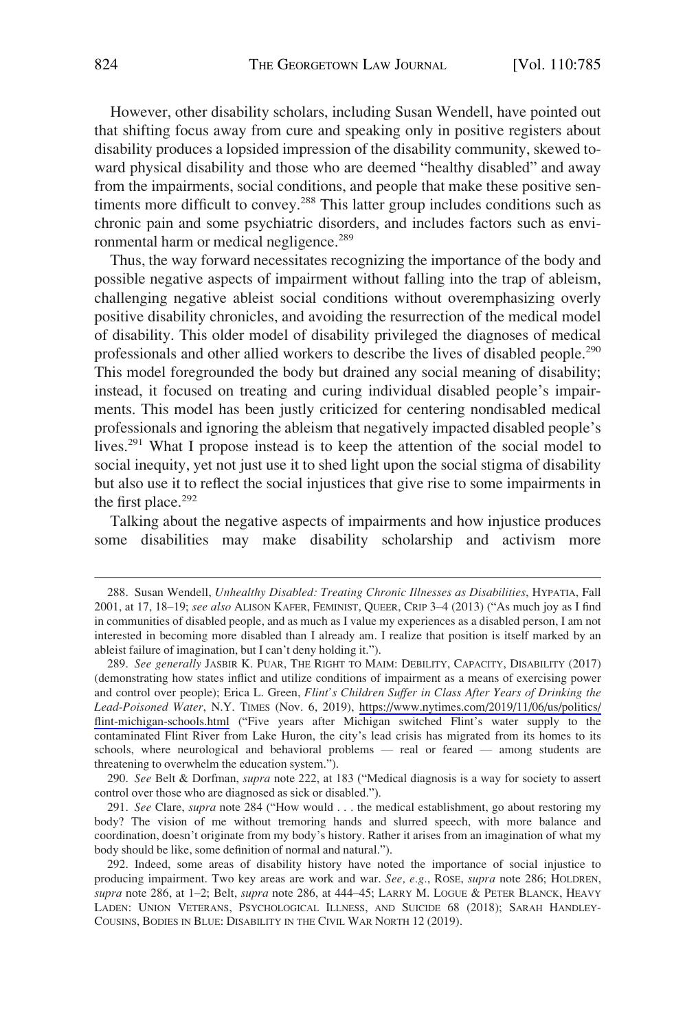However, other disability scholars, including Susan Wendell, have pointed out that shifting focus away from cure and speaking only in positive registers about disability produces a lopsided impression of the disability community, skewed toward physical disability and those who are deemed "healthy disabled" and away from the impairments, social conditions, and people that make these positive sentiments more difficult to convey.[288] This latter group includes conditions such as chronic pain and some psychiatric disorders, and includes factors such as environmental harm or medical negligence.[289]

Thus, the way forward necessitates recognizing the importance of the body and possible negative aspects of impairment without falling into the trap of ableism, challenging negative ableist social conditions without overemphasizing overly positive disability chronicles, and avoiding the resurrection of the medical model of disability. This older model of disability privileged the diagnoses of medical professionals and other allied workers to describe the lives of disabled people.[290] This model foregrounded the body but drained any social meaning of disability; instead, it focused on treating and curing individual disabled people's impairments. This model has been justly criticized for centering nondisabled medical professionals and ignoring the ableism that negatively impacted disabled people's lives.[291] What I propose instead is to keep the attention of the social model to social inequity, yet not just use it to shed light upon the social stigma of disability but also use it to reflect the social injustices that give rise to some impairments in the first place.[292]

Talking about the negative aspects of impairments and how injustice produces some disabilities may make disability scholarship and activism more

---

288. Susan Wendell, *Unhealthy Disabled: Treating Chronic Illnesses as Disabilities*, HYPATIA, Fall 2001, at 17, 18–19; *see also* ALISON KAFER, FEMINIST, QUEER, CRIP 3–4 (2013) ("As much joy as I find in communities of disabled people, and as much as I value my experiences as a disabled person, I am not interested in becoming more disabled than I already am. I realize that position is itself marked by an ableist failure of imagination, but I can't deny holding it.").

289. *See generally* JASBIR K. PUAR, THE RIGHT TO MAIM: DEBILITY, CAPACITY, DISABILITY (2017) (demonstrating how states inflict and utilize conditions of impairment as a means of exercising power and control over people); Erica L. Green, *Flint's Children Suffer in Class After Years of Drinking the Lead-Poisoned Water*, N.Y. TIMES (Nov. 6, 2019), https://www.nytimes.com/2019/11/06/us/politics/flint-michigan-schools.html ("Five years after Michigan switched Flint's water supply to the contaminated Flint River from Lake Huron, the city's lead crisis has migrated from its homes to its schools, where neurological and behavioral problems — real or feared — among students are threatening to overwhelm the education system.").

290. *See* Belt & Dorfman, *supra* note 222, at 183 ("Medical diagnosis is a way for society to assert control over those who are diagnosed as sick or disabled.").

291. *See* Clare, *supra* note 284 ("How would . . . the medical establishment, go about restoring my body? The vision of me without tremoring hands and slurred speech, with more balance and coordination, doesn't originate from my body's history. Rather it arises from an imagination of what my body should be like, some definition of normal and natural.").

292. Indeed, some areas of disability history have noted the importance of social injustice to producing impairment. Two key areas are work and war. *See, e.g.*, ROSE, *supra* note 286; HOLDREN, *supra* note 286, at 1–2; Belt, *supra* note 286, at 444–45; LARRY M. LOGUE & PETER BLANCK, HEAVY LADEN: UNION VETERANS, PSYCHOLOGICAL ILLNESS, AND SUICIDE 68 (2018); SARAH HANDLEY-COUSINS, BODIES IN BLUE: DISABILITY IN THE CIVIL WAR NORTH 12 (2019).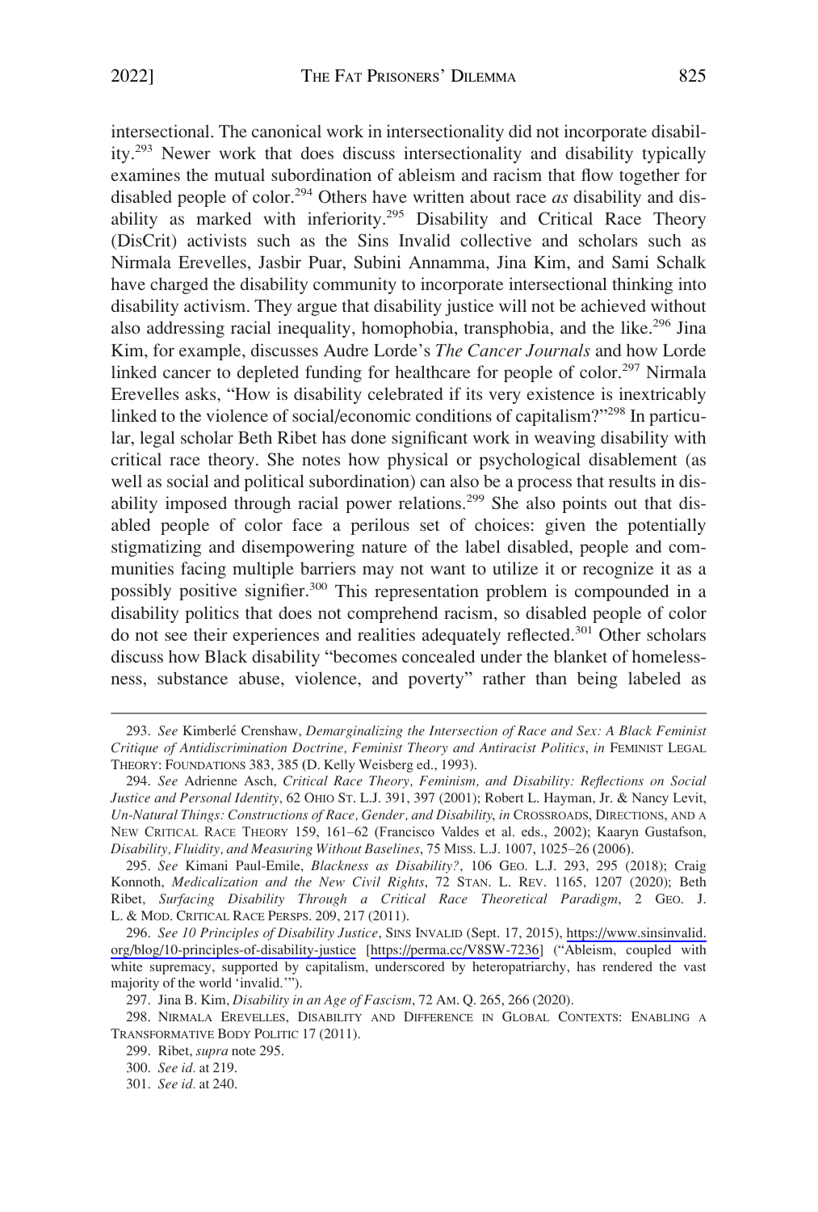intersectional. The canonical work in intersectionality did not incorporate disability.[293] Newer work that does discuss intersectionality and disability typically examines the mutual subordination of ableism and racism that flow together for disabled people of color.[294] Others have written about race *as* disability and disability as marked with inferiority.[295] Disability and Critical Race Theory (DisCrit) activists such as the Sins Invalid collective and scholars such as Nirmala Erevelles, Jasbir Puar, Subini Annamma, Jina Kim, and Sami Schalk have charged the disability community to incorporate intersectional thinking into disability activism. They argue that disability justice will not be achieved without also addressing racial inequality, homophobia, transphobia, and the like.[296] Jina Kim, for example, discusses Audre Lorde's *The Cancer Journals* and how Lorde linked cancer to depleted funding for healthcare for people of color.[297] Nirmala Erevelles asks, "How is disability celebrated if its very existence is inextricably linked to the violence of social/economic conditions of capitalism?"[298] In particular, legal scholar Beth Ribet has done significant work in weaving disability with critical race theory. She notes how physical or psychological disablement (as well as social and political subordination) can also be a process that results in disability imposed through racial power relations.[299] She also points out that disabled people of color face a perilous set of choices: given the potentially stigmatizing and disempowering nature of the label disabled, people and communities facing multiple barriers may not want to utilize it or recognize it as a possibly positive signifier.[300] This representation problem is compounded in a disability politics that does not comprehend racism, so disabled people of color do not see their experiences and realities adequately reflected.[301] Other scholars discuss how Black disability "becomes concealed under the blanket of homelessness, substance abuse, violence, and poverty" rather than being labeled as

---

293. *See* Kimberlé Crenshaw, *Demarginalizing the Intersection of Race and Sex: A Black Feminist Critique of Antidiscrimination Doctrine, Feminist Theory and Antiracist Politics*, *in* FEMINIST LEGAL THEORY: FOUNDATIONS 383, 385 (D. Kelly Weisberg ed., 1993).

294. *See* Adrienne Asch, *Critical Race Theory, Feminism, and Disability: Reflections on Social Justice and Personal Identity*, 62 OHIO ST. L.J. 391, 397 (2001); Robert L. Hayman, Jr. & Nancy Levit, *Un-Natural Things: Constructions of Race, Gender, and Disability*, *in* CROSSROADS, DIRECTIONS, AND A NEW CRITICAL RACE THEORY 159, 161–62 (Francisco Valdes et al. eds., 2002); Kaaryn Gustafson, *Disability, Fluidity, and Measuring Without Baselines*, 75 MISS. L.J. 1007, 1025–26 (2006).

295. *See* Kimani Paul-Emile, *Blackness as Disability?*, 106 GEO. L.J. 293, 295 (2018); Craig Konnoth, *Medicalization and the New Civil Rights*, 72 STAN. L. REV. 1165, 1207 (2020); Beth Ribet, *Surfacing Disability Through a Critical Race Theoretical Paradigm*, 2 GEO. J. L. & MOD. CRITICAL RACE PERSPS. 209, 217 (2011).

296. *See 10 Principles of Disability Justice*, SINS INVALID (Sept. 17, 2015), https://www.sinsinvalid.org/blog/10-principles-of-disability-justice [https://perma.cc/V8SW-7236] ("Ableism, coupled with white supremacy, supported by capitalism, underscored by heteropatriarchy, has rendered the vast majority of the world 'invalid.'").

297. Jina B. Kim, *Disability in an Age of Fascism*, 72 AM. Q. 265, 266 (2020).

298. NIRMALA EREVELLES, DISABILITY AND DIFFERENCE IN GLOBAL CONTEXTS: ENABLING A TRANSFORMATIVE BODY POLITIC 17 (2011).

299. Ribet, *supra* note 295.

300. *See id.* at 219.

301. *See id.* at 240.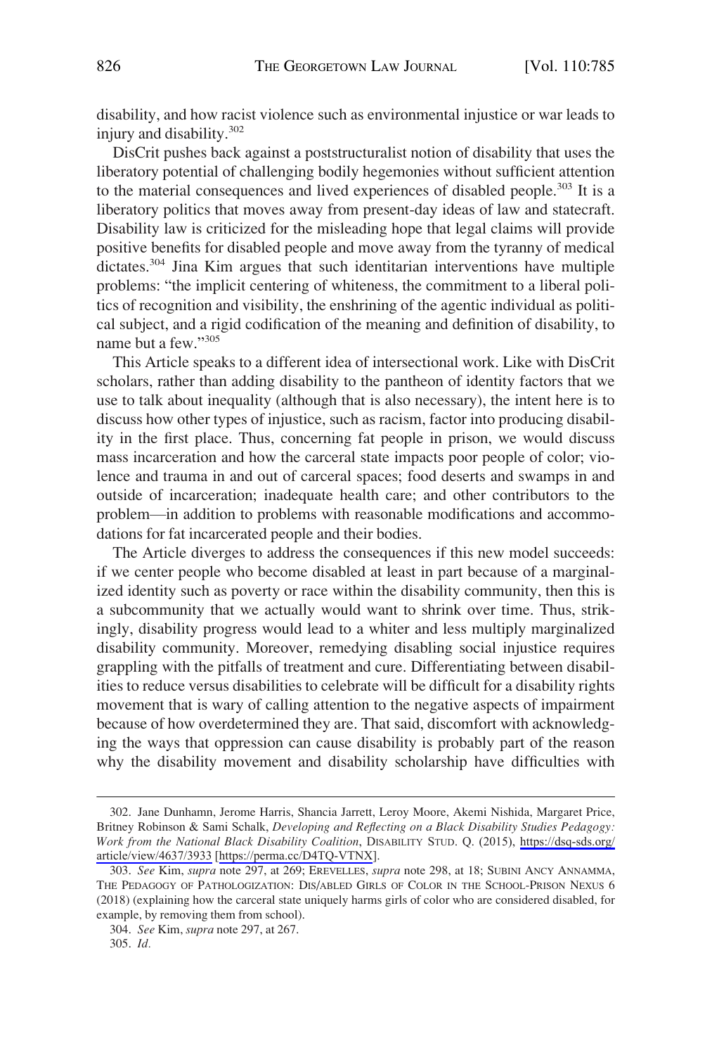disability, and how racist violence such as environmental injustice or war leads to injury and disability.[302]

DisCrit pushes back against a poststructuralist notion of disability that uses the liberatory potential of challenging bodily hegemonies without sufficient attention to the material consequences and lived experiences of disabled people.[303] It is a liberatory politics that moves away from present-day ideas of law and statecraft. Disability law is criticized for the misleading hope that legal claims will provide positive benefits for disabled people and move away from the tyranny of medical dictates.[304] Jina Kim argues that such identitarian interventions have multiple problems: "the implicit centering of whiteness, the commitment to a liberal politics of recognition and visibility, the enshrining of the agentic individual as political subject, and a rigid codification of the meaning and definition of disability, to name but a few."[305]

This Article speaks to a different idea of intersectional work. Like with DisCrit scholars, rather than adding disability to the pantheon of identity factors that we use to talk about inequality (although that is also necessary), the intent here is to discuss how other types of injustice, such as racism, factor into producing disability in the first place. Thus, concerning fat people in prison, we would discuss mass incarceration and how the carceral state impacts poor people of color; violence and trauma in and out of carceral spaces; food deserts and swamps in and outside of incarceration; inadequate health care; and other contributors to the problem—in addition to problems with reasonable modifications and accommodations for fat incarcerated people and their bodies.

The Article diverges to address the consequences if this new model succeeds: if we center people who become disabled at least in part because of a marginalized identity such as poverty or race within the disability community, then this is a subcommunity that we actually would want to shrink over time. Thus, strikingly, disability progress would lead to a whiter and less multiply marginalized disability community. Moreover, remedying disabling social injustice requires grappling with the pitfalls of treatment and cure. Differentiating between disabilities to reduce versus disabilities to celebrate will be difficult for a disability rights movement that is wary of calling attention to the negative aspects of impairment because of how overdetermined they are. That said, discomfort with acknowledging the ways that oppression can cause disability is probably part of the reason why the disability movement and disability scholarship have difficulties with

---

302. Jane Dunhamn, Jerome Harris, Shancia Jarrett, Leroy Moore, Akemi Nishida, Margaret Price, Britney Robinson & Sami Schalk, *Developing and Reflecting on a Black Disability Studies Pedagogy: Work from the National Black Disability Coalition*, DISABILITY STUD. Q. (2015), https://dsq-sds.org/article/view/4637/3933 [https://perma.cc/D4TQ-VTNX].

303. *See* Kim, *supra* note 297, at 269; EREVELLES, *supra* note 298, at 18; SUBINI ANCY ANNAMMA, THE PEDAGOGY OF PATHOLOGIZATION: DIS/ABLED GIRLS OF COLOR IN THE SCHOOL-PRISON NEXUS 6 (2018) (explaining how the carceral state uniquely harms girls of color who are considered disabled, for example, by removing them from school).

304. *See* Kim, *supra* note 297, at 267.

305. *Id.*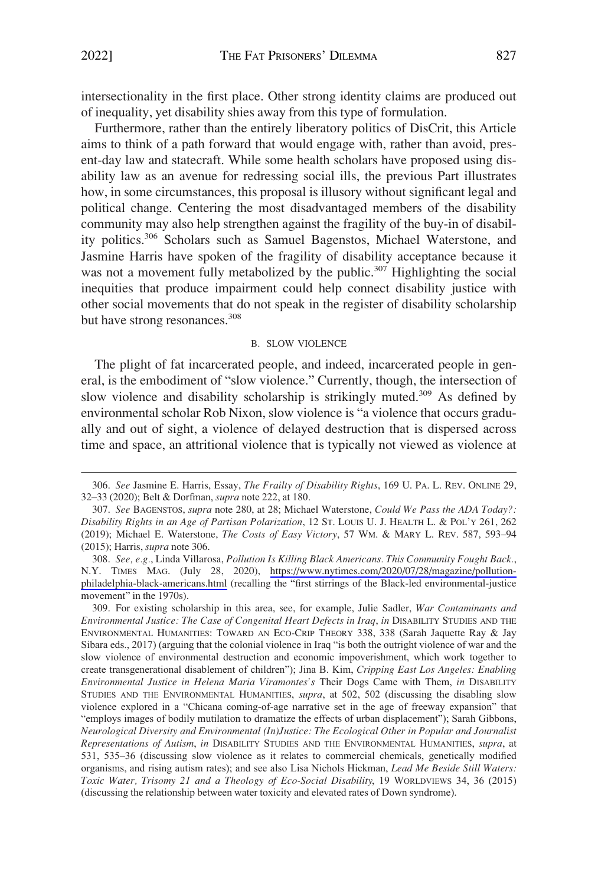intersectionality in the first place. Other strong identity claims are produced out of inequality, yet disability shies away from this type of formulation.

Furthermore, rather than the entirely liberatory politics of DisCrit, this Article aims to think of a path forward that would engage with, rather than avoid, present-day law and statecraft. While some health scholars have proposed using disability law as an avenue for redressing social ills, the previous Part illustrates how, in some circumstances, this proposal is illusory without significant legal and political change. Centering the most disadvantaged members of the disability community may also help strengthen against the fragility of the buy-in of disability politics.[306] Scholars such as Samuel Bagenstos, Michael Waterstone, and Jasmine Harris have spoken of the fragility of disability acceptance because it was not a movement fully metabolized by the public.[307] Highlighting the social inequities that produce impairment could help connect disability justice with other social movements that do not speak in the register of disability scholarship but have strong resonances.[308]

### B. Slow Violence

The plight of fat incarcerated people, and indeed, incarcerated people in general, is the embodiment of "slow violence." Currently, though, the intersection of slow violence and disability scholarship is strikingly muted.[309] As defined by environmental scholar Rob Nixon, slow violence is "a violence that occurs gradually and out of sight, a violence of delayed destruction that is dispersed across time and space, an attritional violence that is typically not viewed as violence at

---

306. *See* Jasmine E. Harris, Essay, *The Frailty of Disability Rights*, 169 U. PA. L. REV. ONLINE 29, 32–33 (2020); Belt & Dorfman, *supra* note 222, at 180.

307. *See* BAGENSTOS, *supra* note 280, at 28; Michael Waterstone, *Could We Pass the ADA Today?: Disability Rights in an Age of Partisan Polarization*, 12 ST. LOUIS U. J. HEALTH L. & POL'Y 261, 262 (2019); Michael E. Waterstone, *The Costs of Easy Victory*, 57 WM. & MARY L. REV. 587, 593–94 (2015); Harris, *supra* note 306.

308. *See, e.g.*, Linda Villarosa, *Pollution Is Killing Black Americans. This Community Fought Back.*, N.Y. TIMES MAG. (July 28, 2020), https://www.nytimes.com/2020/07/28/magazine/pollution-philadelphia-black-americans.html (recalling the "first stirrings of the Black-led environmental-justice movement" in the 1970s).

309. For existing scholarship in this area, see, for example, Julie Sadler, *War Contaminants and Environmental Justice: The Case of Congenital Heart Defects in Iraq*, *in* DISABILITY STUDIES AND THE ENVIRONMENTAL HUMANITIES: TOWARD AN ECO-CRIP THEORY 338, 338 (Sarah Jaquette Ray & Jay Sibara eds., 2017) (arguing that the colonial violence in Iraq "is both the outright violence of war and the slow violence of environmental destruction and economic impoverishment, which work together to create transgenerational disablement of children"); Jina B. Kim, *Cripping East Los Angeles: Enabling Environmental Justice in Helena Maria Viramontes's* Their Dogs Came with Them, *in* DISABILITY STUDIES AND THE ENVIRONMENTAL HUMANITIES, *supra*, at 502, 502 (discussing the disabling slow violence explored in a "Chicana coming-of-age narrative set in the age of freeway expansion" that "employs images of bodily mutilation to dramatize the effects of urban displacement"); Sarah Gibbons, *Neurological Diversity and Environmental (In)Justice: The Ecological Other in Popular and Journalist Representations of Autism*, *in* DISABILITY STUDIES AND THE ENVIRONMENTAL HUMANITIES, *supra*, at 531, 535–36 (discussing slow violence as it relates to commercial chemicals, genetically modified organisms, and rising autism rates); and see also Lisa Nichols Hickman, *Lead Me Beside Still Waters: Toxic Water, Trisomy 21 and a Theology of Eco-Social Disability*, 19 WORLDVIEWS 34, 36 (2015) (discussing the relationship between water toxicity and elevated rates of Down syndrome).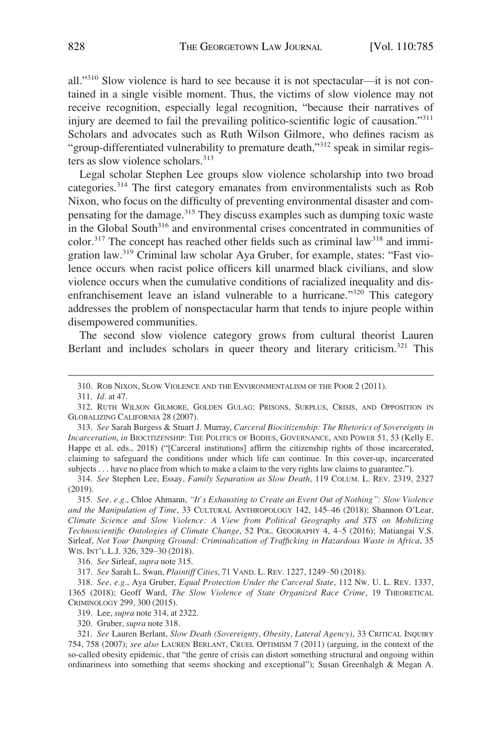all."[310] Slow violence is hard to see because it is not spectacular—it is not contained in a single visible moment. Thus, the victims of slow violence may not receive recognition, especially legal recognition, "because their narratives of injury are deemed to fail the prevailing politico-scientific logic of causation."[311] Scholars and advocates such as Ruth Wilson Gilmore, who defines racism as "group-differentiated vulnerability to premature death,"[312] speak in similar registers as slow violence scholars.[313]

Legal scholar Stephen Lee groups slow violence scholarship into two broad categories.[314] The first category emanates from environmentalists such as Rob Nixon, who focus on the difficulty of preventing environmental disaster and compensating for the damage.[315] They discuss examples such as dumping toxic waste in the Global South[316] and environmental crises concentrated in communities of color.[317] The concept has reached other fields such as criminal law[318] and immigration law.[319] Criminal law scholar Aya Gruber, for example, states: "Fast violence occurs when racist police officers kill unarmed black civilians, and slow violence occurs when the cumulative conditions of racialized inequality and disenfranchisement leave an island vulnerable to a hurricane."[320] This category addresses the problem of nonspectacular harm that tends to injure people within disempowered communities.

The second slow violence category grows from cultural theorist Lauren Berlant and includes scholars in queer theory and literary criticism.[321] This

---

310. ROB NIXON, SLOW VIOLENCE AND THE ENVIRONMENTALISM OF THE POOR 2 (2011).

311. *Id.* at 47.

312. RUTH WILSON GILMORE, GOLDEN GULAG: PRISONS, SURPLUS, CRISIS, AND OPPOSITION IN GLOBALIZING CALIFORNIA 28 (2007).

313. *See* Sarah Burgess & Stuart J. Murray, *Carceral Biocitizenship: The Rhetorics of Sovereignty in Incarceration*, *in* BIOCITIZENSHIP: THE POLITICS OF BODIES, GOVERNANCE, AND POWER 51, 53 (Kelly E. Happe et al. eds., 2018) ("[Carceral institutions] affirm the citizenship rights of those incarcerated, claiming to safeguard the conditions under which life can continue. In this cover-up, incarcerated subjects . . . have no place from which to make a claim to the very rights law claims to guarantee.").

314. *See* Stephen Lee, Essay, *Family Separation as Slow Death*, 119 COLUM. L. REV. 2319, 2327 (2019).

315. *See, e.g.*, Chloe Ahmann, *"It's Exhausting to Create an Event Out of Nothing": Slow Violence and the Manipulation of Time*, 33 CULTURAL ANTHROPOLOGY 142, 145–46 (2018); Shannon O'Lear, *Climate Science and Slow Violence: A View from Political Geography and STS on Mobilizing Technoscientific Ontologies of Climate Change*, 52 POL. GEOGRAPHY 4, 4–5 (2016); Matiangai V.S. Sirleaf, *Not Your Dumping Ground: Criminalization of Trafficking in Hazardous Waste in Africa*, 35 WIS. INT'L L.J. 326, 329–30 (2018).

316. *See* Sirleaf, *supra* note 315.

317. *See* Sarah L. Swan, *Plaintiff Cities*, 71 VAND. L. REV. 1227, 1249–50 (2018).

318. *See, e.g.*, Aya Gruber, *Equal Protection Under the Carceral State*, 112 NW. U. L. REV. 1337, 1365 (2018); Geoff Ward, *The Slow Violence of State Organized Race Crime*, 19 THEORETICAL CRIMINOLOGY 299, 300 (2015).

319. Lee, *supra* note 314, at 2322.

320. Gruber, *supra* note 318.

321. *See* Lauren Berlant, *Slow Death (Sovereignty, Obesity, Lateral Agency)*, 33 CRITICAL INQUIRY 754, 758 (2007); *see also* LAUREN BERLANT, CRUEL OPTIMISM 7 (2011) (arguing, in the context of the so-called obesity epidemic, that "the genre of crisis can distort something structural and ongoing within ordinariness into something that seems shocking and exceptional"); Susan Greenhalgh & Megan A.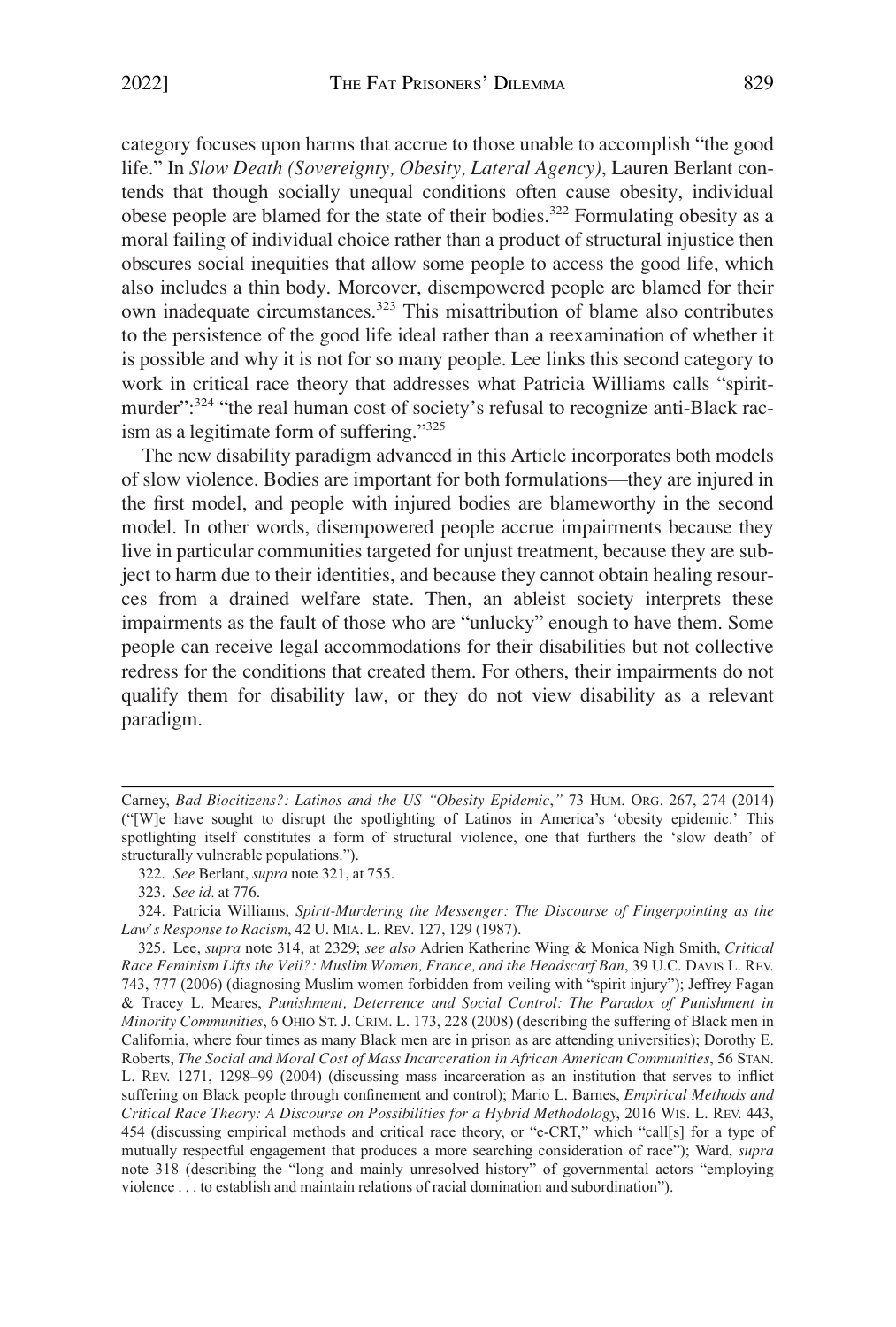category focuses upon harms that accrue to those unable to accomplish "the good life." In *Slow Death (Sovereignty, Obesity, Lateral Agency)*, Lauren Berlant contends that though socially unequal conditions often cause obesity, individual obese people are blamed for the state of their bodies.[322] Formulating obesity as a moral failing of individual choice rather than a product of structural injustice then obscures social inequities that allow some people to access the good life, which also includes a thin body. Moreover, disempowered people are blamed for their own inadequate circumstances.[323] This misattribution of blame also contributes to the persistence of the good life ideal rather than a reexamination of whether it is possible and why it is not for so many people. Lee links this second category to work in critical race theory that addresses what Patricia Williams calls "spirit-murder":[324] "the real human cost of society's refusal to recognize anti-Black racism as a legitimate form of suffering."[325]

The new disability paradigm advanced in this Article incorporates both models of slow violence. Bodies are important for both formulations—they are injured in the first model, and people with injured bodies are blameworthy in the second model. In other words, disempowered people accrue impairments because they live in particular communities targeted for unjust treatment, because they are subject to harm due to their identities, and because they cannot obtain healing resources from a drained welfare state. Then, an ableist society interprets these impairments as the fault of those who are "unlucky" enough to have them. Some people can receive legal accommodations for their disabilities but not collective redress for the conditions that created them. For others, their impairments do not qualify them for disability law, or they do not view disability as a relevant paradigm.

---

Carney, *Bad Biocitizens?: Latinos and the US "Obesity Epidemic*,*"* 73 HUM. ORG. 267, 274 (2014) ("[W]e have sought to disrupt the spotlighting of Latinos in America's 'obesity epidemic.' This spotlighting itself constitutes a form of structural violence, one that furthers the 'slow death' of structurally vulnerable populations.").

322. *See* Berlant, *supra* note 321, at 755.

323. *See id.* at 776.

324. Patricia Williams, *Spirit-Murdering the Messenger: The Discourse of Fingerpointing as the Law's Response to Racism*, 42 U. MIA. L. REV. 127, 129 (1987).

325. Lee, *supra* note 314, at 2329; *see also* Adrien Katherine Wing & Monica Nigh Smith, *Critical Race Feminism Lifts the Veil?: Muslim Women, France, and the Headscarf Ban*, 39 U.C. DAVIS L. REV. 743, 777 (2006) (diagnosing Muslim women forbidden from veiling with "spirit injury"); Jeffrey Fagan & Tracey L. Meares, *Punishment, Deterrence and Social Control: The Paradox of Punishment in Minority Communities*, 6 OHIO ST. J. CRIM. L. 173, 228 (2008) (describing the suffering of Black men in California, where four times as many Black men are in prison as are attending universities); Dorothy E. Roberts, *The Social and Moral Cost of Mass Incarceration in African American Communities*, 56 STAN. L. REV. 1271, 1298–99 (2004) (discussing mass incarceration as an institution that serves to inflict suffering on Black people through confinement and control); Mario L. Barnes, *Empirical Methods and Critical Race Theory: A Discourse on Possibilities for a Hybrid Methodology*, 2016 WIS. L. REV. 443, 454 (discussing empirical methods and critical race theory, or "e-CRT," which "call[s] for a type of mutually respectful engagement that produces a more searching consideration of race"); Ward, *supra* note 318 (describing the "long and mainly unresolved history" of governmental actors "employing violence . . . to establish and maintain relations of racial domination and subordination").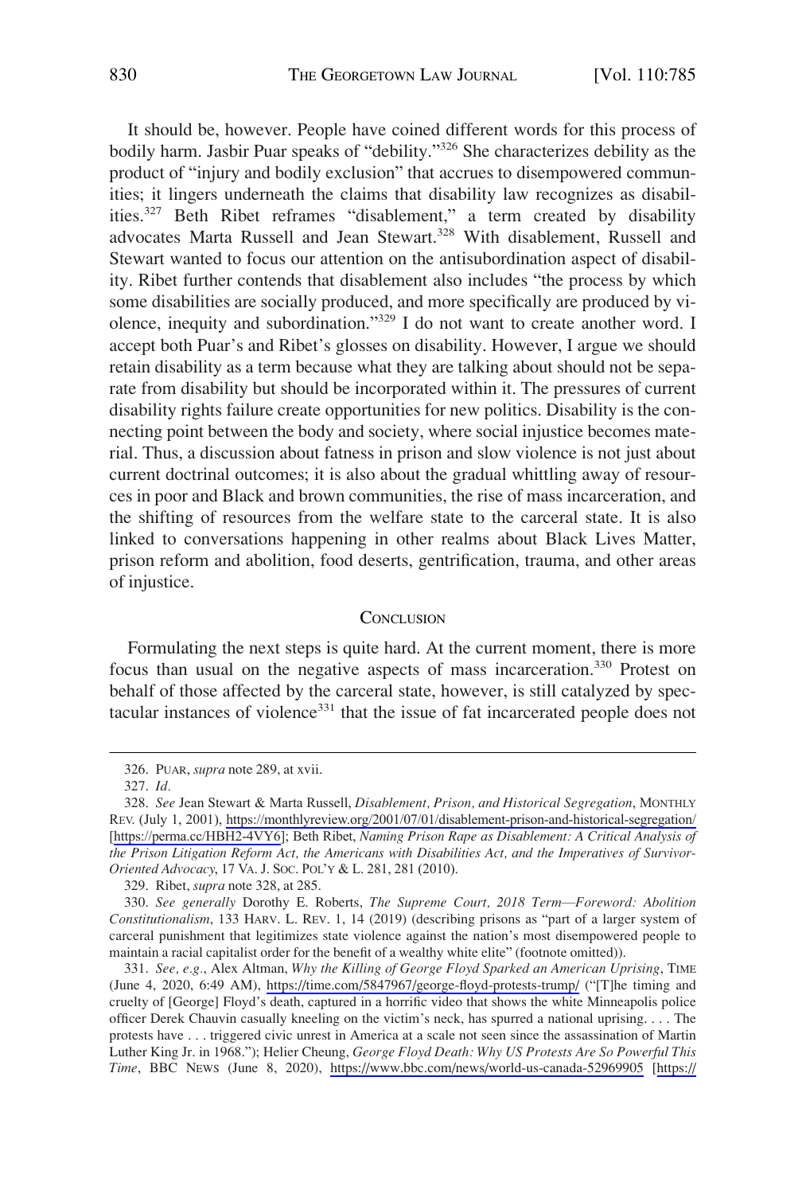It should be, however. People have coined different words for this process of bodily harm. Jasbir Puar speaks of "debility."[326] She characterizes debility as the product of "injury and bodily exclusion" that accrues to disempowered communities; it lingers underneath the claims that disability law recognizes as disabilities.[327] Beth Ribet reframes "disablement," a term created by disability advocates Marta Russell and Jean Stewart.[328] With disablement, Russell and Stewart wanted to focus our attention on the antisubordination aspect of disability. Ribet further contends that disablement also includes "the process by which some disabilities are socially produced, and more specifically are produced by violence, inequity and subordination."[329] I do not want to create another word. I accept both Puar's and Ribet's glosses on disability. However, I argue we should retain disability as a term because what they are talking about should not be separate from disability but should be incorporated within it. The pressures of current disability rights failure create opportunities for new politics. Disability is the connecting point between the body and society, where social injustice becomes material. Thus, a discussion about fatness in prison and slow violence is not just about current doctrinal outcomes; it is also about the gradual whittling away of resources in poor and Black and brown communities, the rise of mass incarceration, and the shifting of resources from the welfare state to the carceral state. It is also linked to conversations happening in other realms about Black Lives Matter, prison reform and abolition, food deserts, gentrification, trauma, and other areas of injustice.

## CONCLUSION

Formulating the next steps is quite hard. At the current moment, there is more focus than usual on the negative aspects of mass incarceration.[330] Protest on behalf of those affected by the carceral state, however, is still catalyzed by spectacular instances of violence[331] that the issue of fat incarcerated people does not

---

326. PUAR, *supra* note 289, at xvii.

327. *Id.*

328. *See* Jean Stewart & Marta Russell, *Disablement, Prison, and Historical Segregation*, MONTHLY REV. (July 1, 2001), https://monthlyreview.org/2001/07/01/disablement-prison-and-historical-segregation/ [https://perma.cc/HBH2-4VY6]; Beth Ribet, *Naming Prison Rape as Disablement: A Critical Analysis of the Prison Litigation Reform Act, the Americans with Disabilities Act, and the Imperatives of Survivor-Oriented Advocacy*, 17 VA. J. SOC. POL'Y & L. 281, 281 (2010).

329. Ribet, *supra* note 328, at 285.

330. *See generally* Dorothy E. Roberts, *The Supreme Court, 2018 Term—Foreword: Abolition Constitutionalism*, 133 HARV. L. REV. 1, 14 (2019) (describing prisons as "part of a larger system of carceral punishment that legitimizes state violence against the nation's most disempowered people to maintain a racial capitalist order for the benefit of a wealthy white elite" (footnote omitted)).

331. *See, e.g.*, Alex Altman, *Why the Killing of George Floyd Sparked an American Uprising*, TIME (June 4, 2020, 6:49 AM), https://time.com/5847967/george-floyd-protests-trump/ ("[T]he timing and cruelty of [George] Floyd's death, captured in a horrific video that shows the white Minneapolis police officer Derek Chauvin casually kneeling on the victim's neck, has spurred a national uprising. . . . The protests have . . . triggered civic unrest in America at a scale not seen since the assassination of Martin Luther King Jr. in 1968."); Helier Cheung, *George Floyd Death: Why US Protests Are So Powerful This Time*, BBC NEWS (June 8, 2020), https://www.bbc.com/news/world-us-canada-52969905 [https://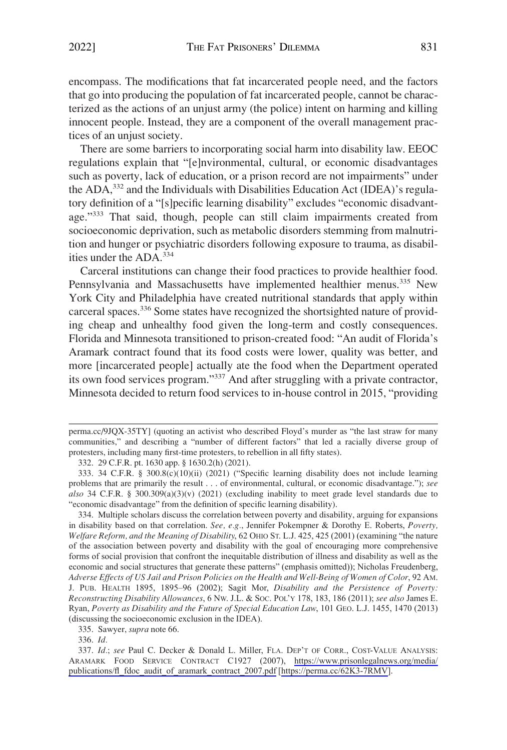encompass. The modifications that fat incarcerated people need, and the factors that go into producing the population of fat incarcerated people, cannot be characterized as the actions of an unjust army (the police) intent on harming and killing innocent people. Instead, they are a component of the overall management practices of an unjust society.

There are some barriers to incorporating social harm into disability law. EEOC regulations explain that "[e]nvironmental, cultural, or economic disadvantages such as poverty, lack of education, or a prison record are not impairments" under the ADA,[332] and the Individuals with Disabilities Education Act (IDEA)'s regulatory definition of a "[s]pecific learning disability" excludes "economic disadvantage."[333] That said, though, people can still claim impairments created from socioeconomic deprivation, such as metabolic disorders stemming from malnutrition and hunger or psychiatric disorders following exposure to trauma, as disabilities under the ADA.[334]

Carceral institutions can change their food practices to provide healthier food. Pennsylvania and Massachusetts have implemented healthier menus.[335] New York City and Philadelphia have created nutritional standards that apply within carceral spaces.[336] Some states have recognized the shortsighted nature of providing cheap and unhealthy food given the long-term and costly consequences. Florida and Minnesota transitioned to prison-created food: "An audit of Florida's Aramark contract found that its food costs were lower, quality was better, and more [incarcerated people] actually ate the food when the Department operated its own food services program."[337] And after struggling with a private contractor, Minnesota decided to return food services to in-house control in 2015, "providing

---

perma.cc/9JQX-35TY] (quoting an activist who described Floyd's murder as "the last straw for many communities," and describing a "number of different factors" that led a racially diverse group of protesters, including many first-time protesters, to rebellion in all fifty states).

332. 29 C.F.R. pt. 1630 app. § 1630.2(h) (2021).

333. 34 C.F.R. § 300.8(c)(10)(ii) (2021) ("Specific learning disability does not include learning problems that are primarily the result . . . of environmental, cultural, or economic disadvantage."); *see also* 34 C.F.R. § 300.309(a)(3)(v) (2021) (excluding inability to meet grade level standards due to "economic disadvantage" from the definition of specific learning disability).

334. Multiple scholars discuss the correlation between poverty and disability, arguing for expansions in disability based on that correlation. *See, e.g.*, Jennifer Pokempner & Dorothy E. Roberts, *Poverty, Welfare Reform, and the Meaning of Disability*, 62 OHIO ST. L.J. 425, 425 (2001) (examining "the nature of the association between poverty and disability with the goal of encouraging more comprehensive forms of social provision that confront the inequitable distribution of illness and disability as well as the economic and social structures that generate these patterns" (emphasis omitted)); Nicholas Freudenberg, *Adverse Effects of US Jail and Prison Policies on the Health and Well-Being of Women of Color*, 92 AM. J. PUB. HEALTH 1895, 1895–96 (2002); Sagit Mor, *Disability and the Persistence of Poverty: Reconstructing Disability Allowances*, 6 NW. J.L. & SOC. POL'Y 178, 183, 186 (2011); *see also* James E. Ryan, *Poverty as Disability and the Future of Special Education Law*, 101 GEO. L.J. 1455, 1470 (2013) (discussing the socioeconomic exclusion in the IDEA).

335. Sawyer, *supra* note 66.

336. *Id.*

337. *Id.*; *see* Paul C. Decker & Donald L. Miller, FLA. DEP'T OF CORR., COST-VALUE ANALYSIS: ARAMARK FOOD SERVICE CONTRACT C1927 (2007), https://www.prisonlegalnews.org/media/publications/fl_fdoc_audit_of_aramark_contract_2007.pdf [https://perma.cc/62K3-7RMV].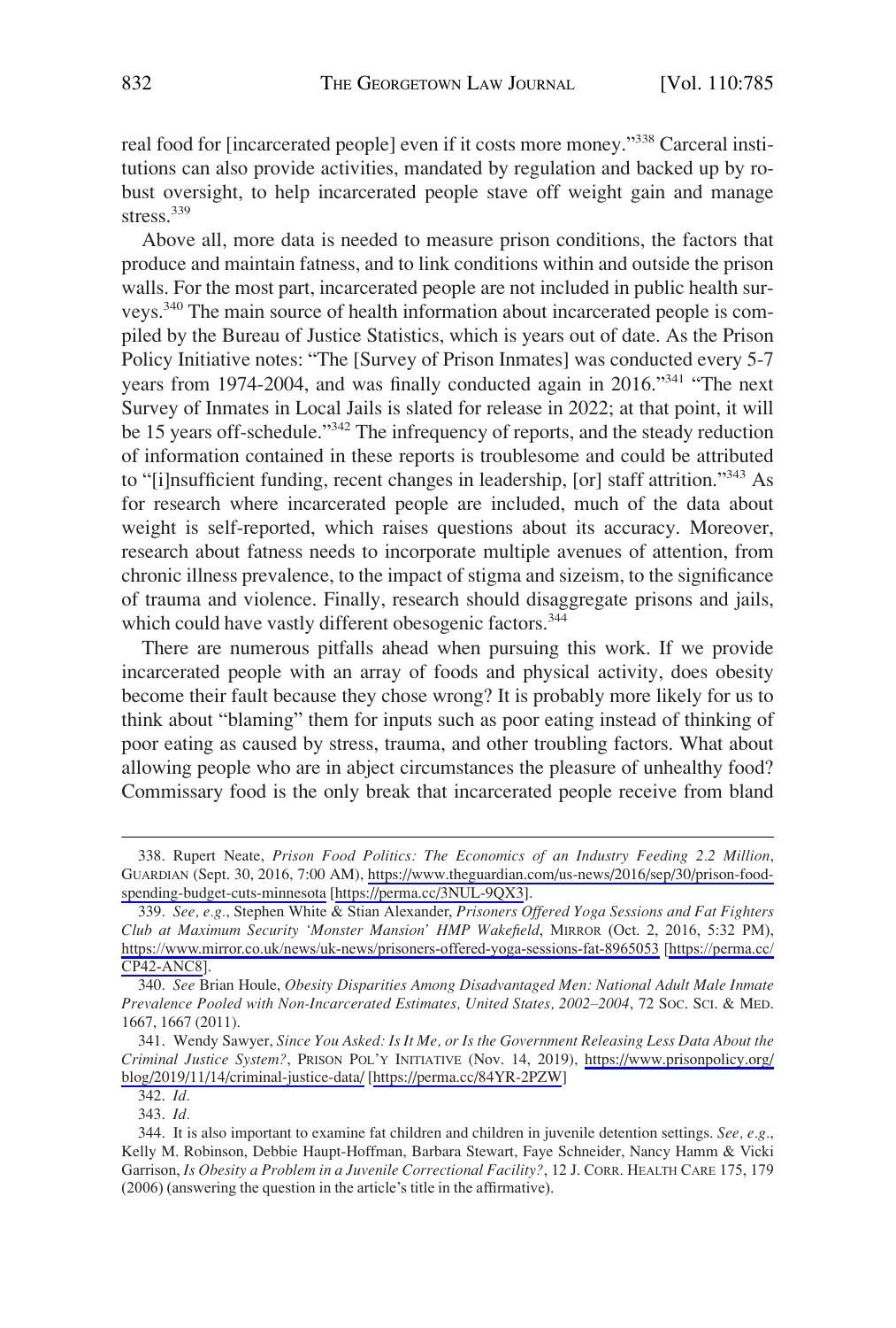real food for [incarcerated people] even if it costs more money."[338] Carceral institutions can also provide activities, mandated by regulation and backed up by robust oversight, to help incarcerated people stave off weight gain and manage stress.[339]

Above all, more data is needed to measure prison conditions, the factors that produce and maintain fatness, and to link conditions within and outside the prison walls. For the most part, incarcerated people are not included in public health surveys.[340] The main source of health information about incarcerated people is compiled by the Bureau of Justice Statistics, which is years out of date. As the Prison Policy Initiative notes: "The [Survey of Prison Inmates] was conducted every 5-7 years from 1974-2004, and was finally conducted again in 2016."[341] "The next Survey of Inmates in Local Jails is slated for release in 2022; at that point, it will be 15 years off-schedule."[342] The infrequency of reports, and the steady reduction of information contained in these reports is troublesome and could be attributed to "[i]nsufficient funding, recent changes in leadership, [or] staff attrition."[343] As for research where incarcerated people are included, much of the data about weight is self-reported, which raises questions about its accuracy. Moreover, research about fatness needs to incorporate multiple avenues of attention, from chronic illness prevalence, to the impact of stigma and sizeism, to the significance of trauma and violence. Finally, research should disaggregate prisons and jails, which could have vastly different obesogenic factors.[344]

There are numerous pitfalls ahead when pursuing this work. If we provide incarcerated people with an array of foods and physical activity, does obesity become their fault because they chose wrong? It is probably more likely for us to think about "blaming" them for inputs such as poor eating instead of thinking of poor eating as caused by stress, trauma, and other troubling factors. What about allowing people who are in abject circumstances the pleasure of unhealthy food? Commissary food is the only break that incarcerated people receive from bland

---

338. Rupert Neate, *Prison Food Politics: The Economics of an Industry Feeding 2.2 Million*, GUARDIAN (Sept. 30, 2016, 7:00 AM), https://www.theguardian.com/us-news/2016/sep/30/prison-food-spending-budget-cuts-minnesota [https://perma.cc/3NUL-9QX3].

339. *See, e.g.*, Stephen White & Stian Alexander, *Prisoners Offered Yoga Sessions and Fat Fighters Club at Maximum Security 'Monster Mansion' HMP Wakefield*, MIRROR (Oct. 2, 2016, 5:32 PM), https://www.mirror.co.uk/news/uk-news/prisoners-offered-yoga-sessions-fat-8965053 [https://perma.cc/CP42-ANC8].

340. *See* Brian Houle, *Obesity Disparities Among Disadvantaged Men: National Adult Male Inmate Prevalence Pooled with Non-Incarcerated Estimates, United States, 2002–2004*, 72 SOC. SCI. & MED. 1667, 1667 (2011).

341. Wendy Sawyer, *Since You Asked: Is It Me, or Is the Government Releasing Less Data About the Criminal Justice System?*, PRISON POL'Y INITIATIVE (Nov. 14, 2019), https://www.prisonpolicy.org/blog/2019/11/14/criminal-justice-data/ [https://perma.cc/84YR-2PZW]

342. *Id.*

343. *Id.*

344. It is also important to examine fat children and children in juvenile detention settings. *See, e.g.*, Kelly M. Robinson, Debbie Haupt-Hoffman, Barbara Stewart, Faye Schneider, Nancy Hamm & Vicki Garrison, *Is Obesity a Problem in a Juvenile Correctional Facility?*, 12 J. CORR. HEALTH CARE 175, 179 (2006) (answering the question in the article's title in the affirmative).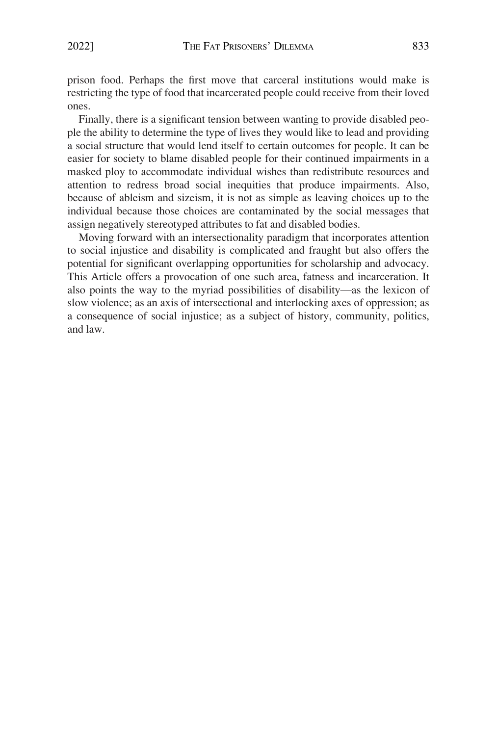prison food. Perhaps the first move that carceral institutions would make is restricting the type of food that incarcerated people could receive from their loved ones.

Finally, there is a significant tension between wanting to provide disabled people the ability to determine the type of lives they would like to lead and providing a social structure that would lend itself to certain outcomes for people. It can be easier for society to blame disabled people for their continued impairments in a masked ploy to accommodate individual wishes than redistribute resources and attention to redress broad social inequities that produce impairments. Also, because of ableism and sizeism, it is not as simple as leaving choices up to the individual because those choices are contaminated by the social messages that assign negatively stereotyped attributes to fat and disabled bodies.

Moving forward with an intersectionality paradigm that incorporates attention to social injustice and disability is complicated and fraught but also offers the potential for significant overlapping opportunities for scholarship and advocacy. This Article offers a provocation of one such area, fatness and incarceration. It also points the way to the myriad possibilities of disability—as the lexicon of slow violence; as an axis of intersectional and interlocking axes of oppression; as a consequence of social injustice; as a subject of history, community, politics, and law.